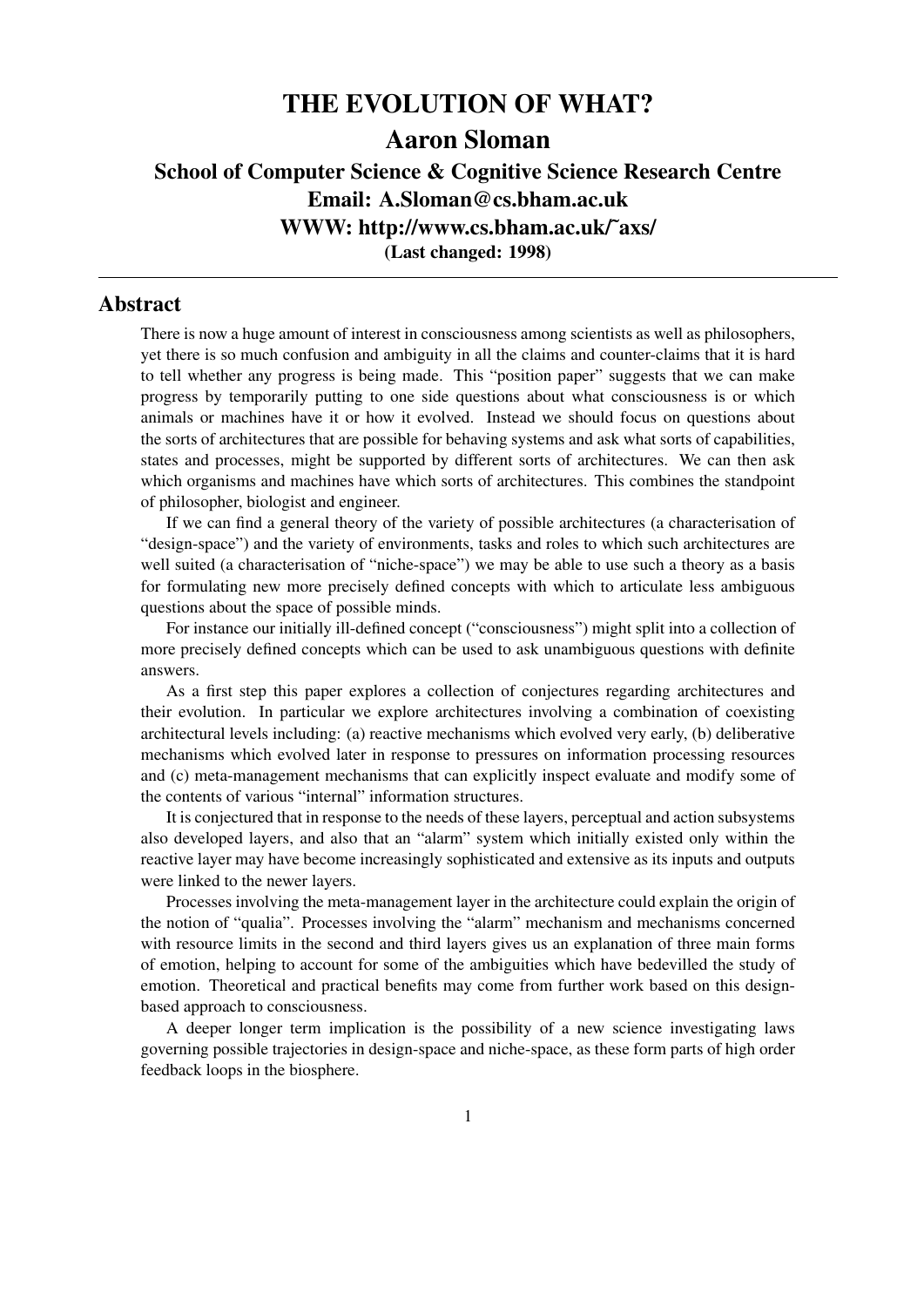# THE EVOLUTION OF WHAT?

## Aaron Sloman

### School of Computer Science & Cognitive Science Research Centre

**Email: A.Sloman@cs.bham.ac.uk**

**WWW: http://www.cs.bham.ac.uk/˜axs/**

**(Last changed: 1998)**

---

## Abstract

There is now a huge amount of interest in consciousness among scientists as well as philosophers, yet there is so much confusion and ambiguity in all the claims and counter-claims that it is hard to tell whether any progress is being made. This "position paper" suggests that we can make progress by temporarily putting to one side questions about what consciousness is or which animals or machines have it or how it evolved. Instead we should focus on questions about the sorts of architectures that are possible for behaving systems and ask what sorts of capabilities, states and processes, might be supported by different sorts of architectures. We can then ask which organisms and machines have which sorts of architectures. This combines the standpoint of philosopher, biologist and engineer.

If we can find a general theory of the variety of possible architectures (a characterisation of "design-space") and the variety of environments, tasks and roles to which such architectures are well suited (a characterisation of "niche-space") we may be able to use such a theory as a basis for formulating new more precisely defined concepts with which to articulate less ambiguous questions about the space of possible minds.

For instance our initially ill-defined concept ("consciousness") might split into a collection of more precisely defined concepts which can be used to ask unambiguous questions with definite answers.

As a first step this paper explores a collection of conjectures regarding architectures and their evolution. In particular we explore architectures involving a combination of coexisting architectural levels including: (a) reactive mechanisms which evolved very early, (b) deliberative mechanisms which evolved later in response to pressures on information processing resources and (c) meta-management mechanisms that can explicitly inspect evaluate and modify some of the contents of various "internal" information structures.

It is conjectured that in response to the needs of these layers, perceptual and action subsystems also developed layers, and also that an "alarm" system which initially existed only within the reactive layer may have become increasingly sophisticated and extensive as its inputs and outputs were linked to the newer layers.

Processes involving the meta-management layer in the architecture could explain the origin of the notion of "qualia". Processes involving the "alarm" mechanism and mechanisms concerned with resource limits in the second and third layers gives us an explanation of three main forms of emotion, helping to account for some of the ambiguities which have bedevilled the study of emotion. Theoretical and practical benefits may come from further work based on this design-based approach to consciousness.

A deeper longer term implication is the possibility of a new science investigating laws governing possible trajectories in design-space and niche-space, as these form parts of high order feedback loops in the biosphere.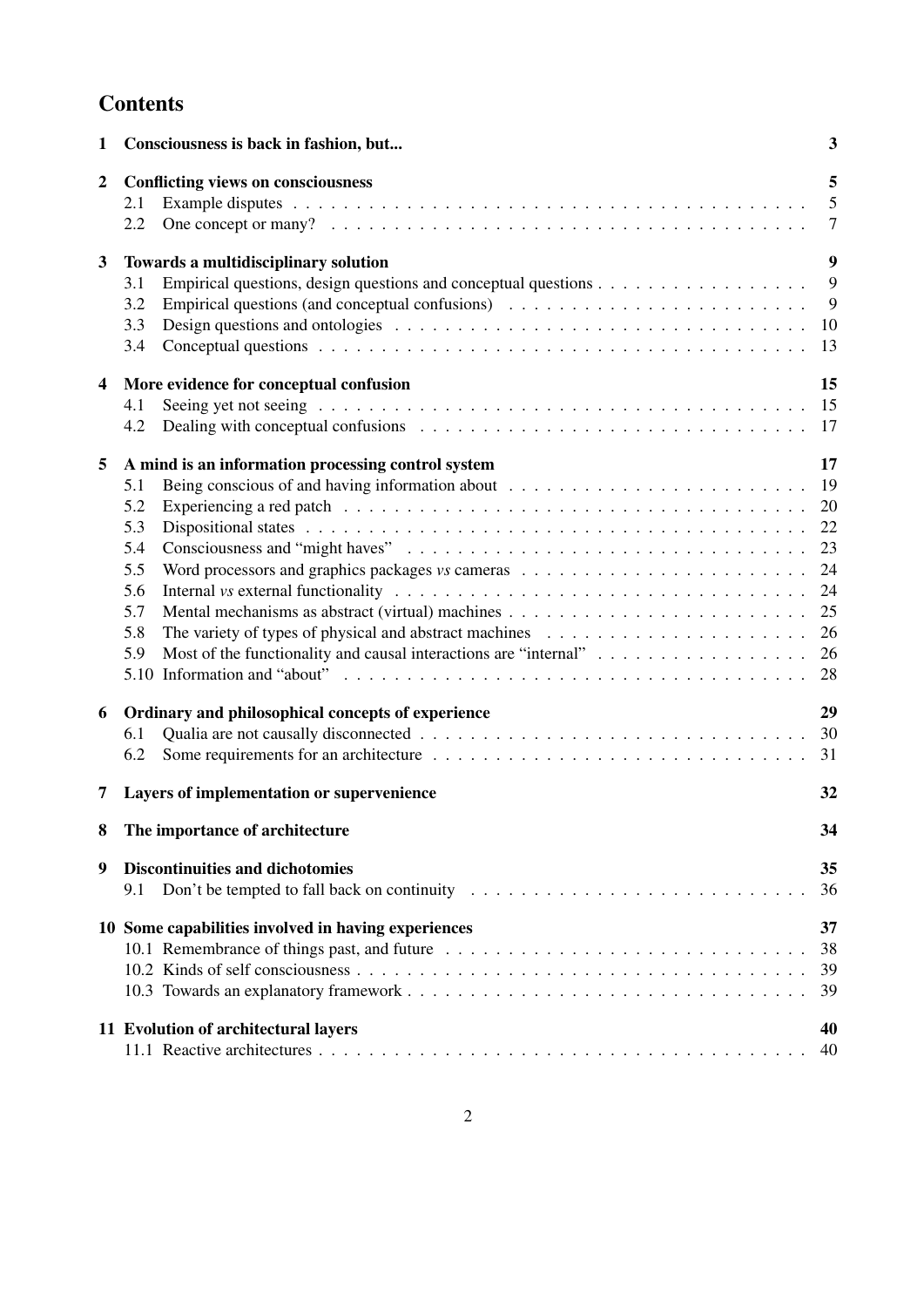# Contents

**1 Consciousness is back in fashion, but...** — 3

**2 Conflicting views on consciousness** — 5
- 2.1 Example disputes — 5
- 2.2 One concept or many? — 7

**3 Towards a multidisciplinary solution** — 9
- 3.1 Empirical questions, design questions and conceptual questions — 9
- 3.2 Empirical questions (and conceptual confusions) — 9
- 3.3 Design questions and ontologies — 10
- 3.4 Conceptual questions — 13

**4 More evidence for conceptual confusion** — 15
- 4.1 Seeing yet not seeing — 15
- 4.2 Dealing with conceptual confusions — 17

**5 A mind is an information processing control system** — 17
- 5.1 Being conscious of and having information about — 19
- 5.2 Experiencing a red patch — 20
- 5.3 Dispositional states — 22
- 5.4 Consciousness and "might haves" — 23
- 5.5 Word processors and graphics packages *vs* cameras — 24
- 5.6 Internal *vs* external functionality — 24
- 5.7 Mental mechanisms as abstract (virtual) machines — 25
- 5.8 The variety of types of physical and abstract machines — 26
- 5.9 Most of the functionality and causal interactions are "internal" — 26
- 5.10 Information and "about" — 28

**6 Ordinary and philosophical concepts of experience** — 29
- 6.1 Qualia are not causally disconnected — 30
- 6.2 Some requirements for an architecture — 31

**7 Layers of implementation or supervenience** — 32

**8 The importance of architecture** — 34

**9 Discontinuities and dichotomies** — 35
- 9.1 Don't be tempted to fall back on continuity — 36

**10 Some capabilities involved in having experiences** — 37
- 10.1 Remembrance of things past, and future — 38
- 10.2 Kinds of self consciousness — 39
- 10.3 Towards an explanatory framework — 39

**11 Evolution of architectural layers** — 40
- 11.1 Reactive architectures — 40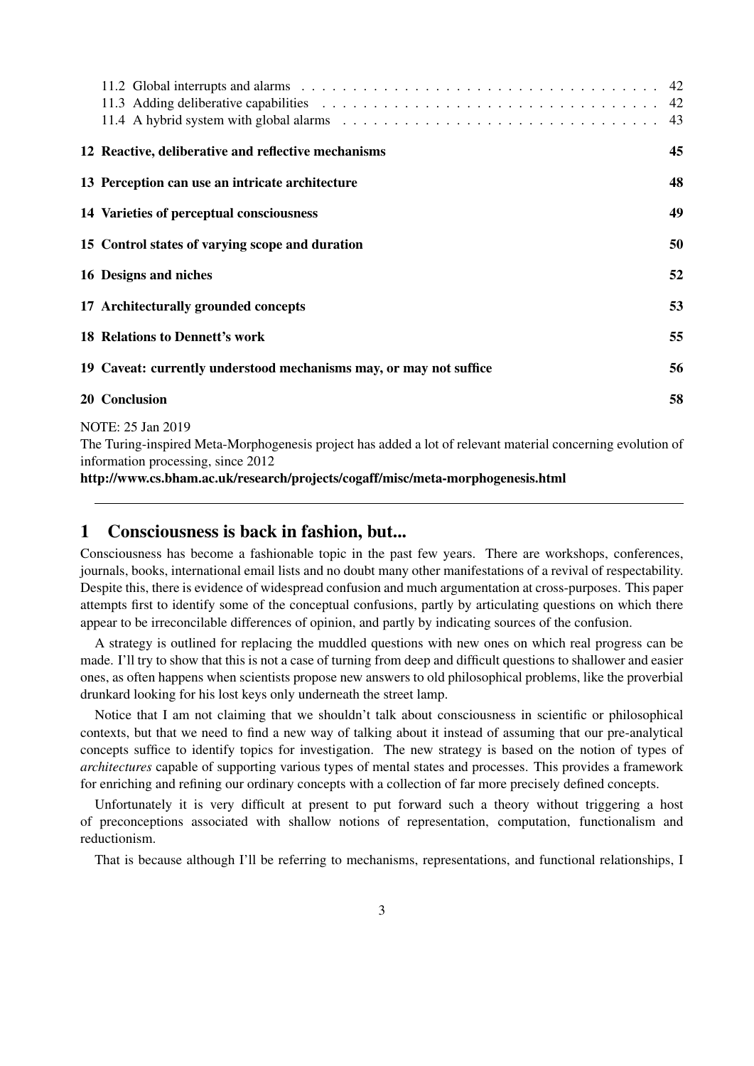11.2 Global interrupts and alarms . . . . . 42
11.3 Adding deliberative capabilities . . . . . 42
11.4 A hybrid system with global alarms . . . . . 43

**12 Reactive, deliberative and reflective mechanisms** **45**

**13 Perception can use an intricate architecture** **48**

**14 Varieties of perceptual consciousness** **49**

**15 Control states of varying scope and duration** **50**

**16 Designs and niches** **52**

**17 Architecturally grounded concepts** **53**

**18 Relations to Dennett's work** **55**

**19 Caveat: currently understood mechanisms may, or may not suffice** **56**

**20 Conclusion** **58**

NOTE: 25 Jan 2019
The Turing-inspired Meta-Morphogenesis project has added a lot of relevant material concerning evolution of information processing, since 2012
**http://www.cs.bham.ac.uk/research/projects/cogaff/misc/meta-morphogenesis.html**

---

# 1 Consciousness is back in fashion, but...

Consciousness has become a fashionable topic in the past few years. There are workshops, conferences, journals, books, international email lists and no doubt many other manifestations of a revival of respectability. Despite this, there is evidence of widespread confusion and much argumentation at cross-purposes. This paper attempts first to identify some of the conceptual confusions, partly by articulating questions on which there appear to be irreconcilable differences of opinion, and partly by indicating sources of the confusion.

A strategy is outlined for replacing the muddled questions with new ones on which real progress can be made. I'll try to show that this is not a case of turning from deep and difficult questions to shallower and easier ones, as often happens when scientists propose new answers to old philosophical problems, like the proverbial drunkard looking for his lost keys only underneath the street lamp.

Notice that I am not claiming that we shouldn't talk about consciousness in scientific or philosophical contexts, but that we need to find a new way of talking about it instead of assuming that our pre-analytical concepts suffice to identify topics for investigation. The new strategy is based on the notion of types of *architectures* capable of supporting various types of mental states and processes. This provides a framework for enriching and refining our ordinary concepts with a collection of far more precisely defined concepts.

Unfortunately it is very difficult at present to put forward such a theory without triggering a host of preconceptions associated with shallow notions of representation, computation, functionalism and reductionism.

That is because although I'll be referring to mechanisms, representations, and functional relationships, I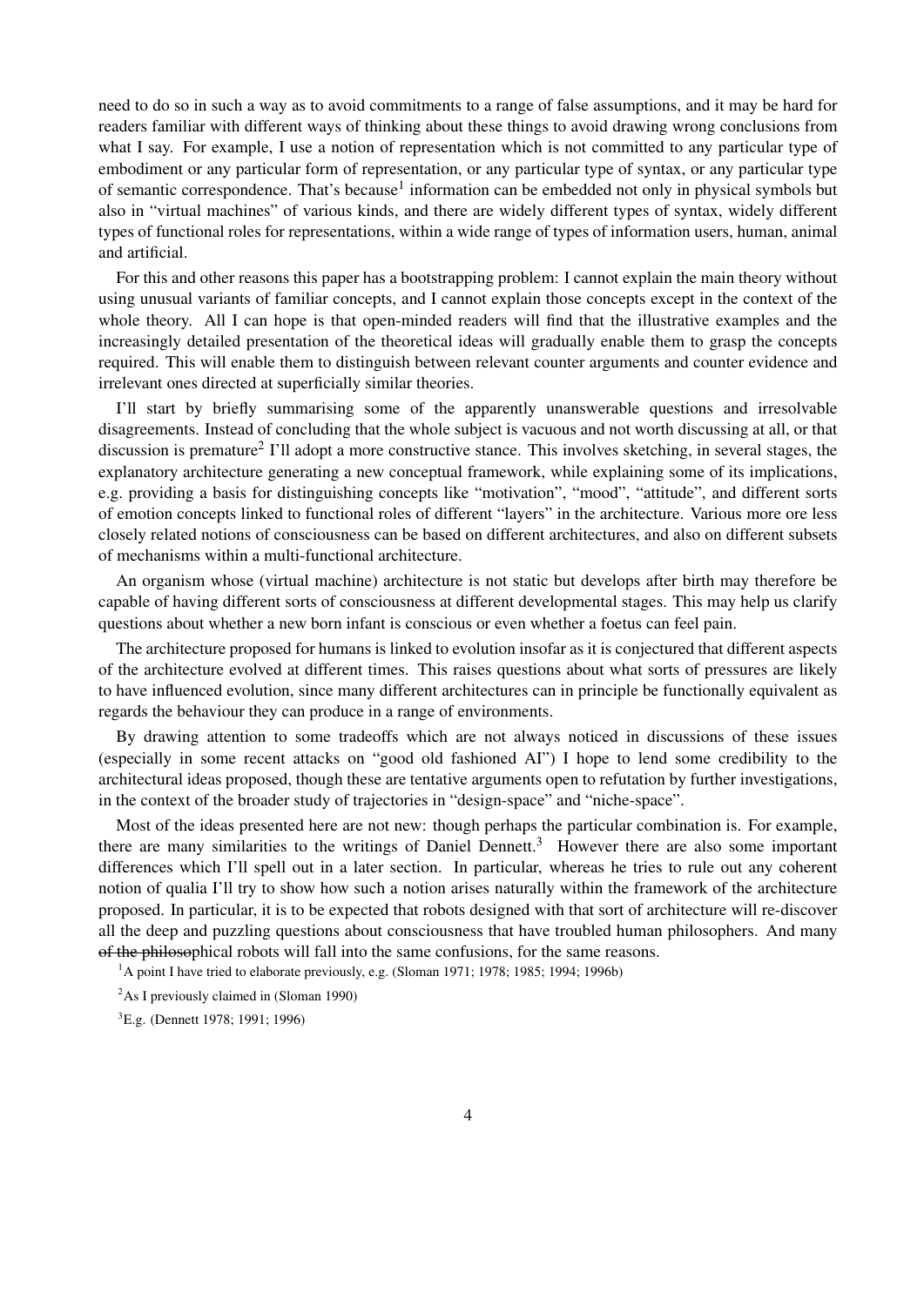need to do so in such a way as to avoid commitments to a range of false assumptions, and it may be hard for readers familiar with different ways of thinking about these things to avoid drawing wrong conclusions from what I say. For example, I use a notion of representation which is not committed to any particular type of embodiment or any particular form of representation, or any particular type of syntax, or any particular type of semantic correspondence. That's because[1] information can be embedded not only in physical symbols but also in "virtual machines" of various kinds, and there are widely different types of syntax, widely different types of functional roles for representations, within a wide range of types of information users, human, animal and artificial.

For this and other reasons this paper has a bootstrapping problem: I cannot explain the main theory without using unusual variants of familiar concepts, and I cannot explain those concepts except in the context of the whole theory. All I can hope is that open-minded readers will find that the illustrative examples and the increasingly detailed presentation of the theoretical ideas will gradually enable them to grasp the concepts required. This will enable them to distinguish between relevant counter arguments and counter evidence and irrelevant ones directed at superficially similar theories.

I'll start by briefly summarising some of the apparently unanswerable questions and irresolvable disagreements. Instead of concluding that the whole subject is vacuous and not worth discussing at all, or that discussion is premature[2] I'll adopt a more constructive stance. This involves sketching, in several stages, the explanatory architecture generating a new conceptual framework, while explaining some of its implications, e.g. providing a basis for distinguishing concepts like "motivation", "mood", "attitude", and different sorts of emotion concepts linked to functional roles of different "layers" in the architecture. Various more ore less closely related notions of consciousness can be based on different architectures, and also on different subsets of mechanisms within a multi-functional architecture.

An organism whose (virtual machine) architecture is not static but develops after birth may therefore be capable of having different sorts of consciousness at different developmental stages. This may help us clarify questions about whether a new born infant is conscious or even whether a foetus can feel pain.

The architecture proposed for humans is linked to evolution insofar as it is conjectured that different aspects of the architecture evolved at different times. This raises questions about what sorts of pressures are likely to have influenced evolution, since many different architectures can in principle be functionally equivalent as regards the behaviour they can produce in a range of environments.

By drawing attention to some tradeoffs which are not always noticed in discussions of these issues (especially in some recent attacks on "good old fashioned AI") I hope to lend some credibility to the architectural ideas proposed, though these are tentative arguments open to refutation by further investigations, in the context of the broader study of trajectories in "design-space" and "niche-space".

Most of the ideas presented here are not new: though perhaps the particular combination is. For example, there are many similarities to the writings of Daniel Dennett.[3] However there are also some important differences which I'll spell out in a later section. In particular, whereas he tries to rule out any coherent notion of qualia I'll try to show how such a notion arises naturally within the framework of the architecture proposed. In particular, it is to be expected that robots designed with that sort of architecture will re-discover all the deep and puzzling questions about consciousness that have troubled human philosophers. And many ~~of the philoso~~phical robots will fall into the same confusions, for the same reasons.

[1]A point I have tried to elaborate previously, e.g. (Sloman 1971; 1978; 1985; 1994; 1996b)

[2]As I previously claimed in (Sloman 1990)

[3]E.g. (Dennett 1978; 1991; 1996)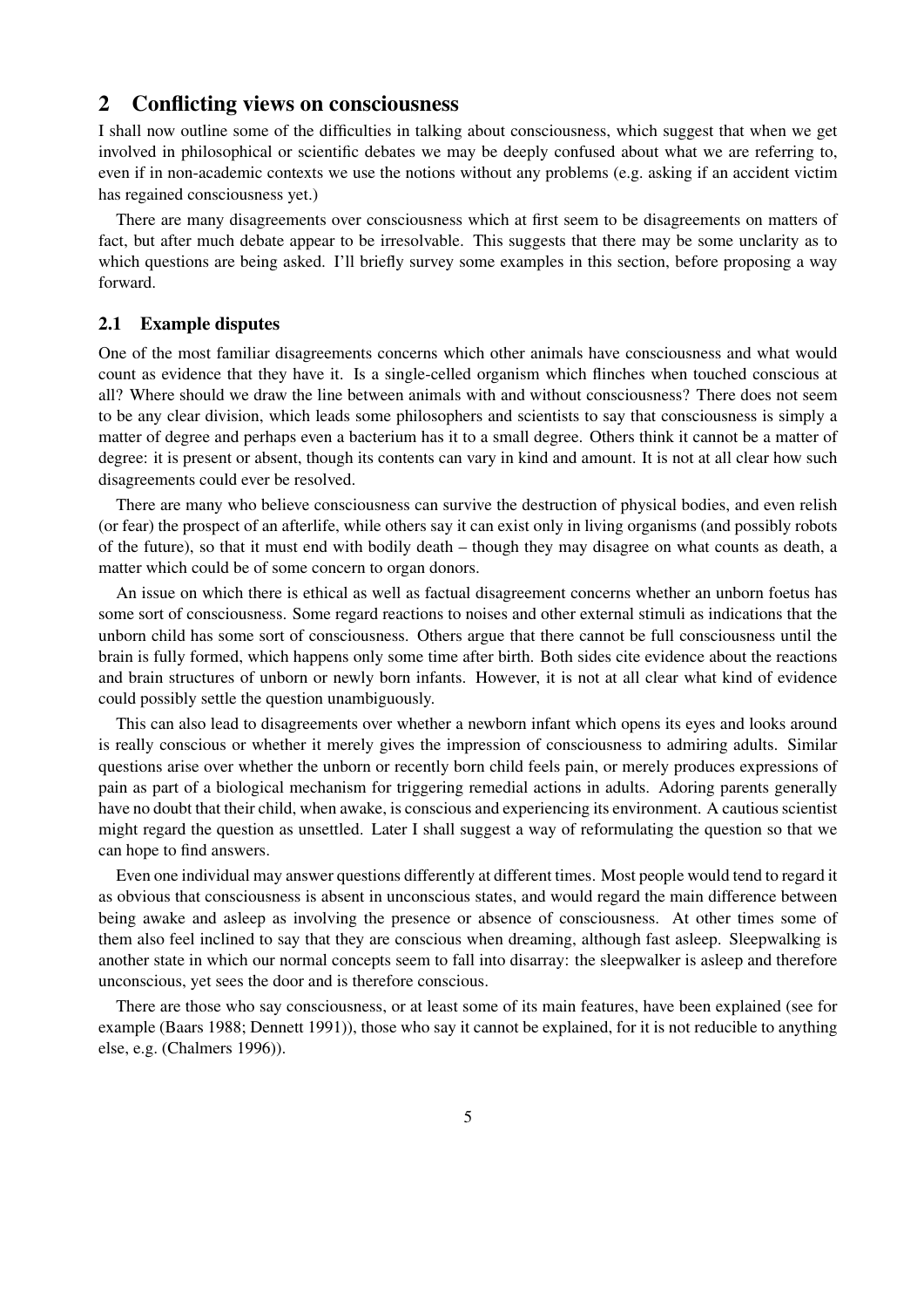## 2 Conflicting views on consciousness

I shall now outline some of the difficulties in talking about consciousness, which suggest that when we get involved in philosophical or scientific debates we may be deeply confused about what we are referring to, even if in non-academic contexts we use the notions without any problems (e.g. asking if an accident victim has regained consciousness yet.)

There are many disagreements over consciousness which at first seem to be disagreements on matters of fact, but after much debate appear to be irresolvable. This suggests that there may be some unclarity as to which questions are being asked. I'll briefly survey some examples in this section, before proposing a way forward.

### 2.1 Example disputes

One of the most familiar disagreements concerns which other animals have consciousness and what would count as evidence that they have it. Is a single-celled organism which flinches when touched conscious at all? Where should we draw the line between animals with and without consciousness? There does not seem to be any clear division, which leads some philosophers and scientists to say that consciousness is simply a matter of degree and perhaps even a bacterium has it to a small degree. Others think it cannot be a matter of degree: it is present or absent, though its contents can vary in kind and amount. It is not at all clear how such disagreements could ever be resolved.

There are many who believe consciousness can survive the destruction of physical bodies, and even relish (or fear) the prospect of an afterlife, while others say it can exist only in living organisms (and possibly robots of the future), so that it must end with bodily death – though they may disagree on what counts as death, a matter which could be of some concern to organ donors.

An issue on which there is ethical as well as factual disagreement concerns whether an unborn foetus has some sort of consciousness. Some regard reactions to noises and other external stimuli as indications that the unborn child has some sort of consciousness. Others argue that there cannot be full consciousness until the brain is fully formed, which happens only some time after birth. Both sides cite evidence about the reactions and brain structures of unborn or newly born infants. However, it is not at all clear what kind of evidence could possibly settle the question unambiguously.

This can also lead to disagreements over whether a newborn infant which opens its eyes and looks around is really conscious or whether it merely gives the impression of consciousness to admiring adults. Similar questions arise over whether the unborn or recently born child feels pain, or merely produces expressions of pain as part of a biological mechanism for triggering remedial actions in adults. Adoring parents generally have no doubt that their child, when awake, is conscious and experiencing its environment. A cautious scientist might regard the question as unsettled. Later I shall suggest a way of reformulating the question so that we can hope to find answers.

Even one individual may answer questions differently at different times. Most people would tend to regard it as obvious that consciousness is absent in unconscious states, and would regard the main difference between being awake and asleep as involving the presence or absence of consciousness. At other times some of them also feel inclined to say that they are conscious when dreaming, although fast asleep. Sleepwalking is another state in which our normal concepts seem to fall into disarray: the sleepwalker is asleep and therefore unconscious, yet sees the door and is therefore conscious.

There are those who say consciousness, or at least some of its main features, have been explained (see for example (Baars 1988; Dennett 1991)), those who say it cannot be explained, for it is not reducible to anything else, e.g. (Chalmers 1996)).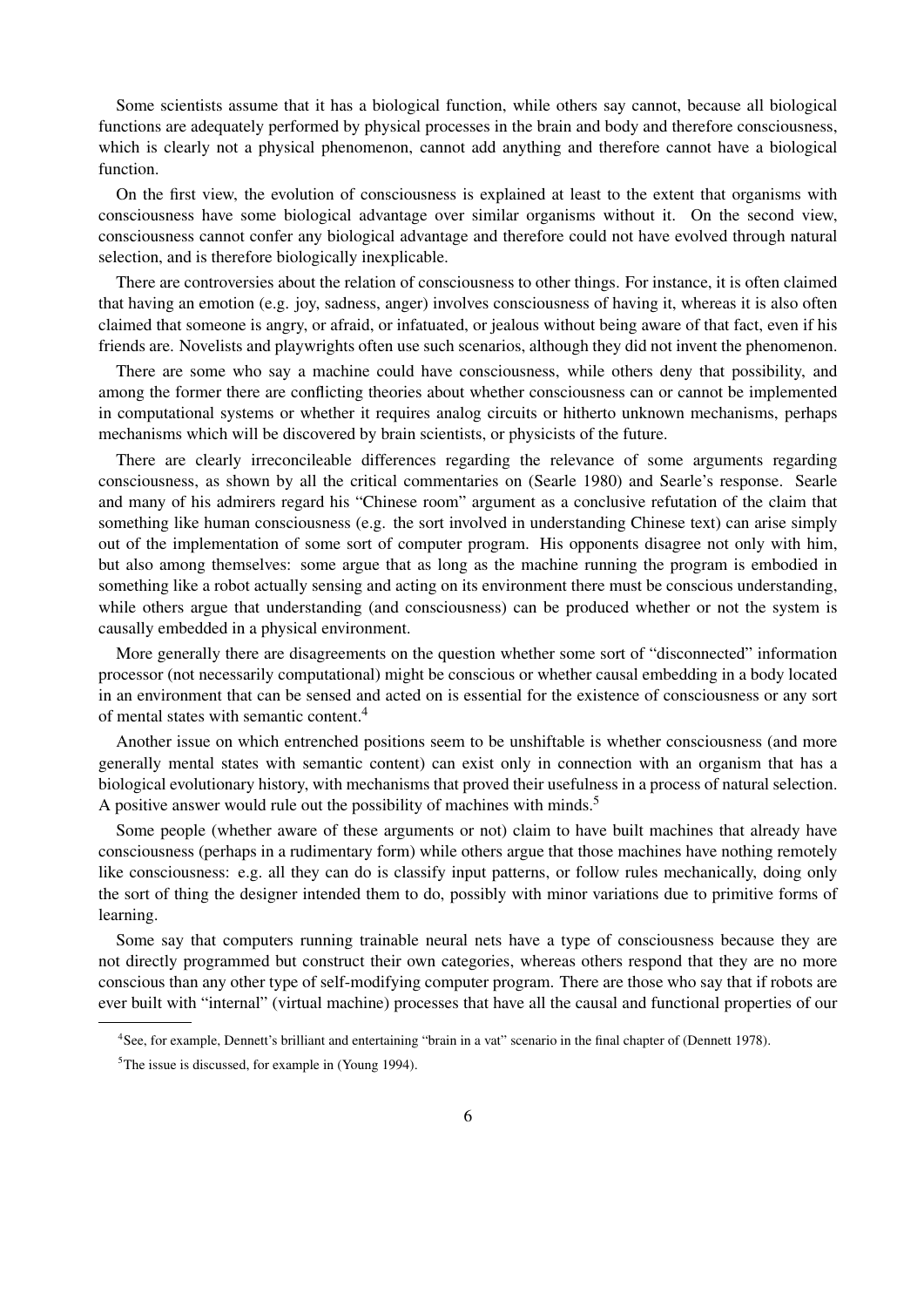Some scientists assume that it has a biological function, while others say cannot, because all biological functions are adequately performed by physical processes in the brain and body and therefore consciousness, which is clearly not a physical phenomenon, cannot add anything and therefore cannot have a biological function.

On the first view, the evolution of consciousness is explained at least to the extent that organisms with consciousness have some biological advantage over similar organisms without it. On the second view, consciousness cannot confer any biological advantage and therefore could not have evolved through natural selection, and is therefore biologically inexplicable.

There are controversies about the relation of consciousness to other things. For instance, it is often claimed that having an emotion (e.g. joy, sadness, anger) involves consciousness of having it, whereas it is also often claimed that someone is angry, or afraid, or infatuated, or jealous without being aware of that fact, even if his friends are. Novelists and playwrights often use such scenarios, although they did not invent the phenomenon.

There are some who say a machine could have consciousness, while others deny that possibility, and among the former there are conflicting theories about whether consciousness can or cannot be implemented in computational systems or whether it requires analog circuits or hitherto unknown mechanisms, perhaps mechanisms which will be discovered by brain scientists, or physicists of the future.

There are clearly irreconcileable differences regarding the relevance of some arguments regarding consciousness, as shown by all the critical commentaries on (Searle 1980) and Searle's response. Searle and many of his admirers regard his "Chinese room" argument as a conclusive refutation of the claim that something like human consciousness (e.g. the sort involved in understanding Chinese text) can arise simply out of the implementation of some sort of computer program. His opponents disagree not only with him, but also among themselves: some argue that as long as the machine running the program is embodied in something like a robot actually sensing and acting on its environment there must be conscious understanding, while others argue that understanding (and consciousness) can be produced whether or not the system is causally embedded in a physical environment.

More generally there are disagreements on the question whether some sort of "disconnected" information processor (not necessarily computational) might be conscious or whether causal embedding in a body located in an environment that can be sensed and acted on is essential for the existence of consciousness or any sort of mental states with semantic content.[4]

Another issue on which entrenched positions seem to be unshiftable is whether consciousness (and more generally mental states with semantic content) can exist only in connection with an organism that has a biological evolutionary history, with mechanisms that proved their usefulness in a process of natural selection. A positive answer would rule out the possibility of machines with minds.[5]

Some people (whether aware of these arguments or not) claim to have built machines that already have consciousness (perhaps in a rudimentary form) while others argue that those machines have nothing remotely like consciousness: e.g. all they can do is classify input patterns, or follow rules mechanically, doing only the sort of thing the designer intended them to do, possibly with minor variations due to primitive forms of learning.

Some say that computers running trainable neural nets have a type of consciousness because they are not directly programmed but construct their own categories, whereas others respond that they are no more conscious than any other type of self-modifying computer program. There are those who say that if robots are ever built with "internal" (virtual machine) processes that have all the causal and functional properties of our

[4] See, for example, Dennett's brilliant and entertaining "brain in a vat" scenario in the final chapter of (Dennett 1978).

[5] The issue is discussed, for example in (Young 1994).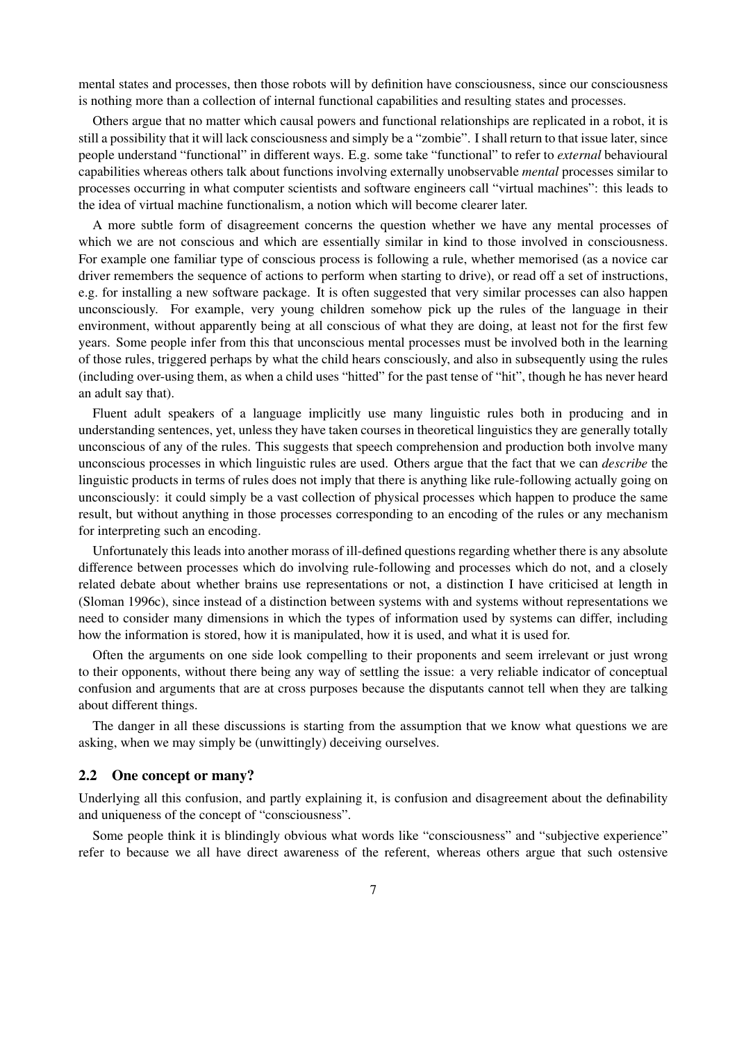mental states and processes, then those robots will by definition have consciousness, since our consciousness is nothing more than a collection of internal functional capabilities and resulting states and processes.

Others argue that no matter which causal powers and functional relationships are replicated in a robot, it is still a possibility that it will lack consciousness and simply be a "zombie". I shall return to that issue later, since people understand "functional" in different ways. E.g. some take "functional" to refer to *external* behavioural capabilities whereas others talk about functions involving externally unobservable *mental* processes similar to processes occurring in what computer scientists and software engineers call "virtual machines": this leads to the idea of virtual machine functionalism, a notion which will become clearer later.

A more subtle form of disagreement concerns the question whether we have any mental processes of which we are not conscious and which are essentially similar in kind to those involved in consciousness. For example one familiar type of conscious process is following a rule, whether memorised (as a novice car driver remembers the sequence of actions to perform when starting to drive), or read off a set of instructions, e.g. for installing a new software package. It is often suggested that very similar processes can also happen unconsciously. For example, very young children somehow pick up the rules of the language in their environment, without apparently being at all conscious of what they are doing, at least not for the first few years. Some people infer from this that unconscious mental processes must be involved both in the learning of those rules, triggered perhaps by what the child hears consciously, and also in subsequently using the rules (including over-using them, as when a child uses "hitted" for the past tense of "hit", though he has never heard an adult say that).

Fluent adult speakers of a language implicitly use many linguistic rules both in producing and in understanding sentences, yet, unless they have taken courses in theoretical linguistics they are generally totally unconscious of any of the rules. This suggests that speech comprehension and production both involve many unconscious processes in which linguistic rules are used. Others argue that the fact that we can *describe* the linguistic products in terms of rules does not imply that there is anything like rule-following actually going on unconsciously: it could simply be a vast collection of physical processes which happen to produce the same result, but without anything in those processes corresponding to an encoding of the rules or any mechanism for interpreting such an encoding.

Unfortunately this leads into another morass of ill-defined questions regarding whether there is any absolute difference between processes which do involving rule-following and processes which do not, and a closely related debate about whether brains use representations or not, a distinction I have criticised at length in (Sloman 1996c), since instead of a distinction between systems with and systems without representations we need to consider many dimensions in which the types of information used by systems can differ, including how the information is stored, how it is manipulated, how it is used, and what it is used for.

Often the arguments on one side look compelling to their proponents and seem irrelevant or just wrong to their opponents, without there being any way of settling the issue: a very reliable indicator of conceptual confusion and arguments that are at cross purposes because the disputants cannot tell when they are talking about different things.

The danger in all these discussions is starting from the assumption that we know what questions we are asking, when we may simply be (unwittingly) deceiving ourselves.

### 2.2 One concept or many?

Underlying all this confusion, and partly explaining it, is confusion and disagreement about the definability and uniqueness of the concept of "consciousness".

Some people think it is blindingly obvious what words like "consciousness" and "subjective experience" refer to because we all have direct awareness of the referent, whereas others argue that such ostensive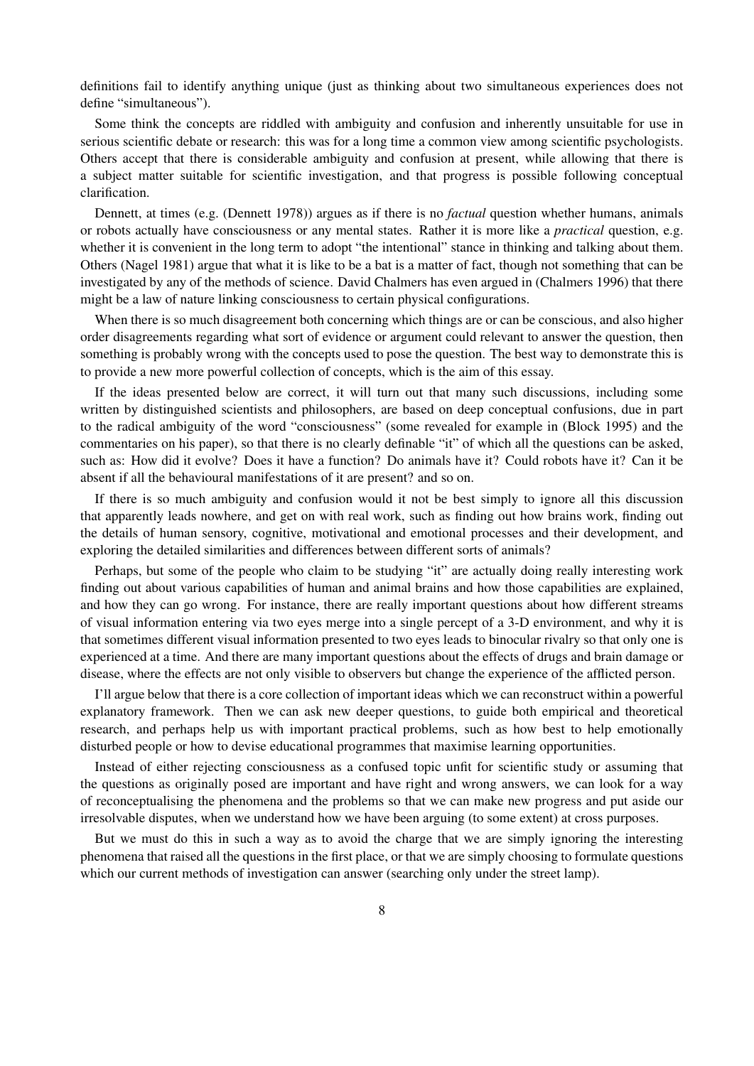definitions fail to identify anything unique (just as thinking about two simultaneous experiences does not define "simultaneous").

Some think the concepts are riddled with ambiguity and confusion and inherently unsuitable for use in serious scientific debate or research: this was for a long time a common view among scientific psychologists. Others accept that there is considerable ambiguity and confusion at present, while allowing that there is a subject matter suitable for scientific investigation, and that progress is possible following conceptual clarification.

Dennett, at times (e.g. (Dennett 1978)) argues as if there is no *factual* question whether humans, animals or robots actually have consciousness or any mental states. Rather it is more like a *practical* question, e.g. whether it is convenient in the long term to adopt "the intentional" stance in thinking and talking about them. Others (Nagel 1981) argue that what it is like to be a bat is a matter of fact, though not something that can be investigated by any of the methods of science. David Chalmers has even argued in (Chalmers 1996) that there might be a law of nature linking consciousness to certain physical configurations.

When there is so much disagreement both concerning which things are or can be conscious, and also higher order disagreements regarding what sort of evidence or argument could relevant to answer the question, then something is probably wrong with the concepts used to pose the question. The best way to demonstrate this is to provide a new more powerful collection of concepts, which is the aim of this essay.

If the ideas presented below are correct, it will turn out that many such discussions, including some written by distinguished scientists and philosophers, are based on deep conceptual confusions, due in part to the radical ambiguity of the word "consciousness" (some revealed for example in (Block 1995) and the commentaries on his paper), so that there is no clearly definable "it" of which all the questions can be asked, such as: How did it evolve? Does it have a function? Do animals have it? Could robots have it? Can it be absent if all the behavioural manifestations of it are present? and so on.

If there is so much ambiguity and confusion would it not be best simply to ignore all this discussion that apparently leads nowhere, and get on with real work, such as finding out how brains work, finding out the details of human sensory, cognitive, motivational and emotional processes and their development, and exploring the detailed similarities and differences between different sorts of animals?

Perhaps, but some of the people who claim to be studying "it" are actually doing really interesting work finding out about various capabilities of human and animal brains and how those capabilities are explained, and how they can go wrong. For instance, there are really important questions about how different streams of visual information entering via two eyes merge into a single percept of a 3-D environment, and why it is that sometimes different visual information presented to two eyes leads to binocular rivalry so that only one is experienced at a time. And there are many important questions about the effects of drugs and brain damage or disease, where the effects are not only visible to observers but change the experience of the afflicted person.

I'll argue below that there is a core collection of important ideas which we can reconstruct within a powerful explanatory framework. Then we can ask new deeper questions, to guide both empirical and theoretical research, and perhaps help us with important practical problems, such as how best to help emotionally disturbed people or how to devise educational programmes that maximise learning opportunities.

Instead of either rejecting consciousness as a confused topic unfit for scientific study or assuming that the questions as originally posed are important and have right and wrong answers, we can look for a way of reconceptualising the phenomena and the problems so that we can make new progress and put aside our irresolvable disputes, when we understand how we have been arguing (to some extent) at cross purposes.

But we must do this in such a way as to avoid the charge that we are simply ignoring the interesting phenomena that raised all the questions in the first place, or that we are simply choosing to formulate questions which our current methods of investigation can answer (searching only under the street lamp).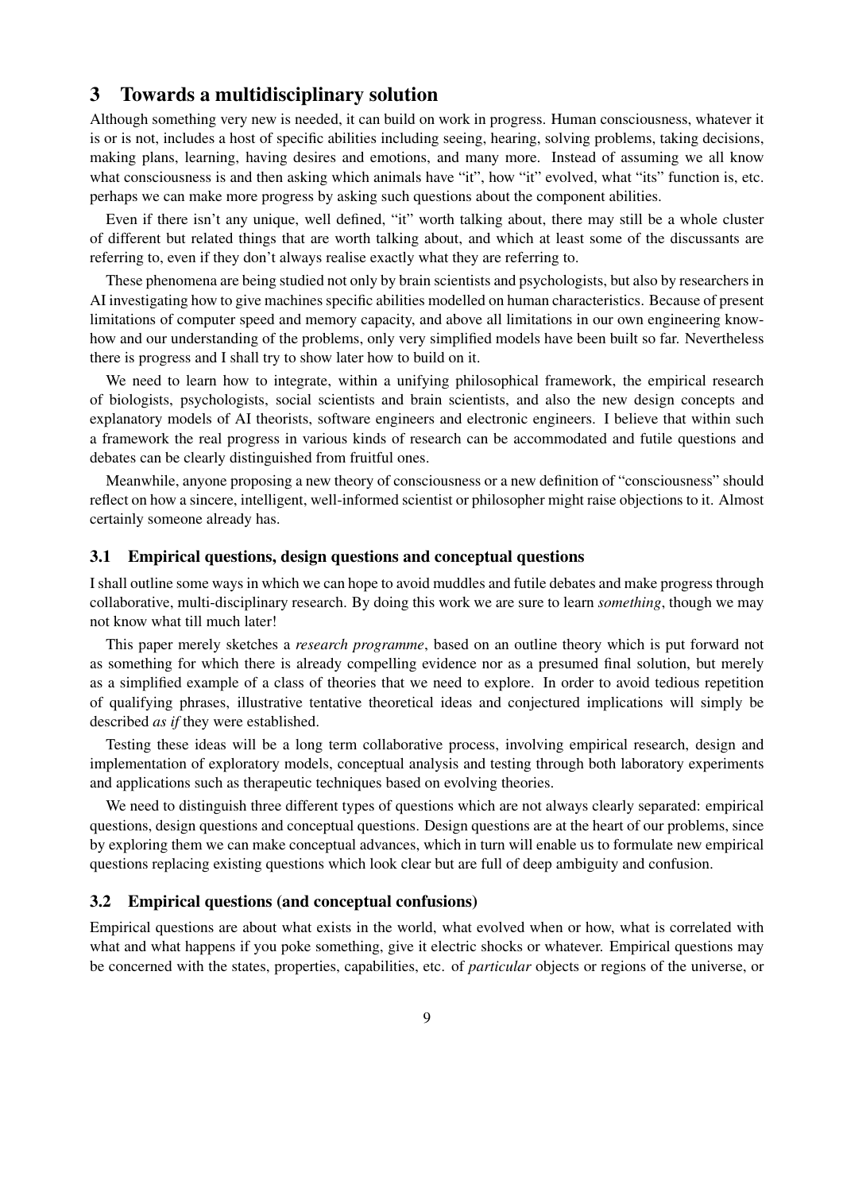## 3 Towards a multidisciplinary solution

Although something very new is needed, it can build on work in progress. Human consciousness, whatever it is or is not, includes a host of specific abilities including seeing, hearing, solving problems, taking decisions, making plans, learning, having desires and emotions, and many more. Instead of assuming we all know what consciousness is and then asking which animals have "it", how "it" evolved, what "its" function is, etc. perhaps we can make more progress by asking such questions about the component abilities.

Even if there isn't any unique, well defined, "it" worth talking about, there may still be a whole cluster of different but related things that are worth talking about, and which at least some of the discussants are referring to, even if they don't always realise exactly what they are referring to.

These phenomena are being studied not only by brain scientists and psychologists, but also by researchers in AI investigating how to give machines specific abilities modelled on human characteristics. Because of present limitations of computer speed and memory capacity, and above all limitations in our own engineering know-how and our understanding of the problems, only very simplified models have been built so far. Nevertheless there is progress and I shall try to show later how to build on it.

We need to learn how to integrate, within a unifying philosophical framework, the empirical research of biologists, psychologists, social scientists and brain scientists, and also the new design concepts and explanatory models of AI theorists, software engineers and electronic engineers. I believe that within such a framework the real progress in various kinds of research can be accommodated and futile questions and debates can be clearly distinguished from fruitful ones.

Meanwhile, anyone proposing a new theory of consciousness or a new definition of "consciousness" should reflect on how a sincere, intelligent, well-informed scientist or philosopher might raise objections to it. Almost certainly someone already has.

### 3.1 Empirical questions, design questions and conceptual questions

I shall outline some ways in which we can hope to avoid muddles and futile debates and make progress through collaborative, multi-disciplinary research. By doing this work we are sure to learn *something*, though we may not know what till much later!

This paper merely sketches a *research programme*, based on an outline theory which is put forward not as something for which there is already compelling evidence nor as a presumed final solution, but merely as a simplified example of a class of theories that we need to explore. In order to avoid tedious repetition of qualifying phrases, illustrative tentative theoretical ideas and conjectured implications will simply be described *as if* they were established.

Testing these ideas will be a long term collaborative process, involving empirical research, design and implementation of exploratory models, conceptual analysis and testing through both laboratory experiments and applications such as therapeutic techniques based on evolving theories.

We need to distinguish three different types of questions which are not always clearly separated: empirical questions, design questions and conceptual questions. Design questions are at the heart of our problems, since by exploring them we can make conceptual advances, which in turn will enable us to formulate new empirical questions replacing existing questions which look clear but are full of deep ambiguity and confusion.

### 3.2 Empirical questions (and conceptual confusions)

Empirical questions are about what exists in the world, what evolved when or how, what is correlated with what and what happens if you poke something, give it electric shocks or whatever. Empirical questions may be concerned with the states, properties, capabilities, etc. of *particular* objects or regions of the universe, or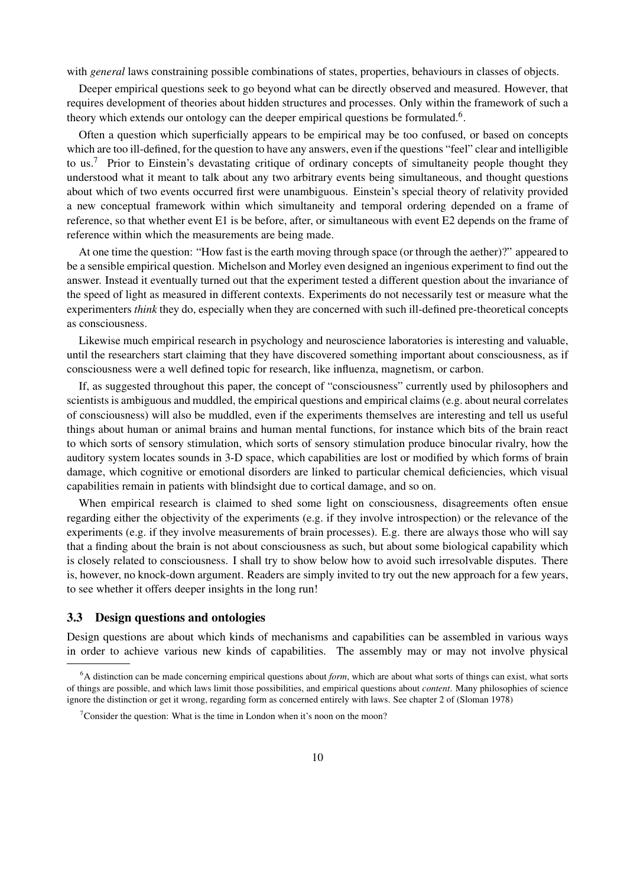with *general* laws constraining possible combinations of states, properties, behaviours in classes of objects.

Deeper empirical questions seek to go beyond what can be directly observed and measured. However, that requires development of theories about hidden structures and processes. Only within the framework of such a theory which extends our ontology can the deeper empirical questions be formulated.[6].

Often a question which superficially appears to be empirical may be too confused, or based on concepts which are too ill-defined, for the question to have any answers, even if the questions "feel" clear and intelligible to us.[7] Prior to Einstein's devastating critique of ordinary concepts of simultaneity people thought they understood what it meant to talk about any two arbitrary events being simultaneous, and thought questions about which of two events occurred first were unambiguous. Einstein's special theory of relativity provided a new conceptual framework within which simultaneity and temporal ordering depended on a frame of reference, so that whether event E1 is be before, after, or simultaneous with event E2 depends on the frame of reference within which the measurements are being made.

At one time the question: "How fast is the earth moving through space (or through the aether)?" appeared to be a sensible empirical question. Michelson and Morley even designed an ingenious experiment to find out the answer. Instead it eventually turned out that the experiment tested a different question about the invariance of the speed of light as measured in different contexts. Experiments do not necessarily test or measure what the experimenters *think* they do, especially when they are concerned with such ill-defined pre-theoretical concepts as consciousness.

Likewise much empirical research in psychology and neuroscience laboratories is interesting and valuable, until the researchers start claiming that they have discovered something important about consciousness, as if consciousness were a well defined topic for research, like influenza, magnetism, or carbon.

If, as suggested throughout this paper, the concept of "consciousness" currently used by philosophers and scientists is ambiguous and muddled, the empirical questions and empirical claims (e.g. about neural correlates of consciousness) will also be muddled, even if the experiments themselves are interesting and tell us useful things about human or animal brains and human mental functions, for instance which bits of the brain react to which sorts of sensory stimulation, which sorts of sensory stimulation produce binocular rivalry, how the auditory system locates sounds in 3-D space, which capabilities are lost or modified by which forms of brain damage, which cognitive or emotional disorders are linked to particular chemical deficiencies, which visual capabilities remain in patients with blindsight due to cortical damage, and so on.

When empirical research is claimed to shed some light on consciousness, disagreements often ensue regarding either the objectivity of the experiments (e.g. if they involve introspection) or the relevance of the experiments (e.g. if they involve measurements of brain processes). E.g. there are always those who will say that a finding about the brain is not about consciousness as such, but about some biological capability which is closely related to consciousness. I shall try to show below how to avoid such irresolvable disputes. There is, however, no knock-down argument. Readers are simply invited to try out the new approach for a few years, to see whether it offers deeper insights in the long run!

### 3.3 Design questions and ontologies

Design questions are about which kinds of mechanisms and capabilities can be assembled in various ways in order to achieve various new kinds of capabilities. The assembly may or may not involve physical

---

[6] A distinction can be made concerning empirical questions about *form*, which are about what sorts of things can exist, what sorts of things are possible, and which laws limit those possibilities, and empirical questions about *content*. Many philosophies of science ignore the distinction or get it wrong, regarding form as concerned entirely with laws. See chapter 2 of (Sloman 1978)

[7] Consider the question: What is the time in London when it's noon on the moon?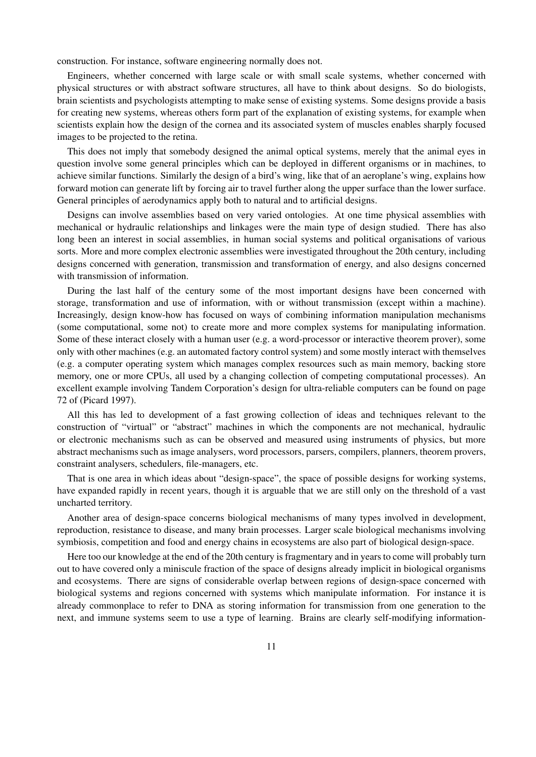construction. For instance, software engineering normally does not.

Engineers, whether concerned with large scale or with small scale systems, whether concerned with physical structures or with abstract software structures, all have to think about designs. So do biologists, brain scientists and psychologists attempting to make sense of existing systems. Some designs provide a basis for creating new systems, whereas others form part of the explanation of existing systems, for example when scientists explain how the design of the cornea and its associated system of muscles enables sharply focused images to be projected to the retina.

This does not imply that somebody designed the animal optical systems, merely that the animal eyes in question involve some general principles which can be deployed in different organisms or in machines, to achieve similar functions. Similarly the design of a bird's wing, like that of an aeroplane's wing, explains how forward motion can generate lift by forcing air to travel further along the upper surface than the lower surface. General principles of aerodynamics apply both to natural and to artificial designs.

Designs can involve assemblies based on very varied ontologies. At one time physical assemblies with mechanical or hydraulic relationships and linkages were the main type of design studied. There has also long been an interest in social assemblies, in human social systems and political organisations of various sorts. More and more complex electronic assemblies were investigated throughout the 20th century, including designs concerned with generation, transmission and transformation of energy, and also designs concerned with transmission of information.

During the last half of the century some of the most important designs have been concerned with storage, transformation and use of information, with or without transmission (except within a machine). Increasingly, design know-how has focused on ways of combining information manipulation mechanisms (some computational, some not) to create more and more complex systems for manipulating information. Some of these interact closely with a human user (e.g. a word-processor or interactive theorem prover), some only with other machines (e.g. an automated factory control system) and some mostly interact with themselves (e.g. a computer operating system which manages complex resources such as main memory, backing store memory, one or more CPUs, all used by a changing collection of competing computational processes). An excellent example involving Tandem Corporation's design for ultra-reliable computers can be found on page 72 of (Picard 1997).

All this has led to development of a fast growing collection of ideas and techniques relevant to the construction of "virtual" or "abstract" machines in which the components are not mechanical, hydraulic or electronic mechanisms such as can be observed and measured using instruments of physics, but more abstract mechanisms such as image analysers, word processors, parsers, compilers, planners, theorem provers, constraint analysers, schedulers, file-managers, etc.

That is one area in which ideas about "design-space", the space of possible designs for working systems, have expanded rapidly in recent years, though it is arguable that we are still only on the threshold of a vast uncharted territory.

Another area of design-space concerns biological mechanisms of many types involved in development, reproduction, resistance to disease, and many brain processes. Larger scale biological mechanisms involving symbiosis, competition and food and energy chains in ecosystems are also part of biological design-space.

Here too our knowledge at the end of the 20th century is fragmentary and in years to come will probably turn out to have covered only a miniscule fraction of the space of designs already implicit in biological organisms and ecosystems. There are signs of considerable overlap between regions of design-space concerned with biological systems and regions concerned with systems which manipulate information. For instance it is already commonplace to refer to DNA as storing information for transmission from one generation to the next, and immune systems seem to use a type of learning. Brains are clearly self-modifying information-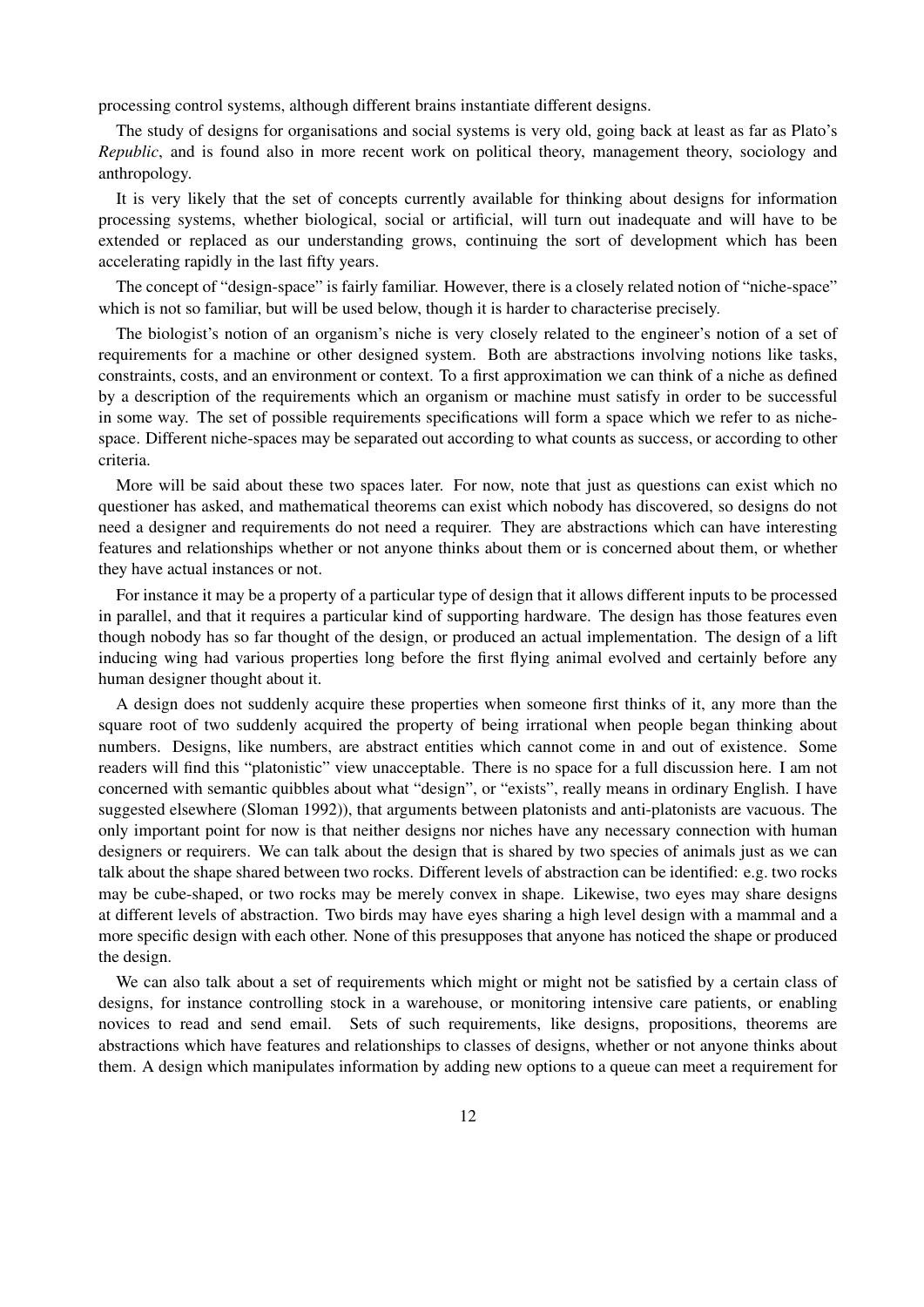processing control systems, although different brains instantiate different designs.

The study of designs for organisations and social systems is very old, going back at least as far as Plato's *Republic*, and is found also in more recent work on political theory, management theory, sociology and anthropology.

It is very likely that the set of concepts currently available for thinking about designs for information processing systems, whether biological, social or artificial, will turn out inadequate and will have to be extended or replaced as our understanding grows, continuing the sort of development which has been accelerating rapidly in the last fifty years.

The concept of "design-space" is fairly familiar. However, there is a closely related notion of "niche-space" which is not so familiar, but will be used below, though it is harder to characterise precisely.

The biologist's notion of an organism's niche is very closely related to the engineer's notion of a set of requirements for a machine or other designed system. Both are abstractions involving notions like tasks, constraints, costs, and an environment or context. To a first approximation we can think of a niche as defined by a description of the requirements which an organism or machine must satisfy in order to be successful in some way. The set of possible requirements specifications will form a space which we refer to as niche-space. Different niche-spaces may be separated out according to what counts as success, or according to other criteria.

More will be said about these two spaces later. For now, note that just as questions can exist which no questioner has asked, and mathematical theorems can exist which nobody has discovered, so designs do not need a designer and requirements do not need a requirer. They are abstractions which can have interesting features and relationships whether or not anyone thinks about them or is concerned about them, or whether they have actual instances or not.

For instance it may be a property of a particular type of design that it allows different inputs to be processed in parallel, and that it requires a particular kind of supporting hardware. The design has those features even though nobody has so far thought of the design, or produced an actual implementation. The design of a lift inducing wing had various properties long before the first flying animal evolved and certainly before any human designer thought about it.

A design does not suddenly acquire these properties when someone first thinks of it, any more than the square root of two suddenly acquired the property of being irrational when people began thinking about numbers. Designs, like numbers, are abstract entities which cannot come in and out of existence. Some readers will find this "platonistic" view unacceptable. There is no space for a full discussion here. I am not concerned with semantic quibbles about what "design", or "exists", really means in ordinary English. I have suggested elsewhere (Sloman 1992)), that arguments between platonists and anti-platonists are vacuous. The only important point for now is that neither designs nor niches have any necessary connection with human designers or requirers. We can talk about the design that is shared by two species of animals just as we can talk about the shape shared between two rocks. Different levels of abstraction can be identified: e.g. two rocks may be cube-shaped, or two rocks may be merely convex in shape. Likewise, two eyes may share designs at different levels of abstraction. Two birds may have eyes sharing a high level design with a mammal and a more specific design with each other. None of this presupposes that anyone has noticed the shape or produced the design.

We can also talk about a set of requirements which might or might not be satisfied by a certain class of designs, for instance controlling stock in a warehouse, or monitoring intensive care patients, or enabling novices to read and send email. Sets of such requirements, like designs, propositions, theorems are abstractions which have features and relationships to classes of designs, whether or not anyone thinks about them. A design which manipulates information by adding new options to a queue can meet a requirement for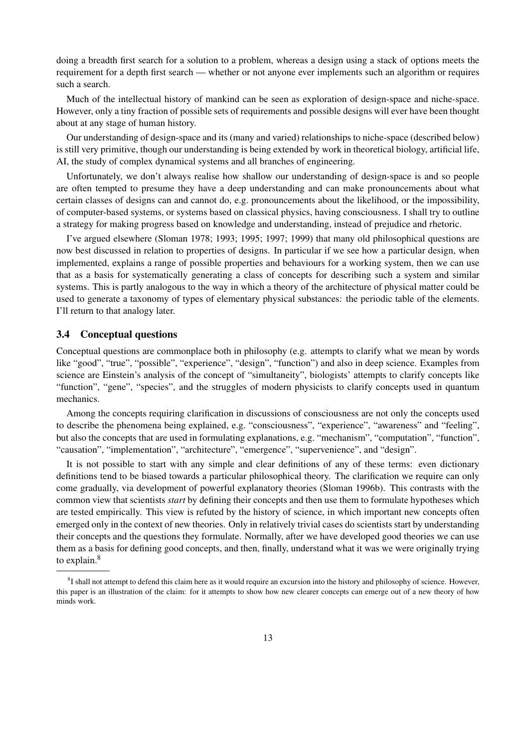doing a breadth first search for a solution to a problem, whereas a design using a stack of options meets the requirement for a depth first search — whether or not anyone ever implements such an algorithm or requires such a search.

Much of the intellectual history of mankind can be seen as exploration of design-space and niche-space. However, only a tiny fraction of possible sets of requirements and possible designs will ever have been thought about at any stage of human history.

Our understanding of design-space and its (many and varied) relationships to niche-space (described below) is still very primitive, though our understanding is being extended by work in theoretical biology, artificial life, AI, the study of complex dynamical systems and all branches of engineering.

Unfortunately, we don't always realise how shallow our understanding of design-space is and so people are often tempted to presume they have a deep understanding and can make pronouncements about what certain classes of designs can and cannot do, e.g. pronouncements about the likelihood, or the impossibility, of computer-based systems, or systems based on classical physics, having consciousness. I shall try to outline a strategy for making progress based on knowledge and understanding, instead of prejudice and rhetoric.

I've argued elsewhere (Sloman 1978; 1993; 1995; 1997; 1999) that many old philosophical questions are now best discussed in relation to properties of designs. In particular if we see how a particular design, when implemented, explains a range of possible properties and behaviours for a working system, then we can use that as a basis for systematically generating a class of concepts for describing such a system and similar systems. This is partly analogous to the way in which a theory of the architecture of physical matter could be used to generate a taxonomy of types of elementary physical substances: the periodic table of the elements. I'll return to that analogy later.

### 3.4 Conceptual questions

Conceptual questions are commonplace both in philosophy (e.g. attempts to clarify what we mean by words like "good", "true", "possible", "experience", "design", "function") and also in deep science. Examples from science are Einstein's analysis of the concept of "simultaneity", biologists' attempts to clarify concepts like "function", "gene", "species", and the struggles of modern physicists to clarify concepts used in quantum mechanics.

Among the concepts requiring clarification in discussions of consciousness are not only the concepts used to describe the phenomena being explained, e.g. "consciousness", "experience", "awareness" and "feeling", but also the concepts that are used in formulating explanations, e.g. "mechanism", "computation", "function", "causation", "implementation", "architecture", "emergence", "supervenience", and "design".

It is not possible to start with any simple and clear definitions of any of these terms: even dictionary definitions tend to be biased towards a particular philosophical theory. The clarification we require can only come gradually, via development of powerful explanatory theories (Sloman 1996b). This contrasts with the common view that scientists *start* by defining their concepts and then use them to formulate hypotheses which are tested empirically. This view is refuted by the history of science, in which important new concepts often emerged only in the context of new theories. Only in relatively trivial cases do scientists start by understanding their concepts and the questions they formulate. Normally, after we have developed good theories we can use them as a basis for defining good concepts, and then, finally, understand what it was we were originally trying to explain.[8]

[8] I shall not attempt to defend this claim here as it would require an excursion into the history and philosophy of science. However, this paper is an illustration of the claim: for it attempts to show how new clearer concepts can emerge out of a new theory of how minds work.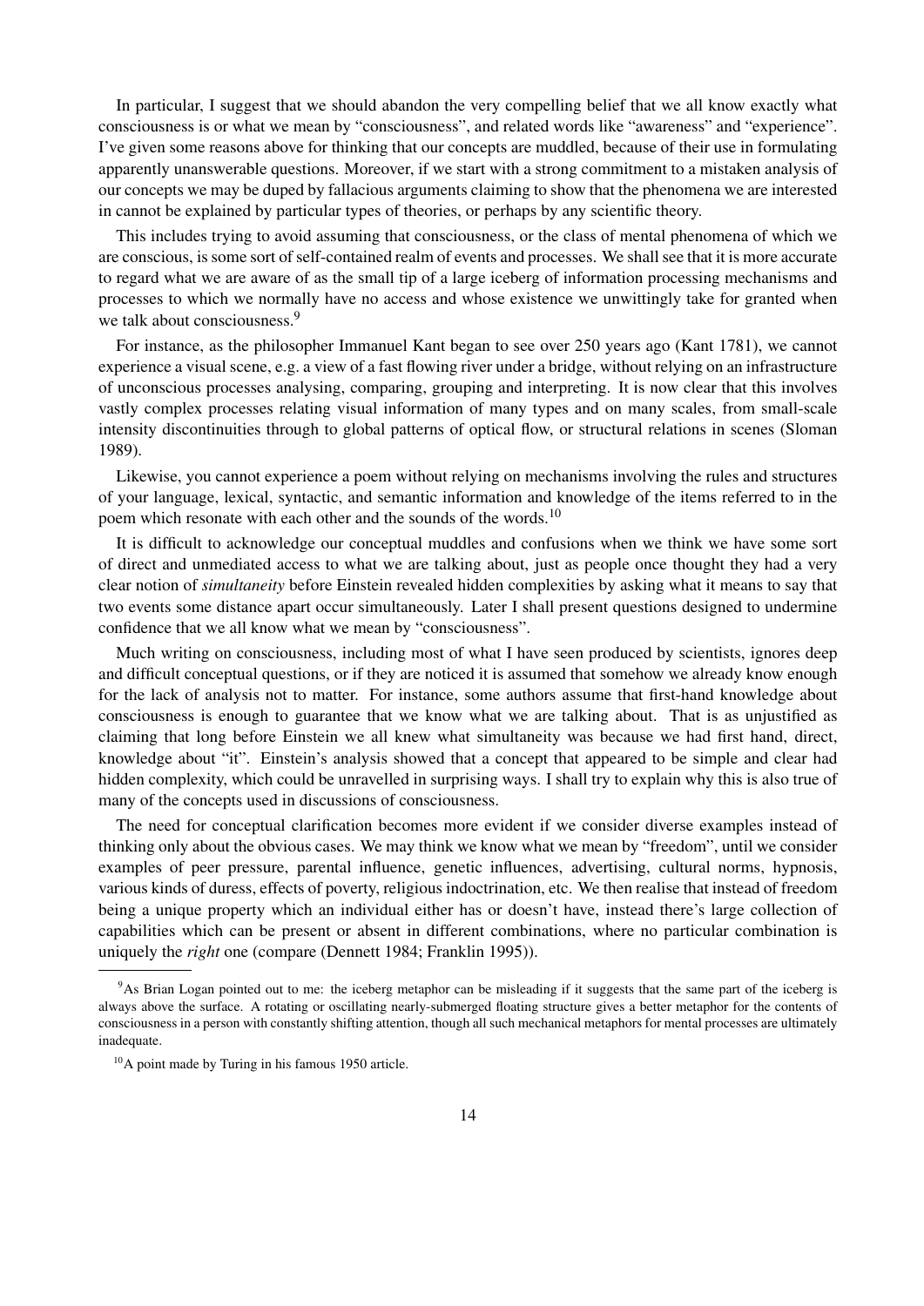In particular, I suggest that we should abandon the very compelling belief that we all know exactly what consciousness is or what we mean by "consciousness", and related words like "awareness" and "experience". I've given some reasons above for thinking that our concepts are muddled, because of their use in formulating apparently unanswerable questions. Moreover, if we start with a strong commitment to a mistaken analysis of our concepts we may be duped by fallacious arguments claiming to show that the phenomena we are interested in cannot be explained by particular types of theories, or perhaps by any scientific theory.

This includes trying to avoid assuming that consciousness, or the class of mental phenomena of which we are conscious, is some sort of self-contained realm of events and processes. We shall see that it is more accurate to regard what we are aware of as the small tip of a large iceberg of information processing mechanisms and processes to which we normally have no access and whose existence we unwittingly take for granted when we talk about consciousness.[9]

For instance, as the philosopher Immanuel Kant began to see over 250 years ago (Kant 1781), we cannot experience a visual scene, e.g. a view of a fast flowing river under a bridge, without relying on an infrastructure of unconscious processes analysing, comparing, grouping and interpreting. It is now clear that this involves vastly complex processes relating visual information of many types and on many scales, from small-scale intensity discontinuities through to global patterns of optical flow, or structural relations in scenes (Sloman 1989).

Likewise, you cannot experience a poem without relying on mechanisms involving the rules and structures of your language, lexical, syntactic, and semantic information and knowledge of the items referred to in the poem which resonate with each other and the sounds of the words.[10]

It is difficult to acknowledge our conceptual muddles and confusions when we think we have some sort of direct and unmediated access to what we are talking about, just as people once thought they had a very clear notion of *simultaneity* before Einstein revealed hidden complexities by asking what it means to say that two events some distance apart occur simultaneously. Later I shall present questions designed to undermine confidence that we all know what we mean by "consciousness".

Much writing on consciousness, including most of what I have seen produced by scientists, ignores deep and difficult conceptual questions, or if they are noticed it is assumed that somehow we already know enough for the lack of analysis not to matter. For instance, some authors assume that first-hand knowledge about consciousness is enough to guarantee that we know what we are talking about. That is as unjustified as claiming that long before Einstein we all knew what simultaneity was because we had first hand, direct, knowledge about "it". Einstein's analysis showed that a concept that appeared to be simple and clear had hidden complexity, which could be unravelled in surprising ways. I shall try to explain why this is also true of many of the concepts used in discussions of consciousness.

The need for conceptual clarification becomes more evident if we consider diverse examples instead of thinking only about the obvious cases. We may think we know what we mean by "freedom", until we consider examples of peer pressure, parental influence, genetic influences, advertising, cultural norms, hypnosis, various kinds of duress, effects of poverty, religious indoctrination, etc. We then realise that instead of freedom being a unique property which an individual either has or doesn't have, instead there's large collection of capabilities which can be present or absent in different combinations, where no particular combination is uniquely the *right* one (compare (Dennett 1984; Franklin 1995)).

---

[9]As Brian Logan pointed out to me: the iceberg metaphor can be misleading if it suggests that the same part of the iceberg is always above the surface. A rotating or oscillating nearly-submerged floating structure gives a better metaphor for the contents of consciousness in a person with constantly shifting attention, though all such mechanical metaphors for mental processes are ultimately inadequate.

[10]A point made by Turing in his famous 1950 article.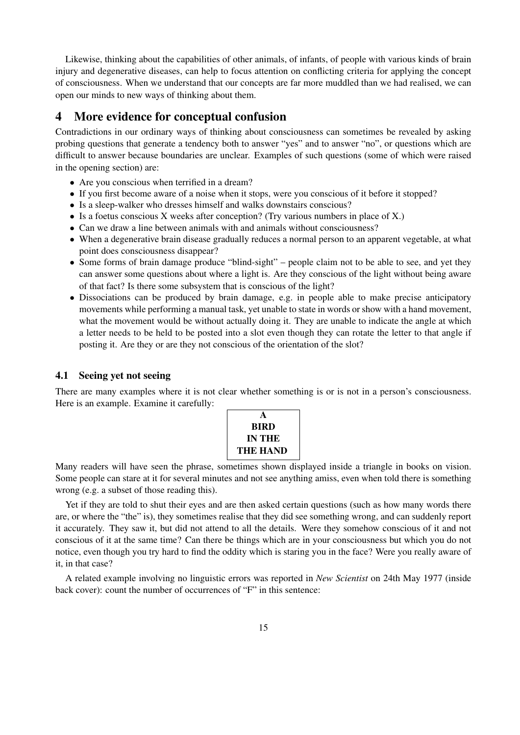Likewise, thinking about the capabilities of other animals, of infants, of people with various kinds of brain injury and degenerative diseases, can help to focus attention on conflicting criteria for applying the concept of consciousness. When we understand that our concepts are far more muddled than we had realised, we can open our minds to new ways of thinking about them.

## 4 More evidence for conceptual confusion

Contradictions in our ordinary ways of thinking about consciousness can sometimes be revealed by asking probing questions that generate a tendency both to answer "yes" and to answer "no", or questions which are difficult to answer because boundaries are unclear. Examples of such questions (some of which were raised in the opening section) are:

- Are you conscious when terrified in a dream?
- If you first become aware of a noise when it stops, were you conscious of it before it stopped?
- Is a sleep-walker who dresses himself and walks downstairs conscious?
- Is a foetus conscious X weeks after conception? (Try various numbers in place of X.)
- Can we draw a line between animals with and animals without consciousness?
- When a degenerative brain disease gradually reduces a normal person to an apparent vegetable, at what point does consciousness disappear?
- Some forms of brain damage produce "blind-sight" – people claim not to be able to see, and yet they can answer some questions about where a light is. Are they conscious of the light without being aware of that fact? Is there some subsystem that is conscious of the light?
- Dissociations can be produced by brain damage, e.g. in people able to make precise anticipatory movements while performing a manual task, yet unable to state in words or show with a hand movement, what the movement would be without actually doing it. They are unable to indicate the angle at which a letter needs to be held to be posted into a slot even though they can rotate the letter to that angle if posting it. Are they or are they not conscious of the orientation of the slot?

### 4.1 Seeing yet not seeing

There are many examples where it is not clear whether something is or is not in a person's consciousness. Here is an example. Examine it carefully:

**A**
**BIRD**
**IN THE**
**THE HAND**

Many readers will have seen the phrase, sometimes shown displayed inside a triangle in books on vision. Some people can stare at it for several minutes and not see anything amiss, even when told there is something wrong (e.g. a subset of those reading this).

Yet if they are told to shut their eyes and are then asked certain questions (such as how many words there are, or where the "the" is), they sometimes realise that they did see something wrong, and can suddenly report it accurately. They saw it, but did not attend to all the details. Were they somehow conscious of it and not conscious of it at the same time? Can there be things which are in your consciousness but which you do not notice, even though you try hard to find the oddity which is staring you in the face? Were you really aware of it, in that case?

A related example involving no linguistic errors was reported in *New Scientist* on 24th May 1977 (inside back cover): count the number of occurrences of "F" in this sentence: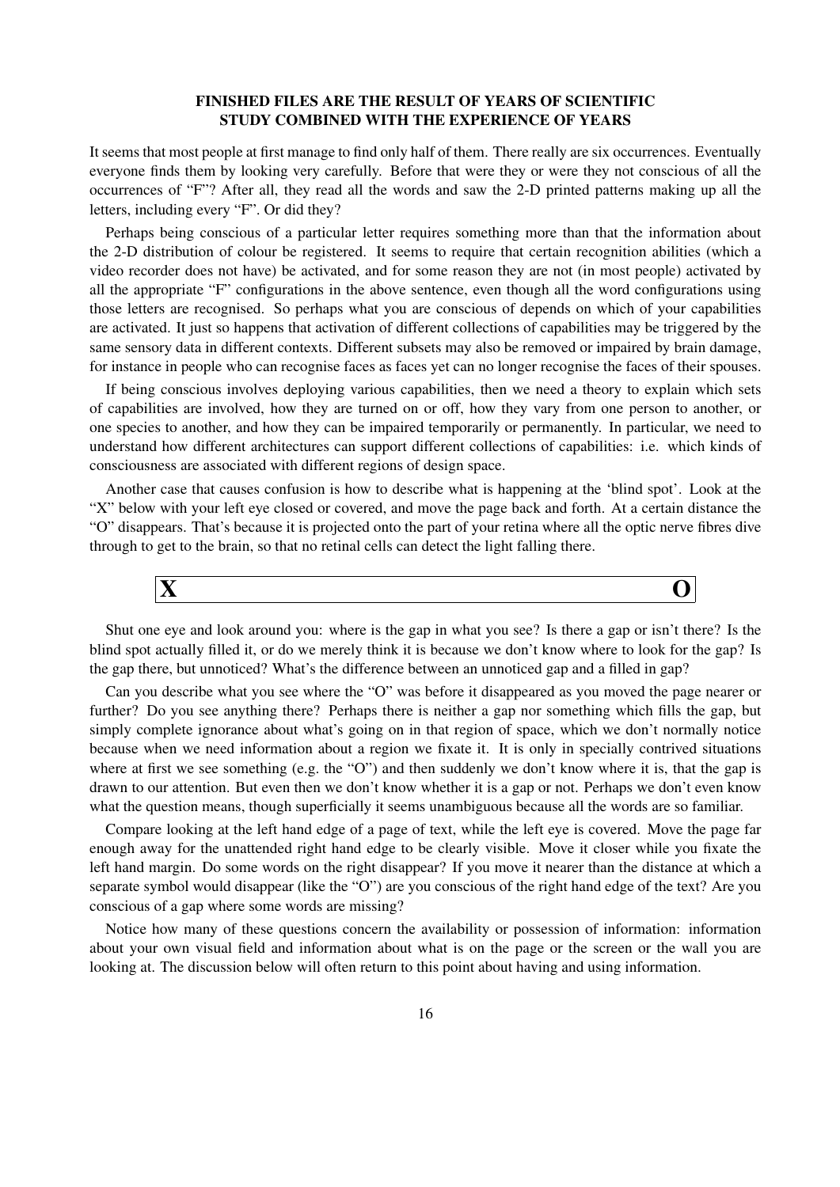**FINISHED FILES ARE THE RESULT OF YEARS OF SCIENTIFIC STUDY COMBINED WITH THE EXPERIENCE OF YEARS**

It seems that most people at first manage to find only half of them. There really are six occurrences. Eventually everyone finds them by looking very carefully. Before that were they or were they not conscious of all the occurrences of "F"? After all, they read all the words and saw the 2-D printed patterns making up all the letters, including every "F". Or did they?

Perhaps being conscious of a particular letter requires something more than that the information about the 2-D distribution of colour be registered. It seems to require that certain recognition abilities (which a video recorder does not have) be activated, and for some reason they are not (in most people) activated by all the appropriate "F" configurations in the above sentence, even though all the word configurations using those letters are recognised. So perhaps what you are conscious of depends on which of your capabilities are activated. It just so happens that activation of different collections of capabilities may be triggered by the same sensory data in different contexts. Different subsets may also be removed or impaired by brain damage, for instance in people who can recognise faces as faces yet can no longer recognise the faces of their spouses.

If being conscious involves deploying various capabilities, then we need a theory to explain which sets of capabilities are involved, how they are turned on or off, how they vary from one person to another, or one species to another, and how they can be impaired temporarily or permanently. In particular, we need to understand how different architectures can support different collections of capabilities: i.e. which kinds of consciousness are associated with different regions of design space.

Another case that causes confusion is how to describe what is happening at the 'blind spot'. Look at the "X" below with your left eye closed or covered, and move the page back and forth. At a certain distance the "O" disappears. That's because it is projected onto the part of your retina where all the optic nerve fibres dive through to get to the brain, so that no retinal cells can detect the light falling there.

| **X** | **O** |
|---|---|

Shut one eye and look around you: where is the gap in what you see? Is there a gap or isn't there? Is the blind spot actually filled it, or do we merely think it is because we don't know where to look for the gap? Is the gap there, but unnoticed? What's the difference between an unnoticed gap and a filled in gap?

Can you describe what you see where the "O" was before it disappeared as you moved the page nearer or further? Do you see anything there? Perhaps there is neither a gap nor something which fills the gap, but simply complete ignorance about what's going on in that region of space, which we don't normally notice because when we need information about a region we fixate it. It is only in specially contrived situations where at first we see something (e.g. the "O") and then suddenly we don't know where it is, that the gap is drawn to our attention. But even then we don't know whether it is a gap or not. Perhaps we don't even know what the question means, though superficially it seems unambiguous because all the words are so familiar.

Compare looking at the left hand edge of a page of text, while the left eye is covered. Move the page far enough away for the unattended right hand edge to be clearly visible. Move it closer while you fixate the left hand margin. Do some words on the right disappear? If you move it nearer than the distance at which a separate symbol would disappear (like the "O") are you conscious of the right hand edge of the text? Are you conscious of a gap where some words are missing?

Notice how many of these questions concern the availability or possession of information: information about your own visual field and information about what is on the page or the screen or the wall you are looking at. The discussion below will often return to this point about having and using information.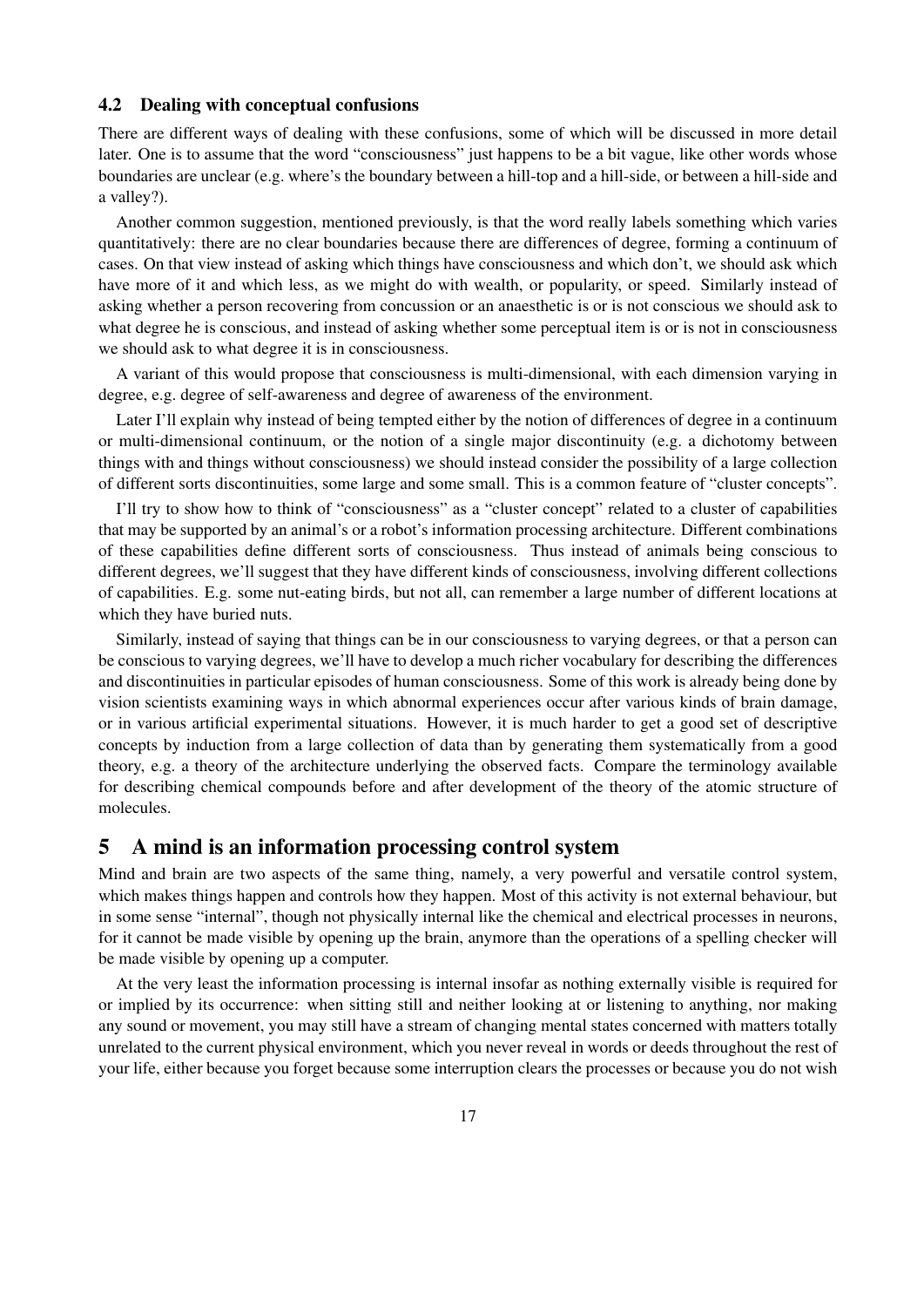### 4.2 Dealing with conceptual confusions

There are different ways of dealing with these confusions, some of which will be discussed in more detail later. One is to assume that the word "consciousness" just happens to be a bit vague, like other words whose boundaries are unclear (e.g. where's the boundary between a hill-top and a hill-side, or between a hill-side and a valley?).

Another common suggestion, mentioned previously, is that the word really labels something which varies quantitatively: there are no clear boundaries because there are differences of degree, forming a continuum of cases. On that view instead of asking which things have consciousness and which don't, we should ask which have more of it and which less, as we might do with wealth, or popularity, or speed. Similarly instead of asking whether a person recovering from concussion or an anaesthetic is or is not conscious we should ask to what degree he is conscious, and instead of asking whether some perceptual item is or is not in consciousness we should ask to what degree it is in consciousness.

A variant of this would propose that consciousness is multi-dimensional, with each dimension varying in degree, e.g. degree of self-awareness and degree of awareness of the environment.

Later I'll explain why instead of being tempted either by the notion of differences of degree in a continuum or multi-dimensional continuum, or the notion of a single major discontinuity (e.g. a dichotomy between things with and things without consciousness) we should instead consider the possibility of a large collection of different sorts discontinuities, some large and some small. This is a common feature of "cluster concepts".

I'll try to show how to think of "consciousness" as a "cluster concept" related to a cluster of capabilities that may be supported by an animal's or a robot's information processing architecture. Different combinations of these capabilities define different sorts of consciousness. Thus instead of animals being conscious to different degrees, we'll suggest that they have different kinds of consciousness, involving different collections of capabilities. E.g. some nut-eating birds, but not all, can remember a large number of different locations at which they have buried nuts.

Similarly, instead of saying that things can be in our consciousness to varying degrees, or that a person can be conscious to varying degrees, we'll have to develop a much richer vocabulary for describing the differences and discontinuities in particular episodes of human consciousness. Some of this work is already being done by vision scientists examining ways in which abnormal experiences occur after various kinds of brain damage, or in various artificial experimental situations. However, it is much harder to get a good set of descriptive concepts by induction from a large collection of data than by generating them systematically from a good theory, e.g. a theory of the architecture underlying the observed facts. Compare the terminology available for describing chemical compounds before and after development of the theory of the atomic structure of molecules.

## 5 A mind is an information processing control system

Mind and brain are two aspects of the same thing, namely, a very powerful and versatile control system, which makes things happen and controls how they happen. Most of this activity is not external behaviour, but in some sense "internal", though not physically internal like the chemical and electrical processes in neurons, for it cannot be made visible by opening up the brain, anymore than the operations of a spelling checker will be made visible by opening up a computer.

At the very least the information processing is internal insofar as nothing externally visible is required for or implied by its occurrence: when sitting still and neither looking at or listening to anything, nor making any sound or movement, you may still have a stream of changing mental states concerned with matters totally unrelated to the current physical environment, which you never reveal in words or deeds throughout the rest of your life, either because you forget because some interruption clears the processes or because you do not wish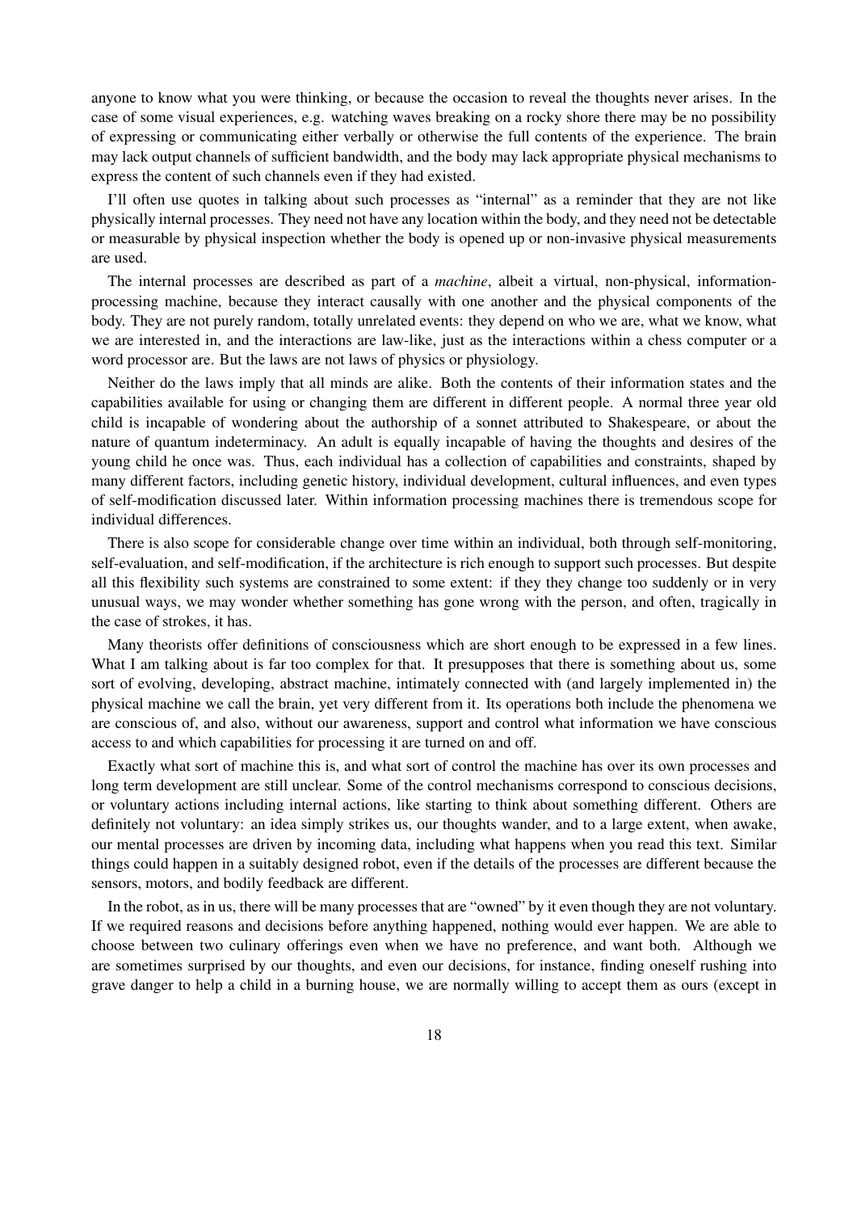anyone to know what you were thinking, or because the occasion to reveal the thoughts never arises. In the case of some visual experiences, e.g. watching waves breaking on a rocky shore there may be no possibility of expressing or communicating either verbally or otherwise the full contents of the experience. The brain may lack output channels of sufficient bandwidth, and the body may lack appropriate physical mechanisms to express the content of such channels even if they had existed.

I'll often use quotes in talking about such processes as "internal" as a reminder that they are not like physically internal processes. They need not have any location within the body, and they need not be detectable or measurable by physical inspection whether the body is opened up or non-invasive physical measurements are used.

The internal processes are described as part of a *machine*, albeit a virtual, non-physical, information-processing machine, because they interact causally with one another and the physical components of the body. They are not purely random, totally unrelated events: they depend on who we are, what we know, what we are interested in, and the interactions are law-like, just as the interactions within a chess computer or a word processor are. But the laws are not laws of physics or physiology.

Neither do the laws imply that all minds are alike. Both the contents of their information states and the capabilities available for using or changing them are different in different people. A normal three year old child is incapable of wondering about the authorship of a sonnet attributed to Shakespeare, or about the nature of quantum indeterminacy. An adult is equally incapable of having the thoughts and desires of the young child he once was. Thus, each individual has a collection of capabilities and constraints, shaped by many different factors, including genetic history, individual development, cultural influences, and even types of self-modification discussed later. Within information processing machines there is tremendous scope for individual differences.

There is also scope for considerable change over time within an individual, both through self-monitoring, self-evaluation, and self-modification, if the architecture is rich enough to support such processes. But despite all this flexibility such systems are constrained to some extent: if they they change too suddenly or in very unusual ways, we may wonder whether something has gone wrong with the person, and often, tragically in the case of strokes, it has.

Many theorists offer definitions of consciousness which are short enough to be expressed in a few lines. What I am talking about is far too complex for that. It presupposes that there is something about us, some sort of evolving, developing, abstract machine, intimately connected with (and largely implemented in) the physical machine we call the brain, yet very different from it. Its operations both include the phenomena we are conscious of, and also, without our awareness, support and control what information we have conscious access to and which capabilities for processing it are turned on and off.

Exactly what sort of machine this is, and what sort of control the machine has over its own processes and long term development are still unclear. Some of the control mechanisms correspond to conscious decisions, or voluntary actions including internal actions, like starting to think about something different. Others are definitely not voluntary: an idea simply strikes us, our thoughts wander, and to a large extent, when awake, our mental processes are driven by incoming data, including what happens when you read this text. Similar things could happen in a suitably designed robot, even if the details of the processes are different because the sensors, motors, and bodily feedback are different.

In the robot, as in us, there will be many processes that are "owned" by it even though they are not voluntary. If we required reasons and decisions before anything happened, nothing would ever happen. We are able to choose between two culinary offerings even when we have no preference, and want both. Although we are sometimes surprised by our thoughts, and even our decisions, for instance, finding oneself rushing into grave danger to help a child in a burning house, we are normally willing to accept them as ours (except in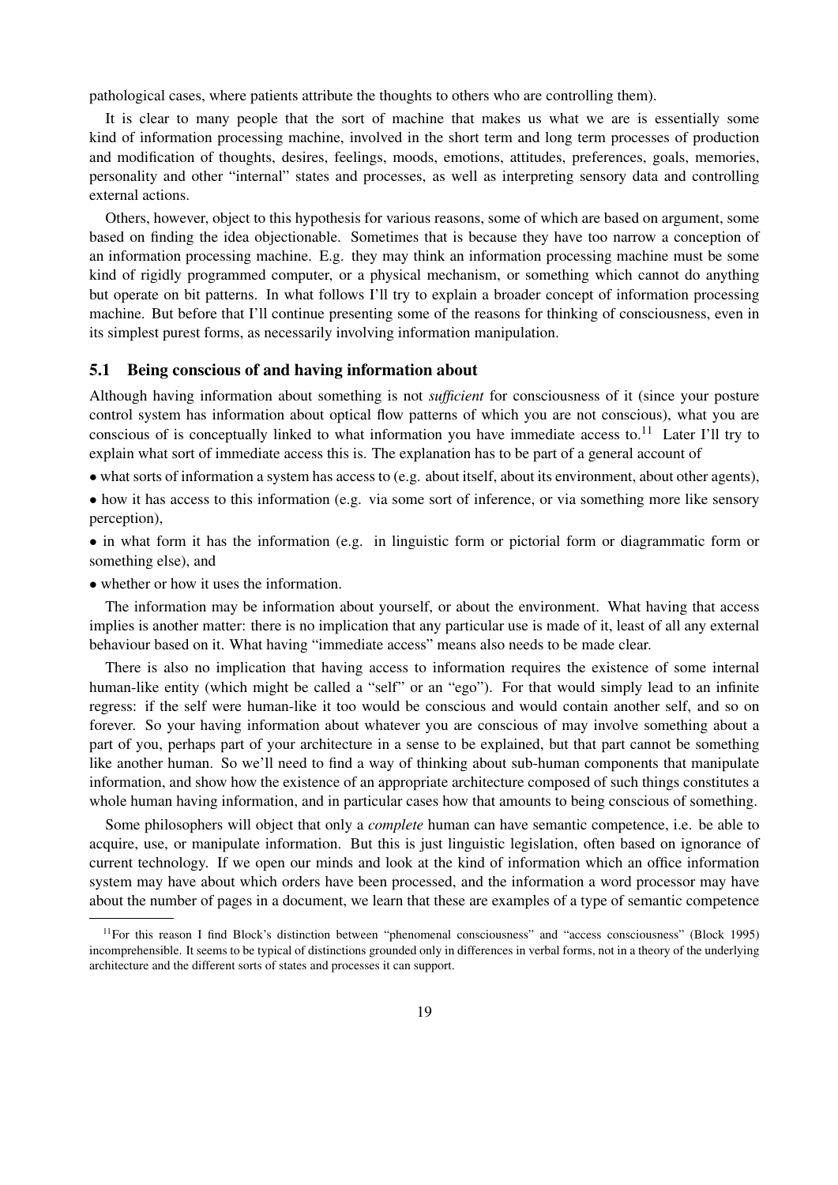pathological cases, where patients attribute the thoughts to others who are controlling them).

It is clear to many people that the sort of machine that makes us what we are is essentially some kind of information processing machine, involved in the short term and long term processes of production and modification of thoughts, desires, feelings, moods, emotions, attitudes, preferences, goals, memories, personality and other "internal" states and processes, as well as interpreting sensory data and controlling external actions.

Others, however, object to this hypothesis for various reasons, some of which are based on argument, some based on finding the idea objectionable. Sometimes that is because they have too narrow a conception of an information processing machine. E.g. they may think an information processing machine must be some kind of rigidly programmed computer, or a physical mechanism, or something which cannot do anything but operate on bit patterns. In what follows I'll try to explain a broader concept of information processing machine. But before that I'll continue presenting some of the reasons for thinking of consciousness, even in its simplest purest forms, as necessarily involving information manipulation.

### 5.1 Being conscious of and having information about

Although having information about something is not *sufficient* for consciousness of it (since your posture control system has information about optical flow patterns of which you are not conscious), what you are conscious of is conceptually linked to what information you have immediate access to.[11] Later I'll try to explain what sort of immediate access this is. The explanation has to be part of a general account of

- what sorts of information a system has access to (e.g. about itself, about its environment, about other agents),
- how it has access to this information (e.g. via some sort of inference, or via something more like sensory perception),
- in what form it has the information (e.g. in linguistic form or pictorial form or diagrammatic form or something else), and
- whether or how it uses the information.

The information may be information about yourself, or about the environment. What having that access implies is another matter: there is no implication that any particular use is made of it, least of all any external behaviour based on it. What having "immediate access" means also needs to be made clear.

There is also no implication that having access to information requires the existence of some internal human-like entity (which might be called a "self" or an "ego"). For that would simply lead to an infinite regress: if the self were human-like it too would be conscious and would contain another self, and so on forever. So your having information about whatever you are conscious of may involve something about a part of you, perhaps part of your architecture in a sense to be explained, but that part cannot be something like another human. So we'll need to find a way of thinking about sub-human components that manipulate information, and show how the existence of an appropriate architecture composed of such things constitutes a whole human having information, and in particular cases how that amounts to being conscious of something.

Some philosophers will object that only a *complete* human can have semantic competence, i.e. be able to acquire, use, or manipulate information. But this is just linguistic legislation, often based on ignorance of current technology. If we open our minds and look at the kind of information which an office information system may have about which orders have been processed, and the information a word processor may have about the number of pages in a document, we learn that these are examples of a type of semantic competence

[11] For this reason I find Block's distinction between "phenomenal consciousness" and "access consciousness" (Block 1995) incomprehensible. It seems to be typical of distinctions grounded only in differences in verbal forms, not in a theory of the underlying architecture and the different sorts of states and processes it can support.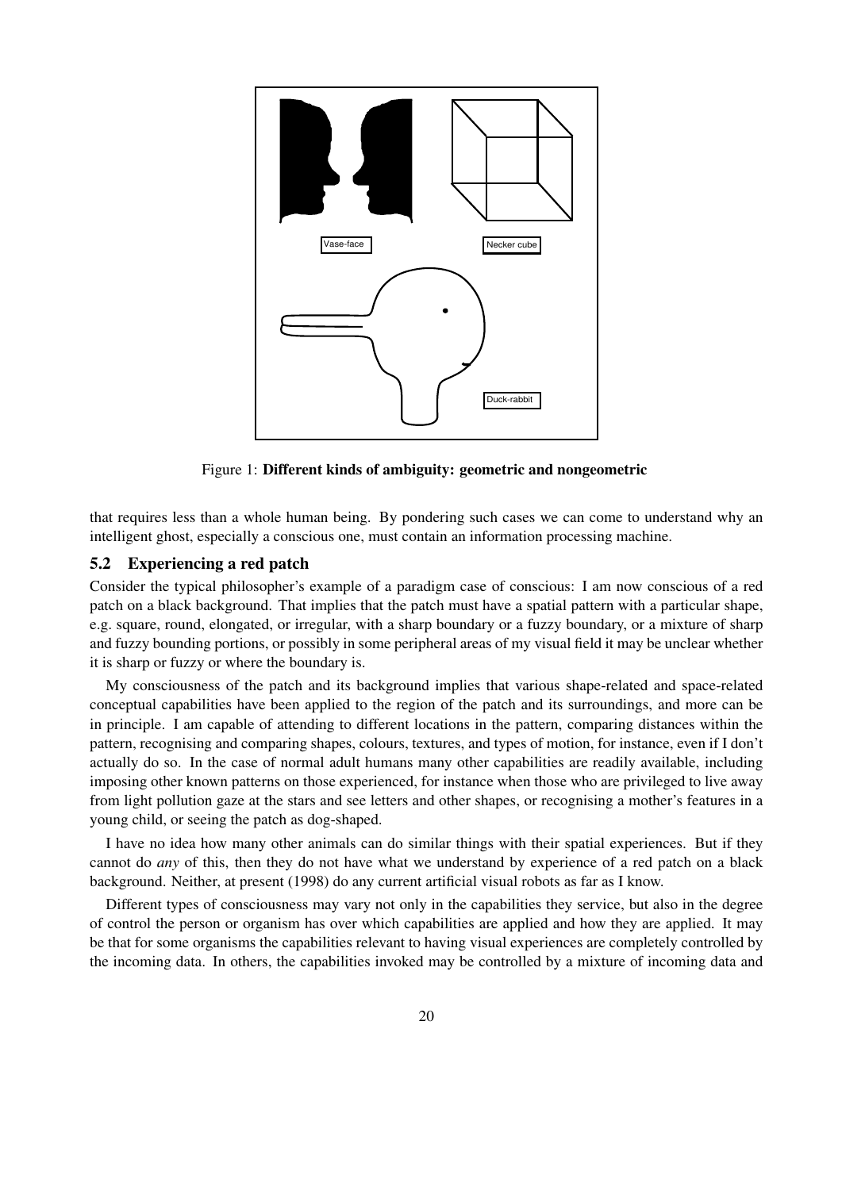Figure 1: **Different kinds of ambiguity: geometric and nongeometric**

that requires less than a whole human being. By pondering such cases we can come to understand why an intelligent ghost, especially a conscious one, must contain an information processing machine.

### 5.2 Experiencing a red patch

Consider the typical philosopher's example of a paradigm case of conscious: I am now conscious of a red patch on a black background. That implies that the patch must have a spatial pattern with a particular shape, e.g. square, round, elongated, or irregular, with a sharp boundary or a fuzzy boundary, or a mixture of sharp and fuzzy bounding portions, or possibly in some peripheral areas of my visual field it may be unclear whether it is sharp or fuzzy or where the boundary is.

My consciousness of the patch and its background implies that various shape-related and space-related conceptual capabilities have been applied to the region of the patch and its surroundings, and more can be in principle. I am capable of attending to different locations in the pattern, comparing distances within the pattern, recognising and comparing shapes, colours, textures, and types of motion, for instance, even if I don't actually do so. In the case of normal adult humans many other capabilities are readily available, including imposing other known patterns on those experienced, for instance when those who are privileged to live away from light pollution gaze at the stars and see letters and other shapes, or recognising a mother's features in a young child, or seeing the patch as dog-shaped.

I have no idea how many other animals can do similar things with their spatial experiences. But if they cannot do *any* of this, then they do not have what we understand by experience of a red patch on a black background. Neither, at present (1998) do any current artificial visual robots as far as I know.

Different types of consciousness may vary not only in the capabilities they service, but also in the degree of control the person or organism has over which capabilities are applied and how they are applied. It may be that for some organisms the capabilities relevant to having visual experiences are completely controlled by the incoming data. In others, the capabilities invoked may be controlled by a mixture of incoming data and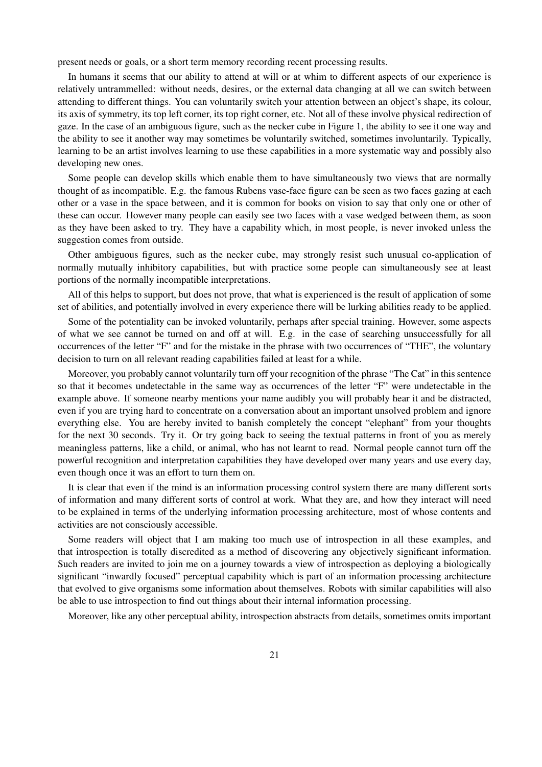present needs or goals, or a short term memory recording recent processing results.

In humans it seems that our ability to attend at will or at whim to different aspects of our experience is relatively untrammelled: without needs, desires, or the external data changing at all we can switch between attending to different things. You can voluntarily switch your attention between an object's shape, its colour, its axis of symmetry, its top left corner, its top right corner, etc. Not all of these involve physical redirection of gaze. In the case of an ambiguous figure, such as the necker cube in Figure 1, the ability to see it one way and the ability to see it another way may sometimes be voluntarily switched, sometimes involuntarily. Typically, learning to be an artist involves learning to use these capabilities in a more systematic way and possibly also developing new ones.

Some people can develop skills which enable them to have simultaneously two views that are normally thought of as incompatible. E.g. the famous Rubens vase-face figure can be seen as two faces gazing at each other or a vase in the space between, and it is common for books on vision to say that only one or other of these can occur. However many people can easily see two faces with a vase wedged between them, as soon as they have been asked to try. They have a capability which, in most people, is never invoked unless the suggestion comes from outside.

Other ambiguous figures, such as the necker cube, may strongly resist such unusual co-application of normally mutually inhibitory capabilities, but with practice some people can simultaneously see at least portions of the normally incompatible interpretations.

All of this helps to support, but does not prove, that what is experienced is the result of application of some set of abilities, and potentially involved in every experience there will be lurking abilities ready to be applied.

Some of the potentiality can be invoked voluntarily, perhaps after special training. However, some aspects of what we see cannot be turned on and off at will. E.g. in the case of searching unsuccessfully for all occurrences of the letter "F" and for the mistake in the phrase with two occurrences of "THE", the voluntary decision to turn on all relevant reading capabilities failed at least for a while.

Moreover, you probably cannot voluntarily turn off your recognition of the phrase "The Cat" in this sentence so that it becomes undetectable in the same way as occurrences of the letter "F" were undetectable in the example above. If someone nearby mentions your name audibly you will probably hear it and be distracted, even if you are trying hard to concentrate on a conversation about an important unsolved problem and ignore everything else. You are hereby invited to banish completely the concept "elephant" from your thoughts for the next 30 seconds. Try it. Or try going back to seeing the textual patterns in front of you as merely meaningless patterns, like a child, or animal, who has not learnt to read. Normal people cannot turn off the powerful recognition and interpretation capabilities they have developed over many years and use every day, even though once it was an effort to turn them on.

It is clear that even if the mind is an information processing control system there are many different sorts of information and many different sorts of control at work. What they are, and how they interact will need to be explained in terms of the underlying information processing architecture, most of whose contents and activities are not consciously accessible.

Some readers will object that I am making too much use of introspection in all these examples, and that introspection is totally discredited as a method of discovering any objectively significant information. Such readers are invited to join me on a journey towards a view of introspection as deploying a biologically significant "inwardly focused" perceptual capability which is part of an information processing architecture that evolved to give organisms some information about themselves. Robots with similar capabilities will also be able to use introspection to find out things about their internal information processing.

Moreover, like any other perceptual ability, introspection abstracts from details, sometimes omits important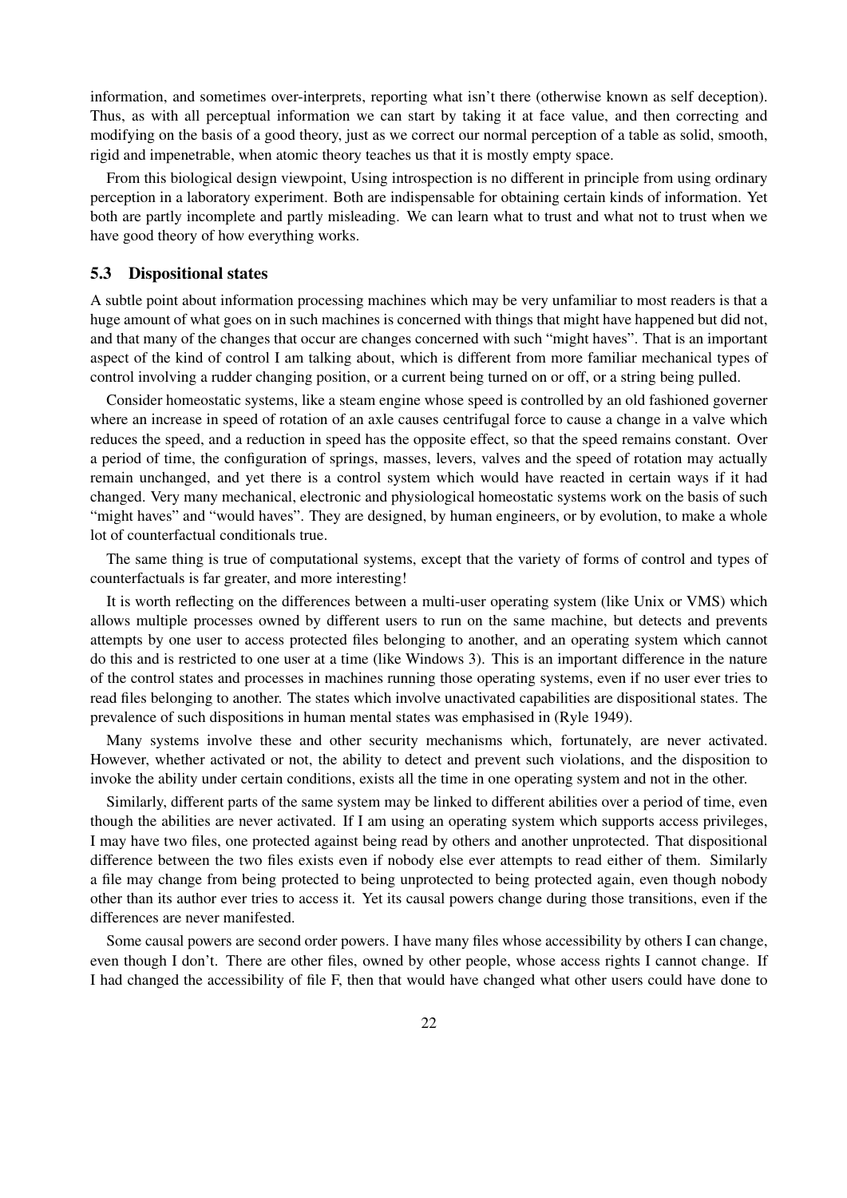information, and sometimes over-interprets, reporting what isn't there (otherwise known as self deception). Thus, as with all perceptual information we can start by taking it at face value, and then correcting and modifying on the basis of a good theory, just as we correct our normal perception of a table as solid, smooth, rigid and impenetrable, when atomic theory teaches us that it is mostly empty space.

From this biological design viewpoint, Using introspection is no different in principle from using ordinary perception in a laboratory experiment. Both are indispensable for obtaining certain kinds of information. Yet both are partly incomplete and partly misleading. We can learn what to trust and what not to trust when we have good theory of how everything works.

### 5.3 Dispositional states

A subtle point about information processing machines which may be very unfamiliar to most readers is that a huge amount of what goes on in such machines is concerned with things that might have happened but did not, and that many of the changes that occur are changes concerned with such "might haves". That is an important aspect of the kind of control I am talking about, which is different from more familiar mechanical types of control involving a rudder changing position, or a current being turned on or off, or a string being pulled.

Consider homeostatic systems, like a steam engine whose speed is controlled by an old fashioned governer where an increase in speed of rotation of an axle causes centrifugal force to cause a change in a valve which reduces the speed, and a reduction in speed has the opposite effect, so that the speed remains constant. Over a period of time, the configuration of springs, masses, levers, valves and the speed of rotation may actually remain unchanged, and yet there is a control system which would have reacted in certain ways if it had changed. Very many mechanical, electronic and physiological homeostatic systems work on the basis of such "might haves" and "would haves". They are designed, by human engineers, or by evolution, to make a whole lot of counterfactual conditionals true.

The same thing is true of computational systems, except that the variety of forms of control and types of counterfactuals is far greater, and more interesting!

It is worth reflecting on the differences between a multi-user operating system (like Unix or VMS) which allows multiple processes owned by different users to run on the same machine, but detects and prevents attempts by one user to access protected files belonging to another, and an operating system which cannot do this and is restricted to one user at a time (like Windows 3). This is an important difference in the nature of the control states and processes in machines running those operating systems, even if no user ever tries to read files belonging to another. The states which involve unactivated capabilities are dispositional states. The prevalence of such dispositions in human mental states was emphasised in (Ryle 1949).

Many systems involve these and other security mechanisms which, fortunately, are never activated. However, whether activated or not, the ability to detect and prevent such violations, and the disposition to invoke the ability under certain conditions, exists all the time in one operating system and not in the other.

Similarly, different parts of the same system may be linked to different abilities over a period of time, even though the abilities are never activated. If I am using an operating system which supports access privileges, I may have two files, one protected against being read by others and another unprotected. That dispositional difference between the two files exists even if nobody else ever attempts to read either of them. Similarly a file may change from being protected to being unprotected to being protected again, even though nobody other than its author ever tries to access it. Yet its causal powers change during those transitions, even if the differences are never manifested.

Some causal powers are second order powers. I have many files whose accessibility by others I can change, even though I don't. There are other files, owned by other people, whose access rights I cannot change. If I had changed the accessibility of file F, then that would have changed what other users could have done to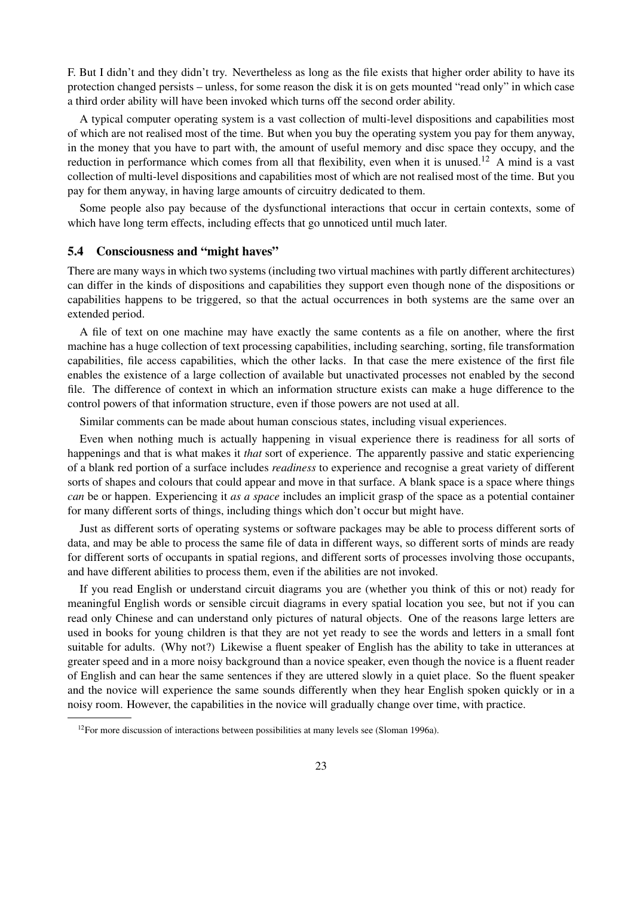F. But I didn't and they didn't try. Nevertheless as long as the file exists that higher order ability to have its protection changed persists – unless, for some reason the disk it is on gets mounted "read only" in which case a third order ability will have been invoked which turns off the second order ability.

A typical computer operating system is a vast collection of multi-level dispositions and capabilities most of which are not realised most of the time. But when you buy the operating system you pay for them anyway, in the money that you have to part with, the amount of useful memory and disc space they occupy, and the reduction in performance which comes from all that flexibility, even when it is unused.[12] A mind is a vast collection of multi-level dispositions and capabilities most of which are not realised most of the time. But you pay for them anyway, in having large amounts of circuitry dedicated to them.

Some people also pay because of the dysfunctional interactions that occur in certain contexts, some of which have long term effects, including effects that go unnoticed until much later.

### 5.4 Consciousness and "might haves"

There are many ways in which two systems (including two virtual machines with partly different architectures) can differ in the kinds of dispositions and capabilities they support even though none of the dispositions or capabilities happens to be triggered, so that the actual occurrences in both systems are the same over an extended period.

A file of text on one machine may have exactly the same contents as a file on another, where the first machine has a huge collection of text processing capabilities, including searching, sorting, file transformation capabilities, file access capabilities, which the other lacks. In that case the mere existence of the first file enables the existence of a large collection of available but unactivated processes not enabled by the second file. The difference of context in which an information structure exists can make a huge difference to the control powers of that information structure, even if those powers are not used at all.

Similar comments can be made about human conscious states, including visual experiences.

Even when nothing much is actually happening in visual experience there is readiness for all sorts of happenings and that is what makes it *that* sort of experience. The apparently passive and static experiencing of a blank red portion of a surface includes *readiness* to experience and recognise a great variety of different sorts of shapes and colours that could appear and move in that surface. A blank space is a space where things *can* be or happen. Experiencing it *as a space* includes an implicit grasp of the space as a potential container for many different sorts of things, including things which don't occur but might have.

Just as different sorts of operating systems or software packages may be able to process different sorts of data, and may be able to process the same file of data in different ways, so different sorts of minds are ready for different sorts of occupants in spatial regions, and different sorts of processes involving those occupants, and have different abilities to process them, even if the abilities are not invoked.

If you read English or understand circuit diagrams you are (whether you think of this or not) ready for meaningful English words or sensible circuit diagrams in every spatial location you see, but not if you can read only Chinese and can understand only pictures of natural objects. One of the reasons large letters are used in books for young children is that they are not yet ready to see the words and letters in a small font suitable for adults. (Why not?) Likewise a fluent speaker of English has the ability to take in utterances at greater speed and in a more noisy background than a novice speaker, even though the novice is a fluent reader of English and can hear the same sentences if they are uttered slowly in a quiet place. So the fluent speaker and the novice will experience the same sounds differently when they hear English spoken quickly or in a noisy room. However, the capabilities in the novice will gradually change over time, with practice.

[12] For more discussion of interactions between possibilities at many levels see (Sloman 1996a).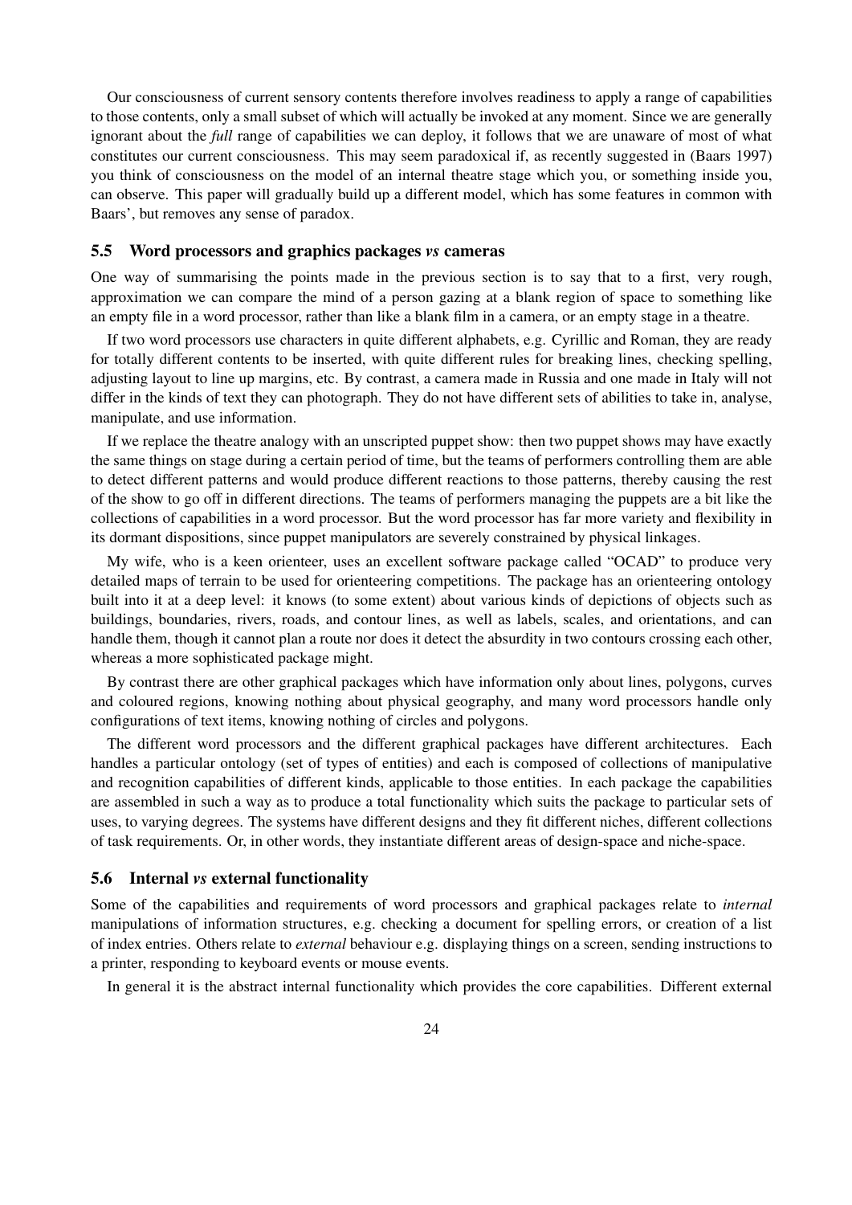Our consciousness of current sensory contents therefore involves readiness to apply a range of capabilities to those contents, only a small subset of which will actually be invoked at any moment. Since we are generally ignorant about the *full* range of capabilities we can deploy, it follows that we are unaware of most of what constitutes our current consciousness. This may seem paradoxical if, as recently suggested in (Baars 1997) you think of consciousness on the model of an internal theatre stage which you, or something inside you, can observe. This paper will gradually build up a different model, which has some features in common with Baars', but removes any sense of paradox.

### 5.5 Word processors and graphics packages *vs* cameras

One way of summarising the points made in the previous section is to say that to a first, very rough, approximation we can compare the mind of a person gazing at a blank region of space to something like an empty file in a word processor, rather than like a blank film in a camera, or an empty stage in a theatre.

If two word processors use characters in quite different alphabets, e.g. Cyrillic and Roman, they are ready for totally different contents to be inserted, with quite different rules for breaking lines, checking spelling, adjusting layout to line up margins, etc. By contrast, a camera made in Russia and one made in Italy will not differ in the kinds of text they can photograph. They do not have different sets of abilities to take in, analyse, manipulate, and use information.

If we replace the theatre analogy with an unscripted puppet show: then two puppet shows may have exactly the same things on stage during a certain period of time, but the teams of performers controlling them are able to detect different patterns and would produce different reactions to those patterns, thereby causing the rest of the show to go off in different directions. The teams of performers managing the puppets are a bit like the collections of capabilities in a word processor. But the word processor has far more variety and flexibility in its dormant dispositions, since puppet manipulators are severely constrained by physical linkages.

My wife, who is a keen orienteer, uses an excellent software package called "OCAD" to produce very detailed maps of terrain to be used for orienteering competitions. The package has an orienteering ontology built into it at a deep level: it knows (to some extent) about various kinds of depictions of objects such as buildings, boundaries, rivers, roads, and contour lines, as well as labels, scales, and orientations, and can handle them, though it cannot plan a route nor does it detect the absurdity in two contours crossing each other, whereas a more sophisticated package might.

By contrast there are other graphical packages which have information only about lines, polygons, curves and coloured regions, knowing nothing about physical geography, and many word processors handle only configurations of text items, knowing nothing of circles and polygons.

The different word processors and the different graphical packages have different architectures. Each handles a particular ontology (set of types of entities) and each is composed of collections of manipulative and recognition capabilities of different kinds, applicable to those entities. In each package the capabilities are assembled in such a way as to produce a total functionality which suits the package to particular sets of uses, to varying degrees. The systems have different designs and they fit different niches, different collections of task requirements. Or, in other words, they instantiate different areas of design-space and niche-space.

### 5.6 Internal *vs* external functionality

Some of the capabilities and requirements of word processors and graphical packages relate to *internal* manipulations of information structures, e.g. checking a document for spelling errors, or creation of a list of index entries. Others relate to *external* behaviour e.g. displaying things on a screen, sending instructions to a printer, responding to keyboard events or mouse events.

In general it is the abstract internal functionality which provides the core capabilities. Different external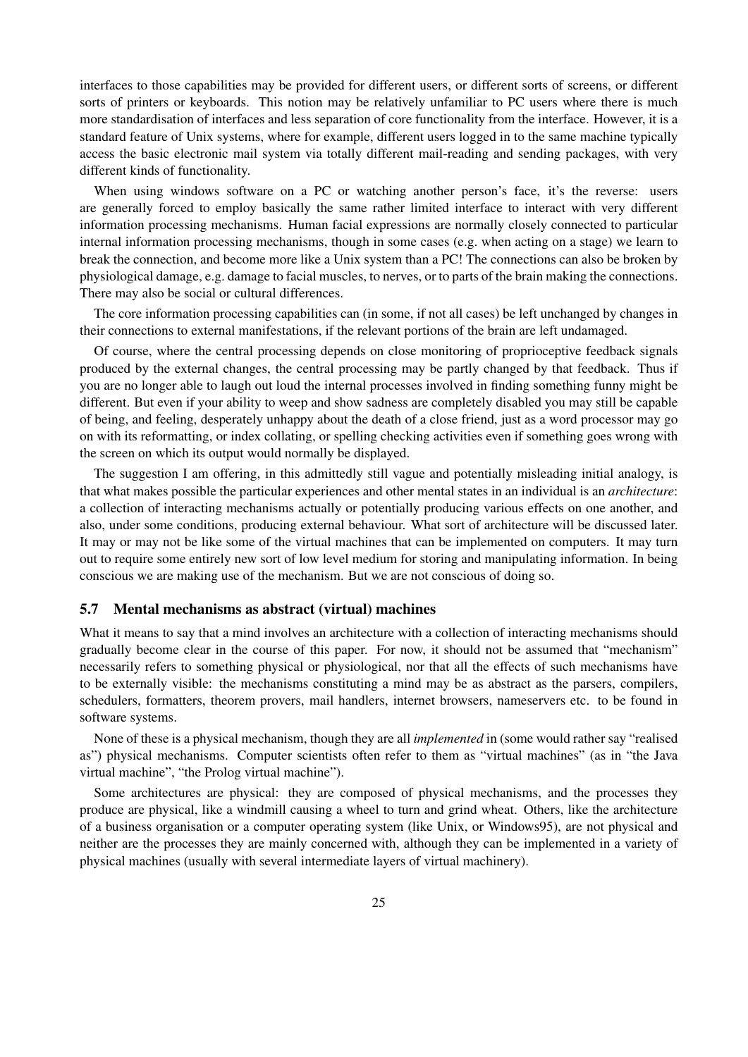interfaces to those capabilities may be provided for different users, or different sorts of screens, or different sorts of printers or keyboards. This notion may be relatively unfamiliar to PC users where there is much more standardisation of interfaces and less separation of core functionality from the interface. However, it is a standard feature of Unix systems, where for example, different users logged in to the same machine typically access the basic electronic mail system via totally different mail-reading and sending packages, with very different kinds of functionality.

When using windows software on a PC or watching another person's face, it's the reverse: users are generally forced to employ basically the same rather limited interface to interact with very different information processing mechanisms. Human facial expressions are normally closely connected to particular internal information processing mechanisms, though in some cases (e.g. when acting on a stage) we learn to break the connection, and become more like a Unix system than a PC! The connections can also be broken by physiological damage, e.g. damage to facial muscles, to nerves, or to parts of the brain making the connections. There may also be social or cultural differences.

The core information processing capabilities can (in some, if not all cases) be left unchanged by changes in their connections to external manifestations, if the relevant portions of the brain are left undamaged.

Of course, where the central processing depends on close monitoring of proprioceptive feedback signals produced by the external changes, the central processing may be partly changed by that feedback. Thus if you are no longer able to laugh out loud the internal processes involved in finding something funny might be different. But even if your ability to weep and show sadness are completely disabled you may still be capable of being, and feeling, desperately unhappy about the death of a close friend, just as a word processor may go on with its reformatting, or index collating, or spelling checking activities even if something goes wrong with the screen on which its output would normally be displayed.

The suggestion I am offering, in this admittedly still vague and potentially misleading initial analogy, is that what makes possible the particular experiences and other mental states in an individual is an *architecture*: a collection of interacting mechanisms actually or potentially producing various effects on one another, and also, under some conditions, producing external behaviour. What sort of architecture will be discussed later. It may or may not be like some of the virtual machines that can be implemented on computers. It may turn out to require some entirely new sort of low level medium for storing and manipulating information. In being conscious we are making use of the mechanism. But we are not conscious of doing so.

### 5.7 Mental mechanisms as abstract (virtual) machines

What it means to say that a mind involves an architecture with a collection of interacting mechanisms should gradually become clear in the course of this paper. For now, it should not be assumed that "mechanism" necessarily refers to something physical or physiological, nor that all the effects of such mechanisms have to be externally visible: the mechanisms constituting a mind may be as abstract as the parsers, compilers, schedulers, formatters, theorem provers, mail handlers, internet browsers, nameservers etc. to be found in software systems.

None of these is a physical mechanism, though they are all *implemented* in (some would rather say "realised as") physical mechanisms. Computer scientists often refer to them as "virtual machines" (as in "the Java virtual machine", "the Prolog virtual machine").

Some architectures are physical: they are composed of physical mechanisms, and the processes they produce are physical, like a windmill causing a wheel to turn and grind wheat. Others, like the architecture of a business organisation or a computer operating system (like Unix, or Windows95), are not physical and neither are the processes they are mainly concerned with, although they can be implemented in a variety of physical machines (usually with several intermediate layers of virtual machinery).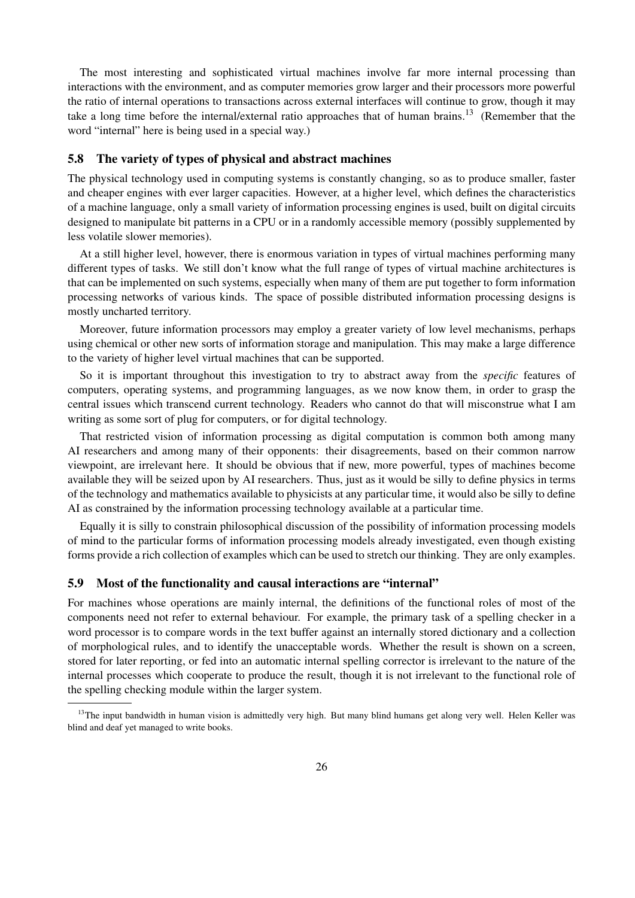The most interesting and sophisticated virtual machines involve far more internal processing than interactions with the environment, and as computer memories grow larger and their processors more powerful the ratio of internal operations to transactions across external interfaces will continue to grow, though it may take a long time before the internal/external ratio approaches that of human brains.[13] (Remember that the word "internal" here is being used in a special way.)

### 5.8 The variety of types of physical and abstract machines

The physical technology used in computing systems is constantly changing, so as to produce smaller, faster and cheaper engines with ever larger capacities. However, at a higher level, which defines the characteristics of a machine language, only a small variety of information processing engines is used, built on digital circuits designed to manipulate bit patterns in a CPU or in a randomly accessible memory (possibly supplemented by less volatile slower memories).

At a still higher level, however, there is enormous variation in types of virtual machines performing many different types of tasks. We still don't know what the full range of types of virtual machine architectures is that can be implemented on such systems, especially when many of them are put together to form information processing networks of various kinds. The space of possible distributed information processing designs is mostly uncharted territory.

Moreover, future information processors may employ a greater variety of low level mechanisms, perhaps using chemical or other new sorts of information storage and manipulation. This may make a large difference to the variety of higher level virtual machines that can be supported.

So it is important throughout this investigation to try to abstract away from the *specific* features of computers, operating systems, and programming languages, as we now know them, in order to grasp the central issues which transcend current technology. Readers who cannot do that will misconstrue what I am writing as some sort of plug for computers, or for digital technology.

That restricted vision of information processing as digital computation is common both among many AI researchers and among many of their opponents: their disagreements, based on their common narrow viewpoint, are irrelevant here. It should be obvious that if new, more powerful, types of machines become available they will be seized upon by AI researchers. Thus, just as it would be silly to define physics in terms of the technology and mathematics available to physicists at any particular time, it would also be silly to define AI as constrained by the information processing technology available at a particular time.

Equally it is silly to constrain philosophical discussion of the possibility of information processing models of mind to the particular forms of information processing models already investigated, even though existing forms provide a rich collection of examples which can be used to stretch our thinking. They are only examples.

### 5.9 Most of the functionality and causal interactions are "internal"

For machines whose operations are mainly internal, the definitions of the functional roles of most of the components need not refer to external behaviour. For example, the primary task of a spelling checker in a word processor is to compare words in the text buffer against an internally stored dictionary and a collection of morphological rules, and to identify the unacceptable words. Whether the result is shown on a screen, stored for later reporting, or fed into an automatic internal spelling corrector is irrelevant to the nature of the internal processes which cooperate to produce the result, though it is not irrelevant to the functional role of the spelling checking module within the larger system.

---

[13] The input bandwidth in human vision is admittedly very high. But many blind humans get along very well. Helen Keller was blind and deaf yet managed to write books.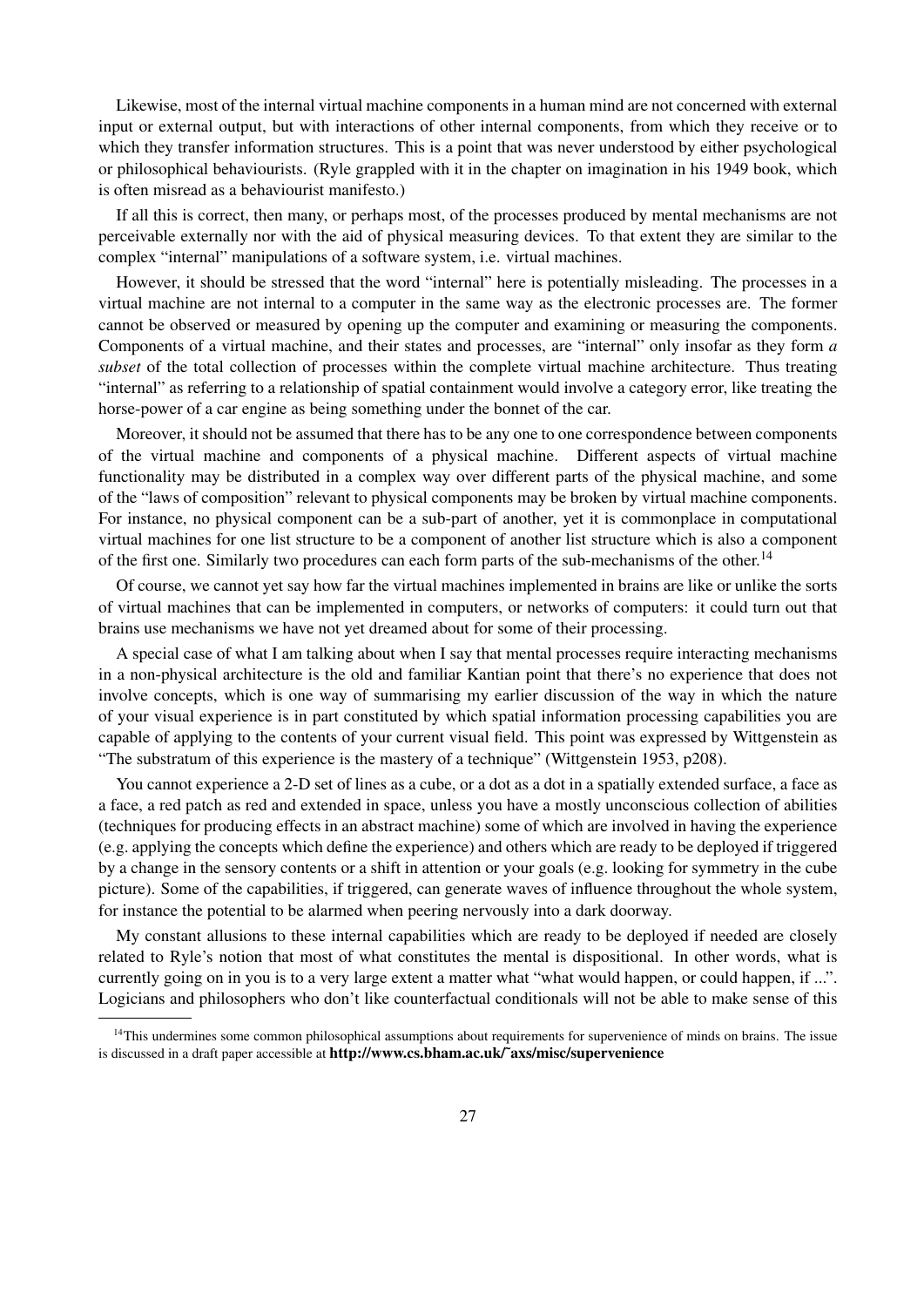Likewise, most of the internal virtual machine components in a human mind are not concerned with external input or external output, but with interactions of other internal components, from which they receive or to which they transfer information structures. This is a point that was never understood by either psychological or philosophical behaviourists. (Ryle grappled with it in the chapter on imagination in his 1949 book, which is often misread as a behaviourist manifesto.)

If all this is correct, then many, or perhaps most, of the processes produced by mental mechanisms are not perceivable externally nor with the aid of physical measuring devices. To that extent they are similar to the complex "internal" manipulations of a software system, i.e. virtual machines.

However, it should be stressed that the word "internal" here is potentially misleading. The processes in a virtual machine are not internal to a computer in the same way as the electronic processes are. The former cannot be observed or measured by opening up the computer and examining or measuring the components. Components of a virtual machine, and their states and processes, are "internal" only insofar as they form *a subset* of the total collection of processes within the complete virtual machine architecture. Thus treating "internal" as referring to a relationship of spatial containment would involve a category error, like treating the horse-power of a car engine as being something under the bonnet of the car.

Moreover, it should not be assumed that there has to be any one to one correspondence between components of the virtual machine and components of a physical machine. Different aspects of virtual machine functionality may be distributed in a complex way over different parts of the physical machine, and some of the "laws of composition" relevant to physical components may be broken by virtual machine components. For instance, no physical component can be a sub-part of another, yet it is commonplace in computational virtual machines for one list structure to be a component of another list structure which is also a component of the first one. Similarly two procedures can each form parts of the sub-mechanisms of the other.[14]

Of course, we cannot yet say how far the virtual machines implemented in brains are like or unlike the sorts of virtual machines that can be implemented in computers, or networks of computers: it could turn out that brains use mechanisms we have not yet dreamed about for some of their processing.

A special case of what I am talking about when I say that mental processes require interacting mechanisms in a non-physical architecture is the old and familiar Kantian point that there's no experience that does not involve concepts, which is one way of summarising my earlier discussion of the way in which the nature of your visual experience is in part constituted by which spatial information processing capabilities you are capable of applying to the contents of your current visual field. This point was expressed by Wittgenstein as "The substratum of this experience is the mastery of a technique" (Wittgenstein 1953, p208).

You cannot experience a 2-D set of lines as a cube, or a dot as a dot in a spatially extended surface, a face as a face, a red patch as red and extended in space, unless you have a mostly unconscious collection of abilities (techniques for producing effects in an abstract machine) some of which are involved in having the experience (e.g. applying the concepts which define the experience) and others which are ready to be deployed if triggered by a change in the sensory contents or a shift in attention or your goals (e.g. looking for symmetry in the cube picture). Some of the capabilities, if triggered, can generate waves of influence throughout the whole system, for instance the potential to be alarmed when peering nervously into a dark doorway.

My constant allusions to these internal capabilities which are ready to be deployed if needed are closely related to Ryle's notion that most of what constitutes the mental is dispositional. In other words, what is currently going on in you is to a very large extent a matter what "what would happen, or could happen, if ...". Logicians and philosophers who don't like counterfactual conditionals will not be able to make sense of this

[14]This undermines some common philosophical assumptions about requirements for supervenience of minds on brains. The issue is discussed in a draft paper accessible at **http://www.cs.bham.ac.uk/˜axs/misc/supervenience**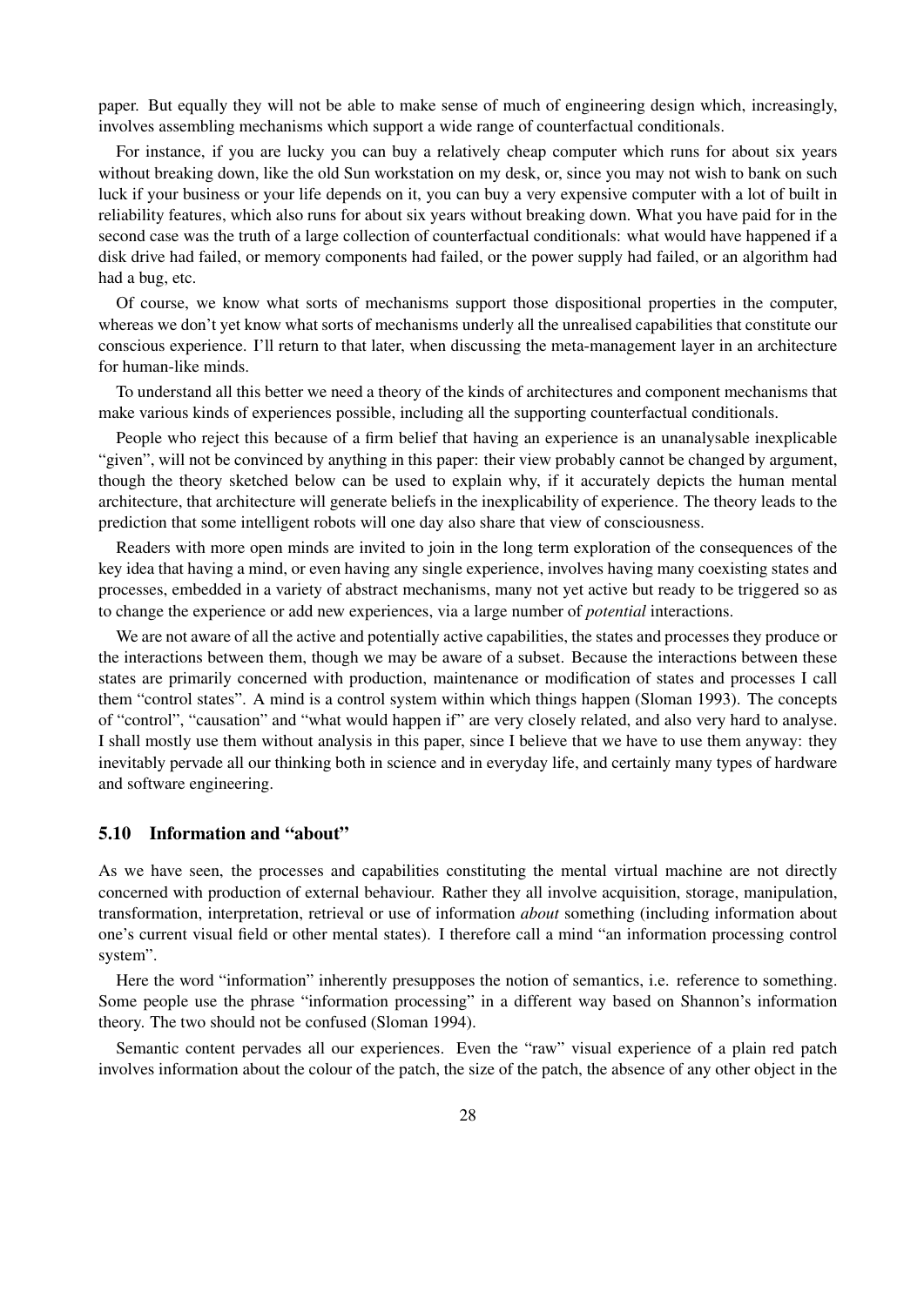paper. But equally they will not be able to make sense of much of engineering design which, increasingly, involves assembling mechanisms which support a wide range of counterfactual conditionals.

For instance, if you are lucky you can buy a relatively cheap computer which runs for about six years without breaking down, like the old Sun workstation on my desk, or, since you may not wish to bank on such luck if your business or your life depends on it, you can buy a very expensive computer with a lot of built in reliability features, which also runs for about six years without breaking down. What you have paid for in the second case was the truth of a large collection of counterfactual conditionals: what would have happened if a disk drive had failed, or memory components had failed, or the power supply had failed, or an algorithm had had a bug, etc.

Of course, we know what sorts of mechanisms support those dispositional properties in the computer, whereas we don't yet know what sorts of mechanisms underly all the unrealised capabilities that constitute our conscious experience. I'll return to that later, when discussing the meta-management layer in an architecture for human-like minds.

To understand all this better we need a theory of the kinds of architectures and component mechanisms that make various kinds of experiences possible, including all the supporting counterfactual conditionals.

People who reject this because of a firm belief that having an experience is an unanalysable inexplicable "given", will not be convinced by anything in this paper: their view probably cannot be changed by argument, though the theory sketched below can be used to explain why, if it accurately depicts the human mental architecture, that architecture will generate beliefs in the inexplicability of experience. The theory leads to the prediction that some intelligent robots will one day also share that view of consciousness.

Readers with more open minds are invited to join in the long term exploration of the consequences of the key idea that having a mind, or even having any single experience, involves having many coexisting states and processes, embedded in a variety of abstract mechanisms, many not yet active but ready to be triggered so as to change the experience or add new experiences, via a large number of *potential* interactions.

We are not aware of all the active and potentially active capabilities, the states and processes they produce or the interactions between them, though we may be aware of a subset. Because the interactions between these states are primarily concerned with production, maintenance or modification of states and processes I call them "control states". A mind is a control system within which things happen (Sloman 1993). The concepts of "control", "causation" and "what would happen if" are very closely related, and also very hard to analyse. I shall mostly use them without analysis in this paper, since I believe that we have to use them anyway: they inevitably pervade all our thinking both in science and in everyday life, and certainly many types of hardware and software engineering.

### 5.10 Information and "about"

As we have seen, the processes and capabilities constituting the mental virtual machine are not directly concerned with production of external behaviour. Rather they all involve acquisition, storage, manipulation, transformation, interpretation, retrieval or use of information *about* something (including information about one's current visual field or other mental states). I therefore call a mind "an information processing control system".

Here the word "information" inherently presupposes the notion of semantics, i.e. reference to something. Some people use the phrase "information processing" in a different way based on Shannon's information theory. The two should not be confused (Sloman 1994).

Semantic content pervades all our experiences. Even the "raw" visual experience of a plain red patch involves information about the colour of the patch, the size of the patch, the absence of any other object in the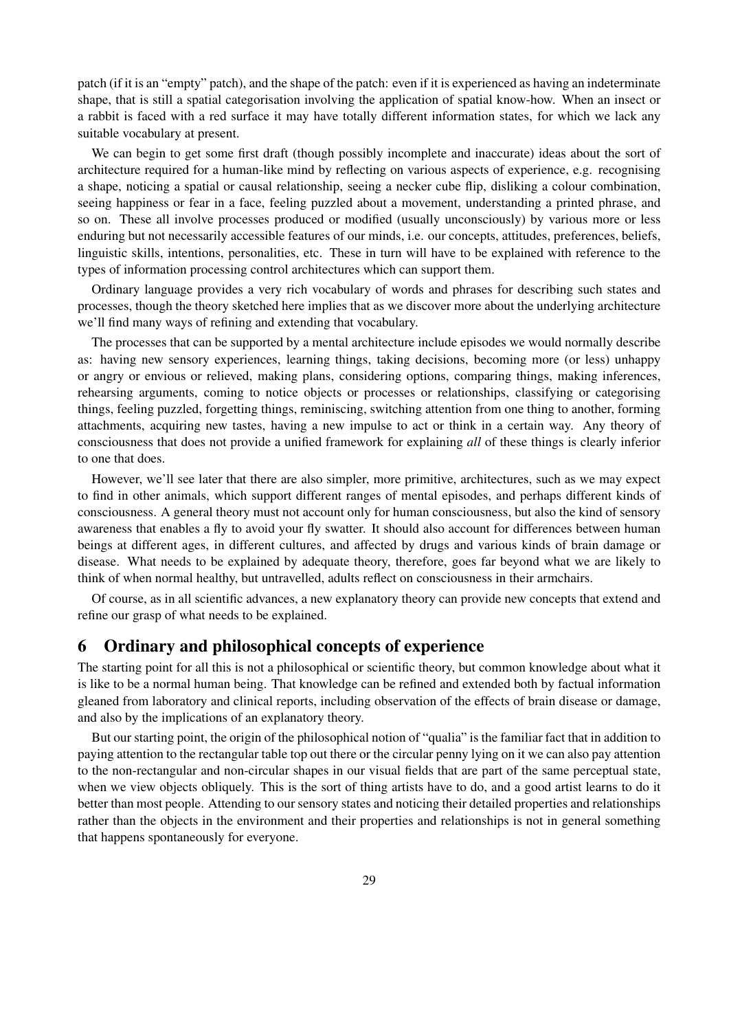patch (if it is an "empty" patch), and the shape of the patch: even if it is experienced as having an indeterminate shape, that is still a spatial categorisation involving the application of spatial know-how. When an insect or a rabbit is faced with a red surface it may have totally different information states, for which we lack any suitable vocabulary at present.

We can begin to get some first draft (though possibly incomplete and inaccurate) ideas about the sort of architecture required for a human-like mind by reflecting on various aspects of experience, e.g. recognising a shape, noticing a spatial or causal relationship, seeing a necker cube flip, disliking a colour combination, seeing happiness or fear in a face, feeling puzzled about a movement, understanding a printed phrase, and so on. These all involve processes produced or modified (usually unconsciously) by various more or less enduring but not necessarily accessible features of our minds, i.e. our concepts, attitudes, preferences, beliefs, linguistic skills, intentions, personalities, etc. These in turn will have to be explained with reference to the types of information processing control architectures which can support them.

Ordinary language provides a very rich vocabulary of words and phrases for describing such states and processes, though the theory sketched here implies that as we discover more about the underlying architecture we'll find many ways of refining and extending that vocabulary.

The processes that can be supported by a mental architecture include episodes we would normally describe as: having new sensory experiences, learning things, taking decisions, becoming more (or less) unhappy or angry or envious or relieved, making plans, considering options, comparing things, making inferences, rehearsing arguments, coming to notice objects or processes or relationships, classifying or categorising things, feeling puzzled, forgetting things, reminiscing, switching attention from one thing to another, forming attachments, acquiring new tastes, having a new impulse to act or think in a certain way. Any theory of consciousness that does not provide a unified framework for explaining *all* of these things is clearly inferior to one that does.

However, we'll see later that there are also simpler, more primitive, architectures, such as we may expect to find in other animals, which support different ranges of mental episodes, and perhaps different kinds of consciousness. A general theory must not account only for human consciousness, but also the kind of sensory awareness that enables a fly to avoid your fly swatter. It should also account for differences between human beings at different ages, in different cultures, and affected by drugs and various kinds of brain damage or disease. What needs to be explained by adequate theory, therefore, goes far beyond what we are likely to think of when normal healthy, but untravelled, adults reflect on consciousness in their armchairs.

Of course, as in all scientific advances, a new explanatory theory can provide new concepts that extend and refine our grasp of what needs to be explained.

## 6 Ordinary and philosophical concepts of experience

The starting point for all this is not a philosophical or scientific theory, but common knowledge about what it is like to be a normal human being. That knowledge can be refined and extended both by factual information gleaned from laboratory and clinical reports, including observation of the effects of brain disease or damage, and also by the implications of an explanatory theory.

But our starting point, the origin of the philosophical notion of "qualia" is the familiar fact that in addition to paying attention to the rectangular table top out there or the circular penny lying on it we can also pay attention to the non-rectangular and non-circular shapes in our visual fields that are part of the same perceptual state, when we view objects obliquely. This is the sort of thing artists have to do, and a good artist learns to do it better than most people. Attending to our sensory states and noticing their detailed properties and relationships rather than the objects in the environment and their properties and relationships is not in general something that happens spontaneously for everyone.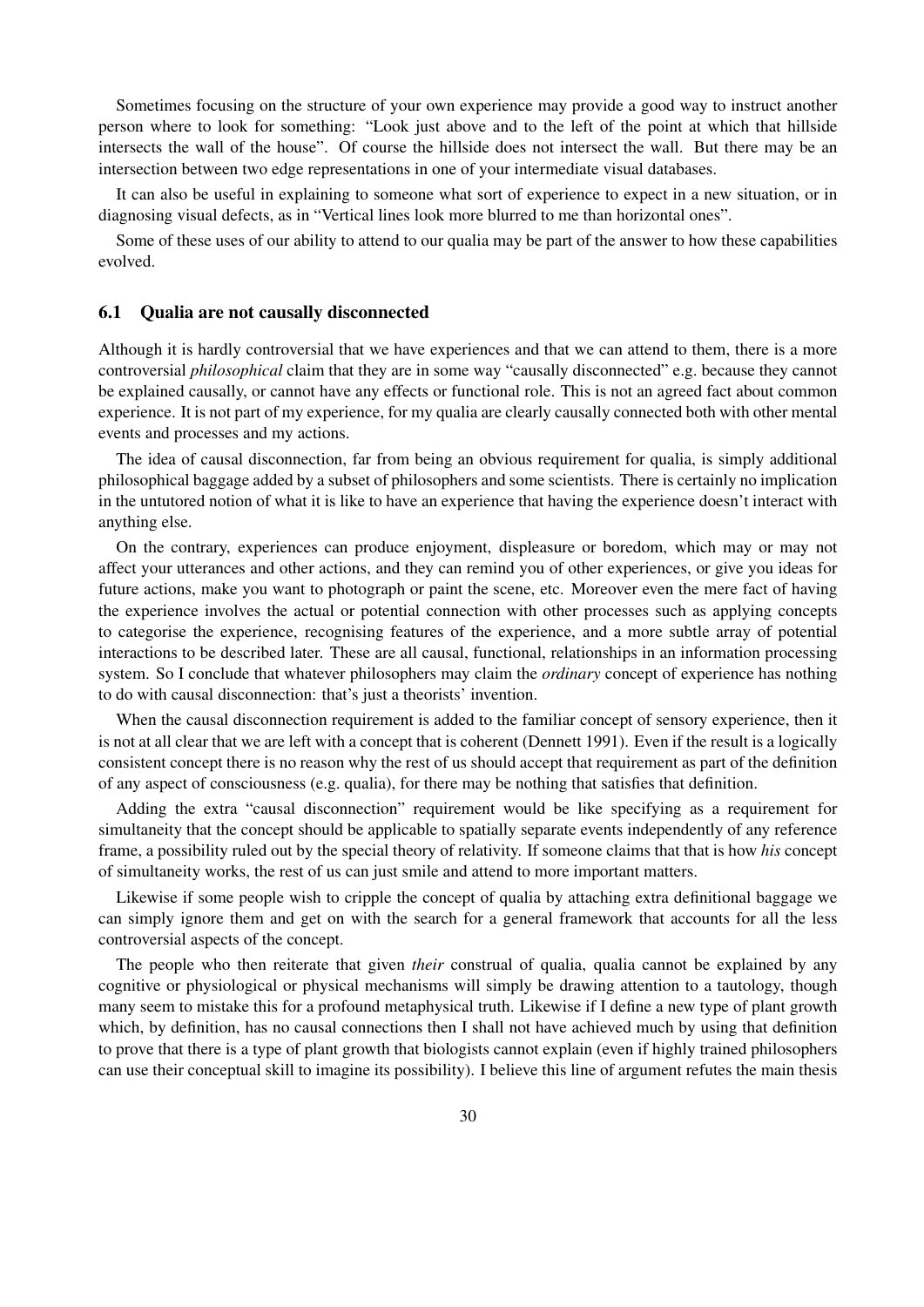Sometimes focusing on the structure of your own experience may provide a good way to instruct another person where to look for something: "Look just above and to the left of the point at which that hillside intersects the wall of the house". Of course the hillside does not intersect the wall. But there may be an intersection between two edge representations in one of your intermediate visual databases.

It can also be useful in explaining to someone what sort of experience to expect in a new situation, or in diagnosing visual defects, as in "Vertical lines look more blurred to me than horizontal ones".

Some of these uses of our ability to attend to our qualia may be part of the answer to how these capabilities evolved.

### 6.1 Qualia are not causally disconnected

Although it is hardly controversial that we have experiences and that we can attend to them, there is a more controversial *philosophical* claim that they are in some way "causally disconnected" e.g. because they cannot be explained causally, or cannot have any effects or functional role. This is not an agreed fact about common experience. It is not part of my experience, for my qualia are clearly causally connected both with other mental events and processes and my actions.

The idea of causal disconnection, far from being an obvious requirement for qualia, is simply additional philosophical baggage added by a subset of philosophers and some scientists. There is certainly no implication in the untutored notion of what it is like to have an experience that having the experience doesn't interact with anything else.

On the contrary, experiences can produce enjoyment, displeasure or boredom, which may or may not affect your utterances and other actions, and they can remind you of other experiences, or give you ideas for future actions, make you want to photograph or paint the scene, etc. Moreover even the mere fact of having the experience involves the actual or potential connection with other processes such as applying concepts to categorise the experience, recognising features of the experience, and a more subtle array of potential interactions to be described later. These are all causal, functional, relationships in an information processing system. So I conclude that whatever philosophers may claim the *ordinary* concept of experience has nothing to do with causal disconnection: that's just a theorists' invention.

When the causal disconnection requirement is added to the familiar concept of sensory experience, then it is not at all clear that we are left with a concept that is coherent (Dennett 1991). Even if the result is a logically consistent concept there is no reason why the rest of us should accept that requirement as part of the definition of any aspect of consciousness (e.g. qualia), for there may be nothing that satisfies that definition.

Adding the extra "causal disconnection" requirement would be like specifying as a requirement for simultaneity that the concept should be applicable to spatially separate events independently of any reference frame, a possibility ruled out by the special theory of relativity. If someone claims that that is how *his* concept of simultaneity works, the rest of us can just smile and attend to more important matters.

Likewise if some people wish to cripple the concept of qualia by attaching extra definitional baggage we can simply ignore them and get on with the search for a general framework that accounts for all the less controversial aspects of the concept.

The people who then reiterate that given *their* construal of qualia, qualia cannot be explained by any cognitive or physiological or physical mechanisms will simply be drawing attention to a tautology, though many seem to mistake this for a profound metaphysical truth. Likewise if I define a new type of plant growth which, by definition, has no causal connections then I shall not have achieved much by using that definition to prove that there is a type of plant growth that biologists cannot explain (even if highly trained philosophers can use their conceptual skill to imagine its possibility). I believe this line of argument refutes the main thesis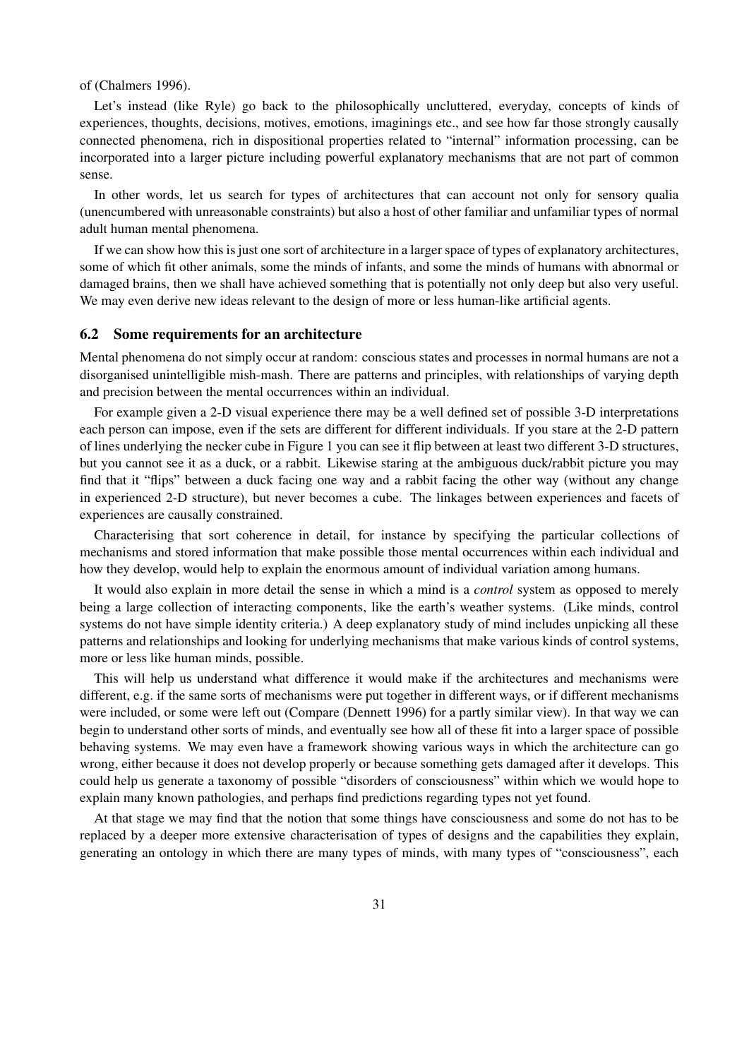of (Chalmers 1996).

Let's instead (like Ryle) go back to the philosophically uncluttered, everyday, concepts of kinds of experiences, thoughts, decisions, motives, emotions, imaginings etc., and see how far those strongly causally connected phenomena, rich in dispositional properties related to "internal" information processing, can be incorporated into a larger picture including powerful explanatory mechanisms that are not part of common sense.

In other words, let us search for types of architectures that can account not only for sensory qualia (unencumbered with unreasonable constraints) but also a host of other familiar and unfamiliar types of normal adult human mental phenomena.

If we can show how this is just one sort of architecture in a larger space of types of explanatory architectures, some of which fit other animals, some the minds of infants, and some the minds of humans with abnormal or damaged brains, then we shall have achieved something that is potentially not only deep but also very useful. We may even derive new ideas relevant to the design of more or less human-like artificial agents.

### 6.2 Some requirements for an architecture

Mental phenomena do not simply occur at random: conscious states and processes in normal humans are not a disorganised unintelligible mish-mash. There are patterns and principles, with relationships of varying depth and precision between the mental occurrences within an individual.

For example given a 2-D visual experience there may be a well defined set of possible 3-D interpretations each person can impose, even if the sets are different for different individuals. If you stare at the 2-D pattern of lines underlying the necker cube in Figure 1 you can see it flip between at least two different 3-D structures, but you cannot see it as a duck, or a rabbit. Likewise staring at the ambiguous duck/rabbit picture you may find that it "flips" between a duck facing one way and a rabbit facing the other way (without any change in experienced 2-D structure), but never becomes a cube. The linkages between experiences and facets of experiences are causally constrained.

Characterising that sort coherence in detail, for instance by specifying the particular collections of mechanisms and stored information that make possible those mental occurrences within each individual and how they develop, would help to explain the enormous amount of individual variation among humans.

It would also explain in more detail the sense in which a mind is a *control* system as opposed to merely being a large collection of interacting components, like the earth's weather systems. (Like minds, control systems do not have simple identity criteria.) A deep explanatory study of mind includes unpicking all these patterns and relationships and looking for underlying mechanisms that make various kinds of control systems, more or less like human minds, possible.

This will help us understand what difference it would make if the architectures and mechanisms were different, e.g. if the same sorts of mechanisms were put together in different ways, or if different mechanisms were included, or some were left out (Compare (Dennett 1996) for a partly similar view). In that way we can begin to understand other sorts of minds, and eventually see how all of these fit into a larger space of possible behaving systems. We may even have a framework showing various ways in which the architecture can go wrong, either because it does not develop properly or because something gets damaged after it develops. This could help us generate a taxonomy of possible "disorders of consciousness" within which we would hope to explain many known pathologies, and perhaps find predictions regarding types not yet found.

At that stage we may find that the notion that some things have consciousness and some do not has to be replaced by a deeper more extensive characterisation of types of designs and the capabilities they explain, generating an ontology in which there are many types of minds, with many types of "consciousness", each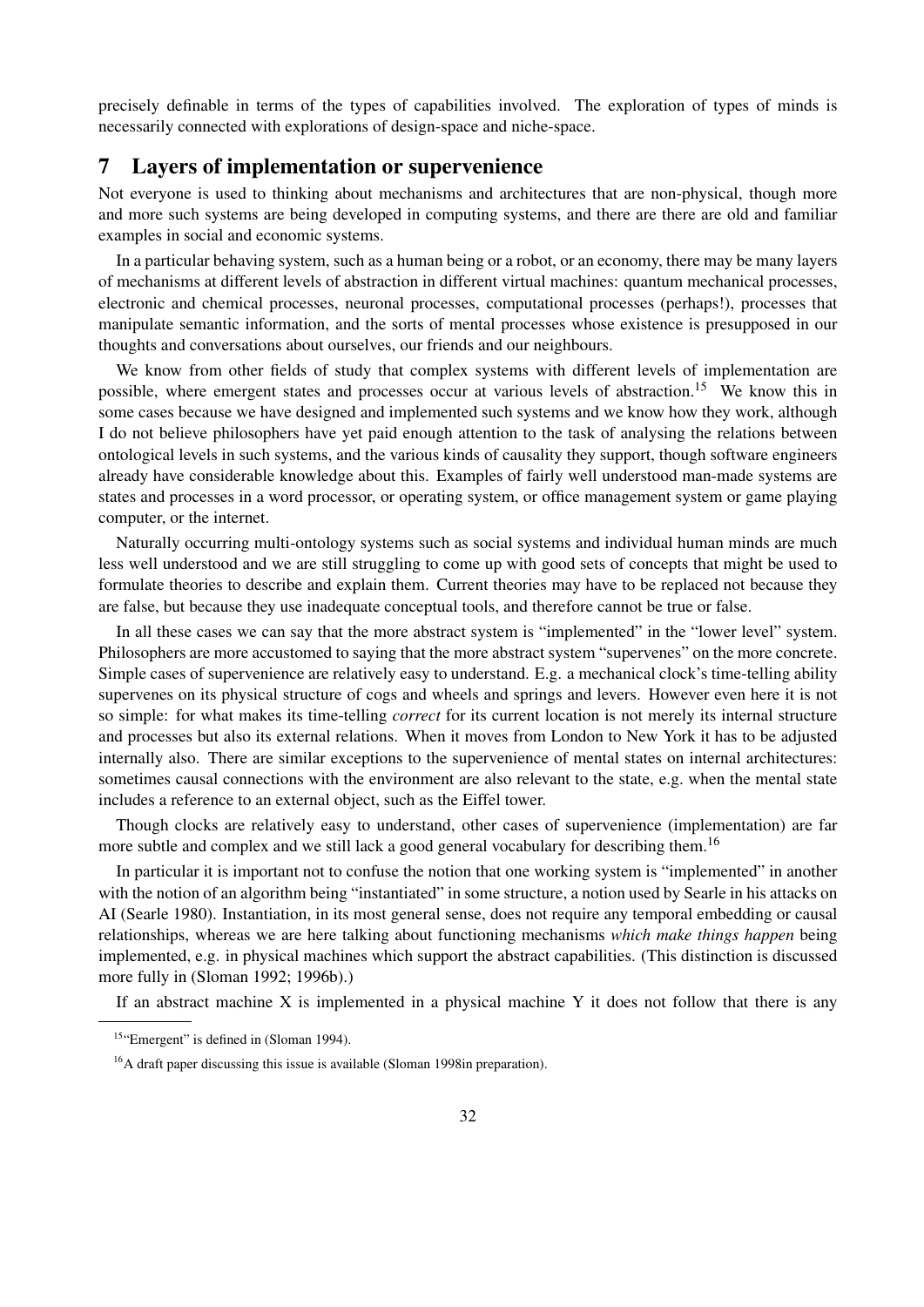precisely definable in terms of the types of capabilities involved. The exploration of types of minds is necessarily connected with explorations of design-space and niche-space.

## 7 Layers of implementation or supervenience

Not everyone is used to thinking about mechanisms and architectures that are non-physical, though more and more such systems are being developed in computing systems, and there are there are old and familiar examples in social and economic systems.

In a particular behaving system, such as a human being or a robot, or an economy, there may be many layers of mechanisms at different levels of abstraction in different virtual machines: quantum mechanical processes, electronic and chemical processes, neuronal processes, computational processes (perhaps!), processes that manipulate semantic information, and the sorts of mental processes whose existence is presupposed in our thoughts and conversations about ourselves, our friends and our neighbours.

We know from other fields of study that complex systems with different levels of implementation are possible, where emergent states and processes occur at various levels of abstraction.[15] We know this in some cases because we have designed and implemented such systems and we know how they work, although I do not believe philosophers have yet paid enough attention to the task of analysing the relations between ontological levels in such systems, and the various kinds of causality they support, though software engineers already have considerable knowledge about this. Examples of fairly well understood man-made systems are states and processes in a word processor, or operating system, or office management system or game playing computer, or the internet.

Naturally occurring multi-ontology systems such as social systems and individual human minds are much less well understood and we are still struggling to come up with good sets of concepts that might be used to formulate theories to describe and explain them. Current theories may have to be replaced not because they are false, but because they use inadequate conceptual tools, and therefore cannot be true or false.

In all these cases we can say that the more abstract system is "implemented" in the "lower level" system. Philosophers are more accustomed to saying that the more abstract system "supervenes" on the more concrete. Simple cases of supervenience are relatively easy to understand. E.g. a mechanical clock's time-telling ability supervenes on its physical structure of cogs and wheels and springs and levers. However even here it is not so simple: for what makes its time-telling *correct* for its current location is not merely its internal structure and processes but also its external relations. When it moves from London to New York it has to be adjusted internally also. There are similar exceptions to the supervenience of mental states on internal architectures: sometimes causal connections with the environment are also relevant to the state, e.g. when the mental state includes a reference to an external object, such as the Eiffel tower.

Though clocks are relatively easy to understand, other cases of supervenience (implementation) are far more subtle and complex and we still lack a good general vocabulary for describing them.[16]

In particular it is important not to confuse the notion that one working system is "implemented" in another with the notion of an algorithm being "instantiated" in some structure, a notion used by Searle in his attacks on AI (Searle 1980). Instantiation, in its most general sense, does not require any temporal embedding or causal relationships, whereas we are here talking about functioning mechanisms *which make things happen* being implemented, e.g. in physical machines which support the abstract capabilities. (This distinction is discussed more fully in (Sloman 1992; 1996b).)

If an abstract machine X is implemented in a physical machine Y it does not follow that there is any

---

[15]"Emergent" is defined in (Sloman 1994).

[16]A draft paper discussing this issue is available (Sloman 1998in preparation).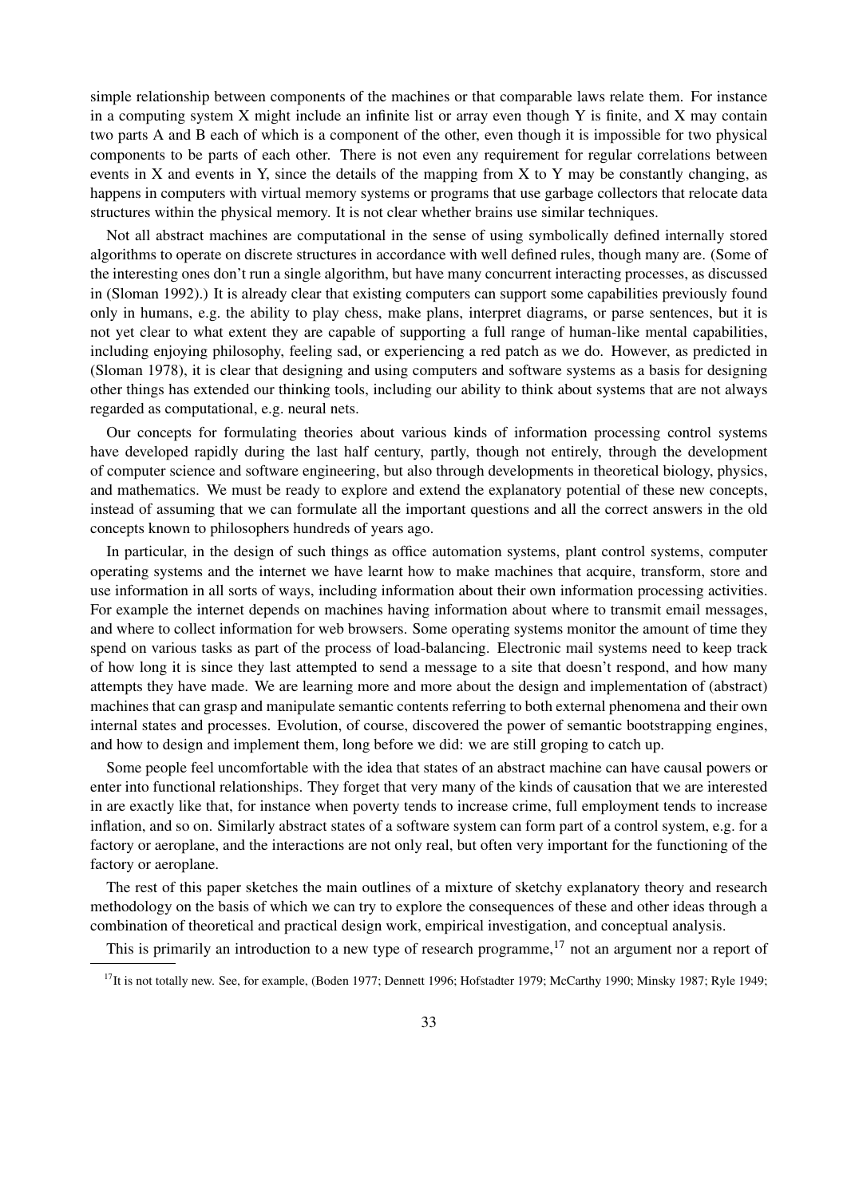simple relationship between components of the machines or that comparable laws relate them. For instance in a computing system X might include an infinite list or array even though Y is finite, and X may contain two parts A and B each of which is a component of the other, even though it is impossible for two physical components to be parts of each other. There is not even any requirement for regular correlations between events in X and events in Y, since the details of the mapping from X to Y may be constantly changing, as happens in computers with virtual memory systems or programs that use garbage collectors that relocate data structures within the physical memory. It is not clear whether brains use similar techniques.

Not all abstract machines are computational in the sense of using symbolically defined internally stored algorithms to operate on discrete structures in accordance with well defined rules, though many are. (Some of the interesting ones don't run a single algorithm, but have many concurrent interacting processes, as discussed in (Sloman 1992).) It is already clear that existing computers can support some capabilities previously found only in humans, e.g. the ability to play chess, make plans, interpret diagrams, or parse sentences, but it is not yet clear to what extent they are capable of supporting a full range of human-like mental capabilities, including enjoying philosophy, feeling sad, or experiencing a red patch as we do. However, as predicted in (Sloman 1978), it is clear that designing and using computers and software systems as a basis for designing other things has extended our thinking tools, including our ability to think about systems that are not always regarded as computational, e.g. neural nets.

Our concepts for formulating theories about various kinds of information processing control systems have developed rapidly during the last half century, partly, though not entirely, through the development of computer science and software engineering, but also through developments in theoretical biology, physics, and mathematics. We must be ready to explore and extend the explanatory potential of these new concepts, instead of assuming that we can formulate all the important questions and all the correct answers in the old concepts known to philosophers hundreds of years ago.

In particular, in the design of such things as office automation systems, plant control systems, computer operating systems and the internet we have learnt how to make machines that acquire, transform, store and use information in all sorts of ways, including information about their own information processing activities. For example the internet depends on machines having information about where to transmit email messages, and where to collect information for web browsers. Some operating systems monitor the amount of time they spend on various tasks as part of the process of load-balancing. Electronic mail systems need to keep track of how long it is since they last attempted to send a message to a site that doesn't respond, and how many attempts they have made. We are learning more and more about the design and implementation of (abstract) machines that can grasp and manipulate semantic contents referring to both external phenomena and their own internal states and processes. Evolution, of course, discovered the power of semantic bootstrapping engines, and how to design and implement them, long before we did: we are still groping to catch up.

Some people feel uncomfortable with the idea that states of an abstract machine can have causal powers or enter into functional relationships. They forget that very many of the kinds of causation that we are interested in are exactly like that, for instance when poverty tends to increase crime, full employment tends to increase inflation, and so on. Similarly abstract states of a software system can form part of a control system, e.g. for a factory or aeroplane, and the interactions are not only real, but often very important for the functioning of the factory or aeroplane.

The rest of this paper sketches the main outlines of a mixture of sketchy explanatory theory and research methodology on the basis of which we can try to explore the consequences of these and other ideas through a combination of theoretical and practical design work, empirical investigation, and conceptual analysis.

This is primarily an introduction to a new type of research programme,[17] not an argument nor a report of

[17] It is not totally new. See, for example, (Boden 1977; Dennett 1996; Hofstadter 1979; McCarthy 1990; Minsky 1987; Ryle 1949;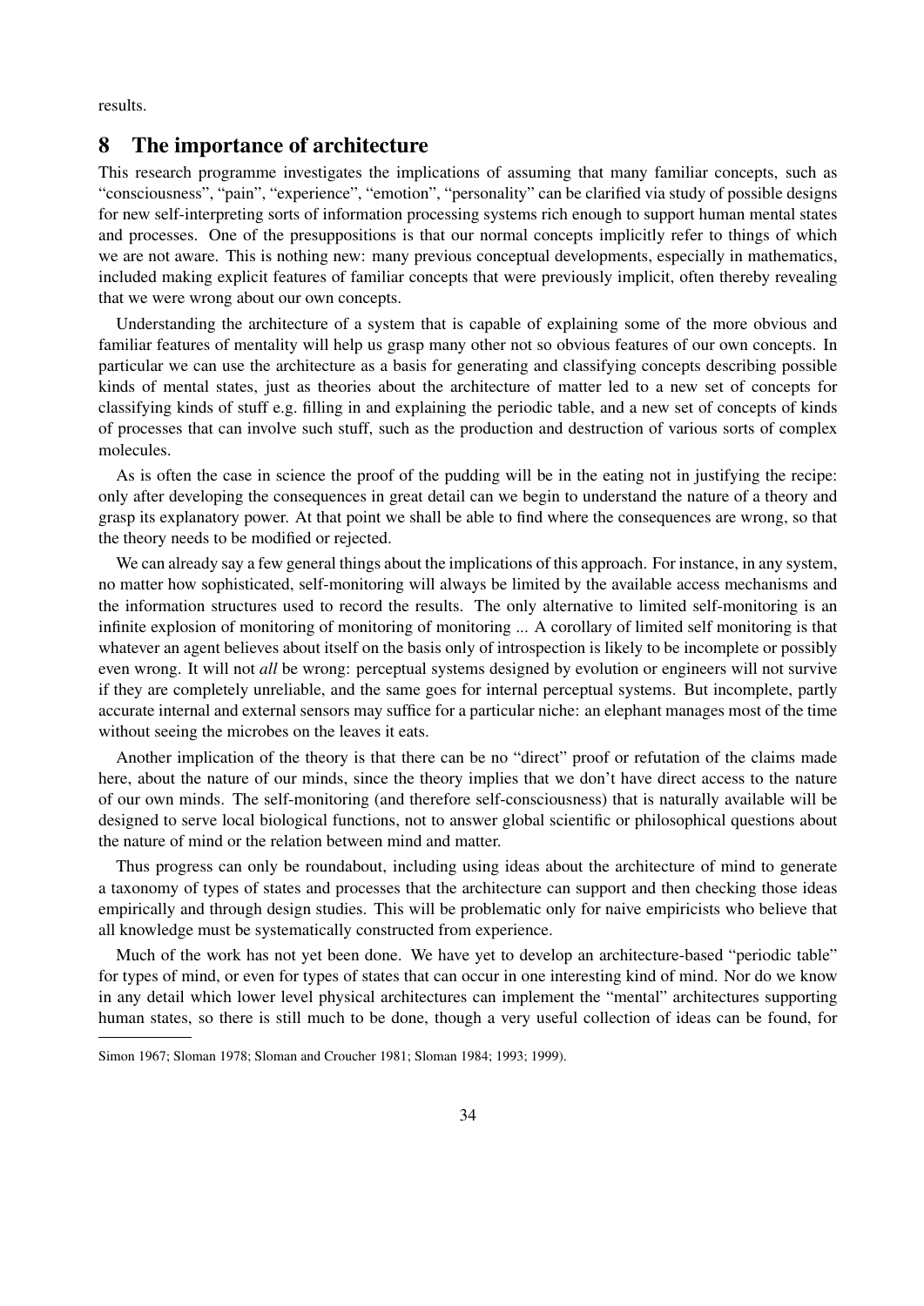results.

## 8 The importance of architecture

This research programme investigates the implications of assuming that many familiar concepts, such as "consciousness", "pain", "experience", "emotion", "personality" can be clarified via study of possible designs for new self-interpreting sorts of information processing systems rich enough to support human mental states and processes. One of the presuppositions is that our normal concepts implicitly refer to things of which we are not aware. This is nothing new: many previous conceptual developments, especially in mathematics, included making explicit features of familiar concepts that were previously implicit, often thereby revealing that we were wrong about our own concepts.

Understanding the architecture of a system that is capable of explaining some of the more obvious and familiar features of mentality will help us grasp many other not so obvious features of our own concepts. In particular we can use the architecture as a basis for generating and classifying concepts describing possible kinds of mental states, just as theories about the architecture of matter led to a new set of concepts for classifying kinds of stuff e.g. filling in and explaining the periodic table, and a new set of concepts of kinds of processes that can involve such stuff, such as the production and destruction of various sorts of complex molecules.

As is often the case in science the proof of the pudding will be in the eating not in justifying the recipe: only after developing the consequences in great detail can we begin to understand the nature of a theory and grasp its explanatory power. At that point we shall be able to find where the consequences are wrong, so that the theory needs to be modified or rejected.

We can already say a few general things about the implications of this approach. For instance, in any system, no matter how sophisticated, self-monitoring will always be limited by the available access mechanisms and the information structures used to record the results. The only alternative to limited self-monitoring is an infinite explosion of monitoring of monitoring of monitoring ... A corollary of limited self monitoring is that whatever an agent believes about itself on the basis only of introspection is likely to be incomplete or possibly even wrong. It will not *all* be wrong: perceptual systems designed by evolution or engineers will not survive if they are completely unreliable, and the same goes for internal perceptual systems. But incomplete, partly accurate internal and external sensors may suffice for a particular niche: an elephant manages most of the time without seeing the microbes on the leaves it eats.

Another implication of the theory is that there can be no "direct" proof or refutation of the claims made here, about the nature of our minds, since the theory implies that we don't have direct access to the nature of our own minds. The self-monitoring (and therefore self-consciousness) that is naturally available will be designed to serve local biological functions, not to answer global scientific or philosophical questions about the nature of mind or the relation between mind and matter.

Thus progress can only be roundabout, including using ideas about the architecture of mind to generate a taxonomy of types of states and processes that the architecture can support and then checking those ideas empirically and through design studies. This will be problematic only for naive empiricists who believe that all knowledge must be systematically constructed from experience.

Much of the work has not yet been done. We have yet to develop an architecture-based "periodic table" for types of mind, or even for types of states that can occur in one interesting kind of mind. Nor do we know in any detail which lower level physical architectures can implement the "mental" architectures supporting human states, so there is still much to be done, though a very useful collection of ideas can be found, for

Simon 1967; Sloman 1978; Sloman and Croucher 1981; Sloman 1984; 1993; 1999).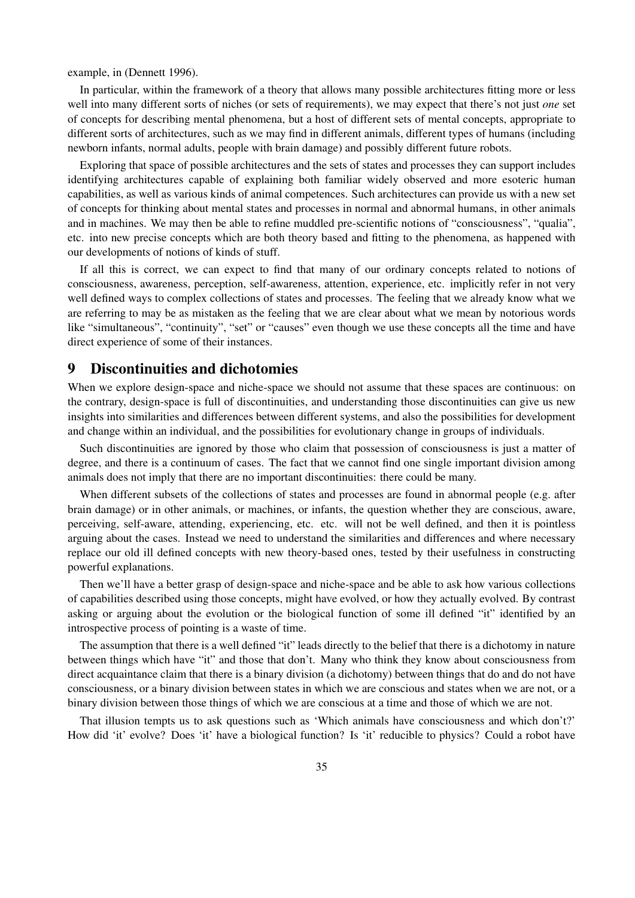example, in (Dennett 1996).

In particular, within the framework of a theory that allows many possible architectures fitting more or less well into many different sorts of niches (or sets of requirements), we may expect that there's not just *one* set of concepts for describing mental phenomena, but a host of different sets of mental concepts, appropriate to different sorts of architectures, such as we may find in different animals, different types of humans (including newborn infants, normal adults, people with brain damage) and possibly different future robots.

Exploring that space of possible architectures and the sets of states and processes they can support includes identifying architectures capable of explaining both familiar widely observed and more esoteric human capabilities, as well as various kinds of animal competences. Such architectures can provide us with a new set of concepts for thinking about mental states and processes in normal and abnormal humans, in other animals and in machines. We may then be able to refine muddled pre-scientific notions of "consciousness", "qualia", etc. into new precise concepts which are both theory based and fitting to the phenomena, as happened with our developments of notions of kinds of stuff.

If all this is correct, we can expect to find that many of our ordinary concepts related to notions of consciousness, awareness, perception, self-awareness, attention, experience, etc. implicitly refer in not very well defined ways to complex collections of states and processes. The feeling that we already know what we are referring to may be as mistaken as the feeling that we are clear about what we mean by notorious words like "simultaneous", "continuity", "set" or "causes" even though we use these concepts all the time and have direct experience of some of their instances.

## 9 Discontinuities and dichotomies

When we explore design-space and niche-space we should not assume that these spaces are continuous: on the contrary, design-space is full of discontinuities, and understanding those discontinuities can give us new insights into similarities and differences between different systems, and also the possibilities for development and change within an individual, and the possibilities for evolutionary change in groups of individuals.

Such discontinuities are ignored by those who claim that possession of consciousness is just a matter of degree, and there is a continuum of cases. The fact that we cannot find one single important division among animals does not imply that there are no important discontinuities: there could be many.

When different subsets of the collections of states and processes are found in abnormal people (e.g. after brain damage) or in other animals, or machines, or infants, the question whether they are conscious, aware, perceiving, self-aware, attending, experiencing, etc. etc. will not be well defined, and then it is pointless arguing about the cases. Instead we need to understand the similarities and differences and where necessary replace our old ill defined concepts with new theory-based ones, tested by their usefulness in constructing powerful explanations.

Then we'll have a better grasp of design-space and niche-space and be able to ask how various collections of capabilities described using those concepts, might have evolved, or how they actually evolved. By contrast asking or arguing about the evolution or the biological function of some ill defined "it" identified by an introspective process of pointing is a waste of time.

The assumption that there is a well defined "it" leads directly to the belief that there is a dichotomy in nature between things which have "it" and those that don't. Many who think they know about consciousness from direct acquaintance claim that there is a binary division (a dichotomy) between things that do and do not have consciousness, or a binary division between states in which we are conscious and states when we are not, or a binary division between those things of which we are conscious at a time and those of which we are not.

That illusion tempts us to ask questions such as 'Which animals have consciousness and which don't?' How did 'it' evolve? Does 'it' have a biological function? Is 'it' reducible to physics? Could a robot have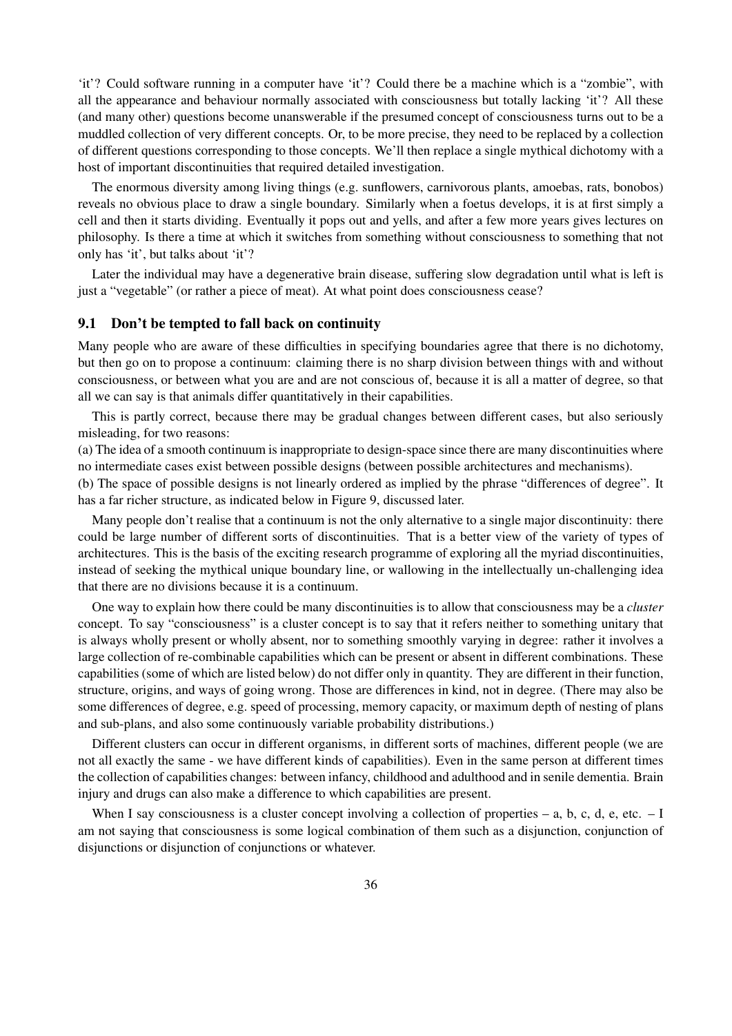'it'? Could software running in a computer have 'it'? Could there be a machine which is a "zombie", with all the appearance and behaviour normally associated with consciousness but totally lacking 'it'? All these (and many other) questions become unanswerable if the presumed concept of consciousness turns out to be a muddled collection of very different concepts. Or, to be more precise, they need to be replaced by a collection of different questions corresponding to those concepts. We'll then replace a single mythical dichotomy with a host of important discontinuities that required detailed investigation.

The enormous diversity among living things (e.g. sunflowers, carnivorous plants, amoebas, rats, bonobos) reveals no obvious place to draw a single boundary. Similarly when a foetus develops, it is at first simply a cell and then it starts dividing. Eventually it pops out and yells, and after a few more years gives lectures on philosophy. Is there a time at which it switches from something without consciousness to something that not only has 'it', but talks about 'it'?

Later the individual may have a degenerative brain disease, suffering slow degradation until what is left is just a "vegetable" (or rather a piece of meat). At what point does consciousness cease?

## 9.1 Don't be tempted to fall back on continuity

Many people who are aware of these difficulties in specifying boundaries agree that there is no dichotomy, but then go on to propose a continuum: claiming there is no sharp division between things with and without consciousness, or between what you are and are not conscious of, because it is all a matter of degree, so that all we can say is that animals differ quantitatively in their capabilities.

This is partly correct, because there may be gradual changes between different cases, but also seriously misleading, for two reasons:

(a) The idea of a smooth continuum is inappropriate to design-space since there are many discontinuities where no intermediate cases exist between possible designs (between possible architectures and mechanisms).

(b) The space of possible designs is not linearly ordered as implied by the phrase "differences of degree". It has a far richer structure, as indicated below in Figure 9, discussed later.

Many people don't realise that a continuum is not the only alternative to a single major discontinuity: there could be large number of different sorts of discontinuities. That is a better view of the variety of types of architectures. This is the basis of the exciting research programme of exploring all the myriad discontinuities, instead of seeking the mythical unique boundary line, or wallowing in the intellectually un-challenging idea that there are no divisions because it is a continuum.

One way to explain how there could be many discontinuities is to allow that consciousness may be a *cluster* concept. To say "consciousness" is a cluster concept is to say that it refers neither to something unitary that is always wholly present or wholly absent, nor to something smoothly varying in degree: rather it involves a large collection of re-combinable capabilities which can be present or absent in different combinations. These capabilities (some of which are listed below) do not differ only in quantity. They are different in their function, structure, origins, and ways of going wrong. Those are differences in kind, not in degree. (There may also be some differences of degree, e.g. speed of processing, memory capacity, or maximum depth of nesting of plans and sub-plans, and also some continuously variable probability distributions.)

Different clusters can occur in different organisms, in different sorts of machines, different people (we are not all exactly the same - we have different kinds of capabilities). Even in the same person at different times the collection of capabilities changes: between infancy, childhood and adulthood and in senile dementia. Brain injury and drugs can also make a difference to which capabilities are present.

When I say consciousness is a cluster concept involving a collection of properties – a, b, c, d, e, etc. – I am not saying that consciousness is some logical combination of them such as a disjunction, conjunction of disjunctions or disjunction of conjunctions or whatever.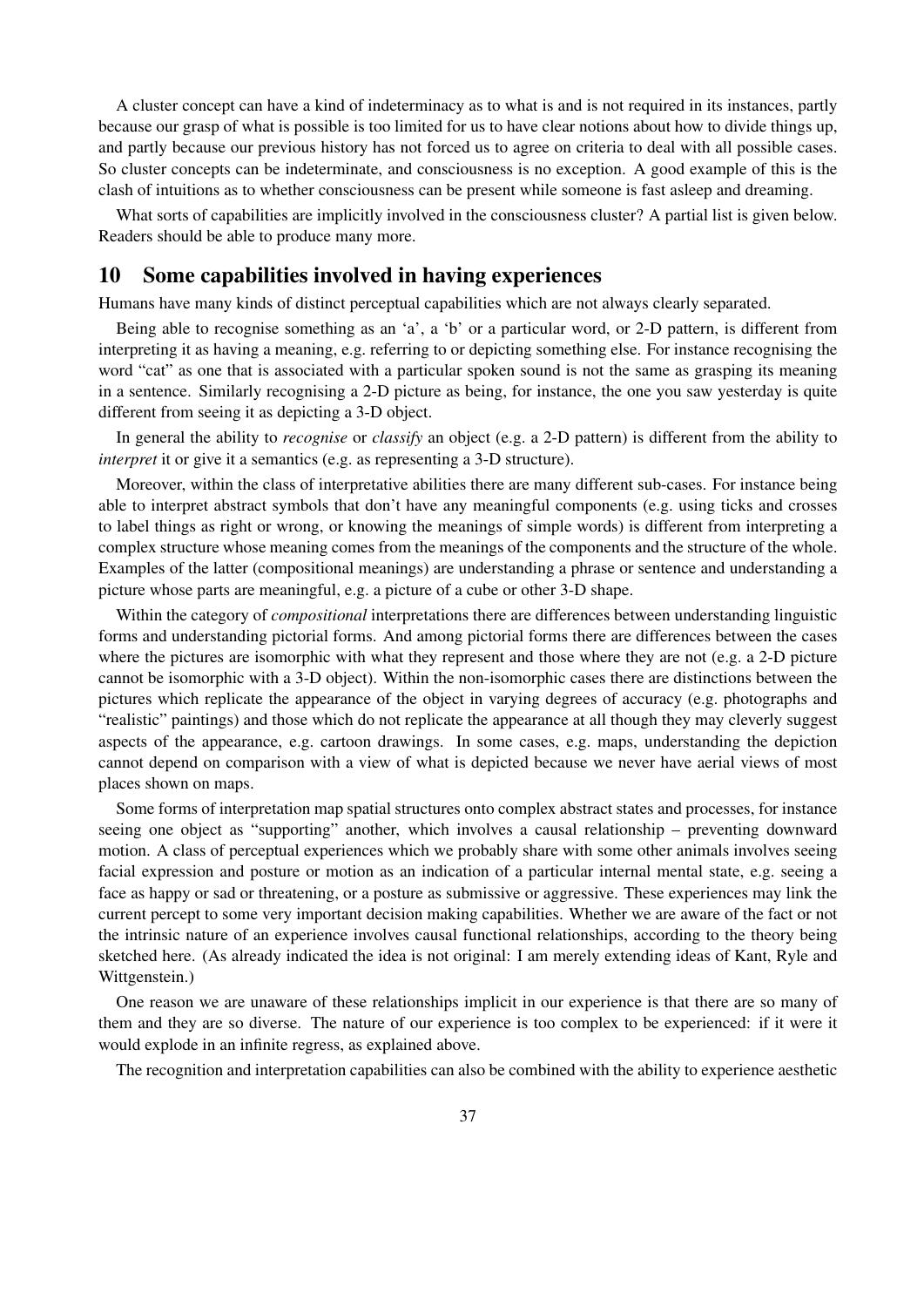A cluster concept can have a kind of indeterminacy as to what is and is not required in its instances, partly because our grasp of what is possible is too limited for us to have clear notions about how to divide things up, and partly because our previous history has not forced us to agree on criteria to deal with all possible cases. So cluster concepts can be indeterminate, and consciousness is no exception. A good example of this is the clash of intuitions as to whether consciousness can be present while someone is fast asleep and dreaming.

What sorts of capabilities are implicitly involved in the consciousness cluster? A partial list is given below. Readers should be able to produce many more.

## 10 Some capabilities involved in having experiences

Humans have many kinds of distinct perceptual capabilities which are not always clearly separated.

Being able to recognise something as an 'a', a 'b' or a particular word, or 2-D pattern, is different from interpreting it as having a meaning, e.g. referring to or depicting something else. For instance recognising the word "cat" as one that is associated with a particular spoken sound is not the same as grasping its meaning in a sentence. Similarly recognising a 2-D picture as being, for instance, the one you saw yesterday is quite different from seeing it as depicting a 3-D object.

In general the ability to *recognise* or *classify* an object (e.g. a 2-D pattern) is different from the ability to *interpret* it or give it a semantics (e.g. as representing a 3-D structure).

Moreover, within the class of interpretative abilities there are many different sub-cases. For instance being able to interpret abstract symbols that don't have any meaningful components (e.g. using ticks and crosses to label things as right or wrong, or knowing the meanings of simple words) is different from interpreting a complex structure whose meaning comes from the meanings of the components and the structure of the whole. Examples of the latter (compositional meanings) are understanding a phrase or sentence and understanding a picture whose parts are meaningful, e.g. a picture of a cube or other 3-D shape.

Within the category of *compositional* interpretations there are differences between understanding linguistic forms and understanding pictorial forms. And among pictorial forms there are differences between the cases where the pictures are isomorphic with what they represent and those where they are not (e.g. a 2-D picture cannot be isomorphic with a 3-D object). Within the non-isomorphic cases there are distinctions between the pictures which replicate the appearance of the object in varying degrees of accuracy (e.g. photographs and "realistic" paintings) and those which do not replicate the appearance at all though they may cleverly suggest aspects of the appearance, e.g. cartoon drawings. In some cases, e.g. maps, understanding the depiction cannot depend on comparison with a view of what is depicted because we never have aerial views of most places shown on maps.

Some forms of interpretation map spatial structures onto complex abstract states and processes, for instance seeing one object as "supporting" another, which involves a causal relationship – preventing downward motion. A class of perceptual experiences which we probably share with some other animals involves seeing facial expression and posture or motion as an indication of a particular internal mental state, e.g. seeing a face as happy or sad or threatening, or a posture as submissive or aggressive. These experiences may link the current percept to some very important decision making capabilities. Whether we are aware of the fact or not the intrinsic nature of an experience involves causal functional relationships, according to the theory being sketched here. (As already indicated the idea is not original: I am merely extending ideas of Kant, Ryle and Wittgenstein.)

One reason we are unaware of these relationships implicit in our experience is that there are so many of them and they are so diverse. The nature of our experience is too complex to be experienced: if it were it would explode in an infinite regress, as explained above.

The recognition and interpretation capabilities can also be combined with the ability to experience aesthetic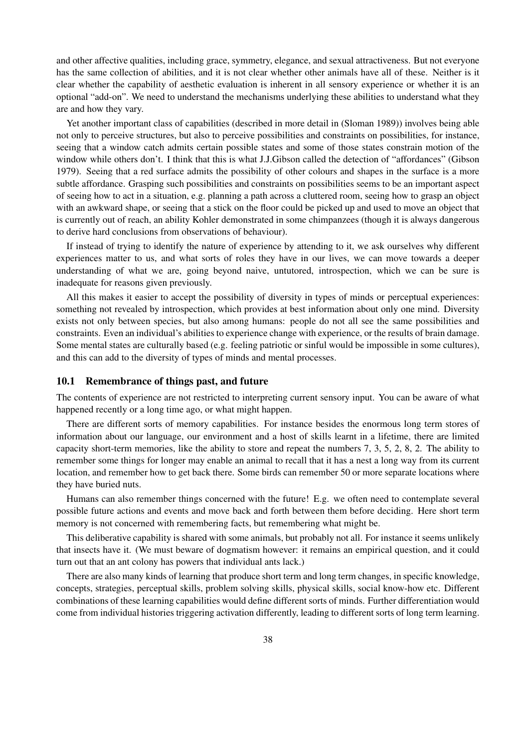and other affective qualities, including grace, symmetry, elegance, and sexual attractiveness. But not everyone has the same collection of abilities, and it is not clear whether other animals have all of these. Neither is it clear whether the capability of aesthetic evaluation is inherent in all sensory experience or whether it is an optional "add-on". We need to understand the mechanisms underlying these abilities to understand what they are and how they vary.

Yet another important class of capabilities (described in more detail in (Sloman 1989)) involves being able not only to perceive structures, but also to perceive possibilities and constraints on possibilities, for instance, seeing that a window catch admits certain possible states and some of those states constrain motion of the window while others don't. I think that this is what J.J.Gibson called the detection of "affordances" (Gibson 1979). Seeing that a red surface admits the possibility of other colours and shapes in the surface is a more subtle affordance. Grasping such possibilities and constraints on possibilities seems to be an important aspect of seeing how to act in a situation, e.g. planning a path across a cluttered room, seeing how to grasp an object with an awkward shape, or seeing that a stick on the floor could be picked up and used to move an object that is currently out of reach, an ability Kohler demonstrated in some chimpanzees (though it is always dangerous to derive hard conclusions from observations of behaviour).

If instead of trying to identify the nature of experience by attending to it, we ask ourselves why different experiences matter to us, and what sorts of roles they have in our lives, we can move towards a deeper understanding of what we are, going beyond naive, untutored, introspection, which we can be sure is inadequate for reasons given previously.

All this makes it easier to accept the possibility of diversity in types of minds or perceptual experiences: something not revealed by introspection, which provides at best information about only one mind. Diversity exists not only between species, but also among humans: people do not all see the same possibilities and constraints. Even an individual's abilities to experience change with experience, or the results of brain damage. Some mental states are culturally based (e.g. feeling patriotic or sinful would be impossible in some cultures), and this can add to the diversity of types of minds and mental processes.

## 10.1 Remembrance of things past, and future

The contents of experience are not restricted to interpreting current sensory input. You can be aware of what happened recently or a long time ago, or what might happen.

There are different sorts of memory capabilities. For instance besides the enormous long term stores of information about our language, our environment and a host of skills learnt in a lifetime, there are limited capacity short-term memories, like the ability to store and repeat the numbers 7, 3, 5, 2, 8, 2. The ability to remember some things for longer may enable an animal to recall that it has a nest a long way from its current location, and remember how to get back there. Some birds can remember 50 or more separate locations where they have buried nuts.

Humans can also remember things concerned with the future! E.g. we often need to contemplate several possible future actions and events and move back and forth between them before deciding. Here short term memory is not concerned with remembering facts, but remembering what might be.

This deliberative capability is shared with some animals, but probably not all. For instance it seems unlikely that insects have it. (We must beware of dogmatism however: it remains an empirical question, and it could turn out that an ant colony has powers that individual ants lack.)

There are also many kinds of learning that produce short term and long term changes, in specific knowledge, concepts, strategies, perceptual skills, problem solving skills, physical skills, social know-how etc. Different combinations of these learning capabilities would define different sorts of minds. Further differentiation would come from individual histories triggering activation differently, leading to different sorts of long term learning.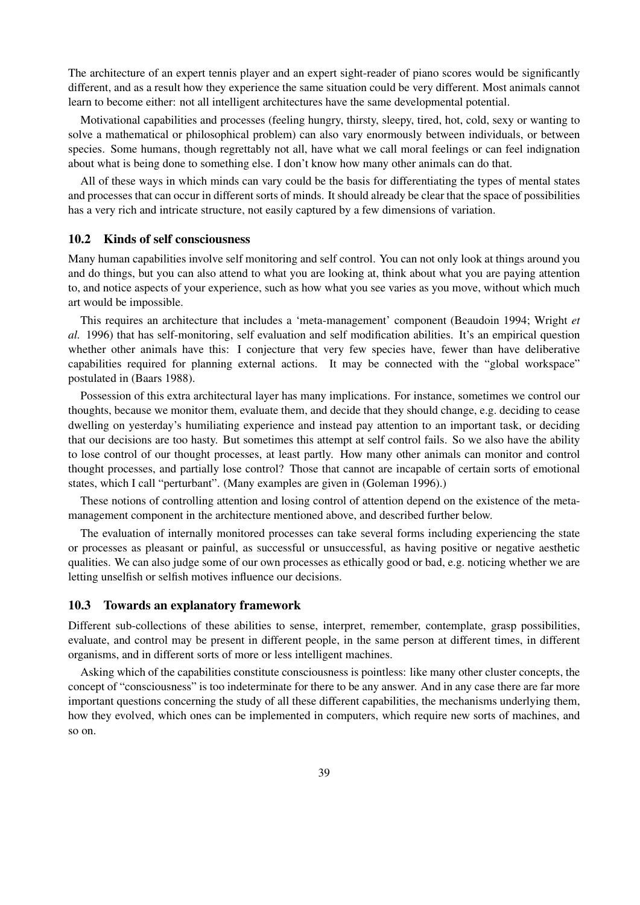The architecture of an expert tennis player and an expert sight-reader of piano scores would be significantly different, and as a result how they experience the same situation could be very different. Most animals cannot learn to become either: not all intelligent architectures have the same developmental potential.

Motivational capabilities and processes (feeling hungry, thirsty, sleepy, tired, hot, cold, sexy or wanting to solve a mathematical or philosophical problem) can also vary enormously between individuals, or between species. Some humans, though regrettably not all, have what we call moral feelings or can feel indignation about what is being done to something else. I don't know how many other animals can do that.

All of these ways in which minds can vary could be the basis for differentiating the types of mental states and processes that can occur in different sorts of minds. It should already be clear that the space of possibilities has a very rich and intricate structure, not easily captured by a few dimensions of variation.

### 10.2 Kinds of self consciousness

Many human capabilities involve self monitoring and self control. You can not only look at things around you and do things, but you can also attend to what you are looking at, think about what you are paying attention to, and notice aspects of your experience, such as how what you see varies as you move, without which much art would be impossible.

This requires an architecture that includes a 'meta-management' component (Beaudoin 1994; Wright *et al.* 1996) that has self-monitoring, self evaluation and self modification abilities. It's an empirical question whether other animals have this: I conjecture that very few species have, fewer than have deliberative capabilities required for planning external actions. It may be connected with the "global workspace" postulated in (Baars 1988).

Possession of this extra architectural layer has many implications. For instance, sometimes we control our thoughts, because we monitor them, evaluate them, and decide that they should change, e.g. deciding to cease dwelling on yesterday's humiliating experience and instead pay attention to an important task, or deciding that our decisions are too hasty. But sometimes this attempt at self control fails. So we also have the ability to lose control of our thought processes, at least partly. How many other animals can monitor and control thought processes, and partially lose control? Those that cannot are incapable of certain sorts of emotional states, which I call "perturbant". (Many examples are given in (Goleman 1996).)

These notions of controlling attention and losing control of attention depend on the existence of the meta-management component in the architecture mentioned above, and described further below.

The evaluation of internally monitored processes can take several forms including experiencing the state or processes as pleasant or painful, as successful or unsuccessful, as having positive or negative aesthetic qualities. We can also judge some of our own processes as ethically good or bad, e.g. noticing whether we are letting unselfish or selfish motives influence our decisions.

### 10.3 Towards an explanatory framework

Different sub-collections of these abilities to sense, interpret, remember, contemplate, grasp possibilities, evaluate, and control may be present in different people, in the same person at different times, in different organisms, and in different sorts of more or less intelligent machines.

Asking which of the capabilities constitute consciousness is pointless: like many other cluster concepts, the concept of "consciousness" is too indeterminate for there to be any answer. And in any case there are far more important questions concerning the study of all these different capabilities, the mechanisms underlying them, how they evolved, which ones can be implemented in computers, which require new sorts of machines, and so on.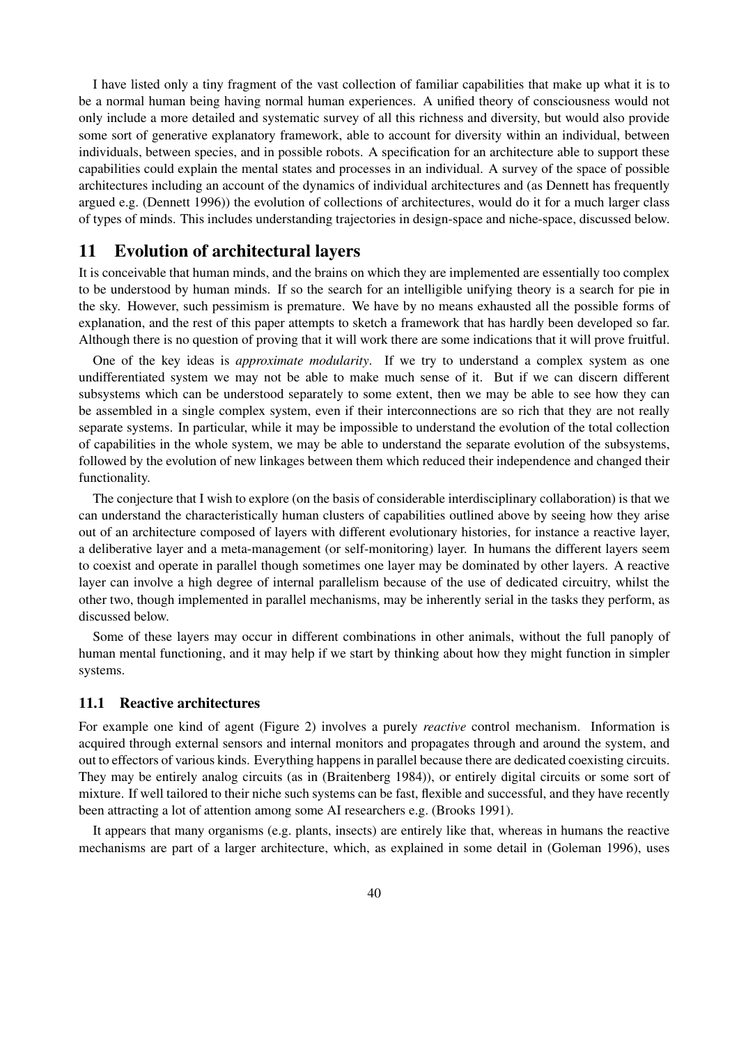I have listed only a tiny fragment of the vast collection of familiar capabilities that make up what it is to be a normal human being having normal human experiences. A unified theory of consciousness would not only include a more detailed and systematic survey of all this richness and diversity, but would also provide some sort of generative explanatory framework, able to account for diversity within an individual, between individuals, between species, and in possible robots. A specification for an architecture able to support these capabilities could explain the mental states and processes in an individual. A survey of the space of possible architectures including an account of the dynamics of individual architectures and (as Dennett has frequently argued e.g. (Dennett 1996)) the evolution of collections of architectures, would do it for a much larger class of types of minds. This includes understanding trajectories in design-space and niche-space, discussed below.

## 11 Evolution of architectural layers

It is conceivable that human minds, and the brains on which they are implemented are essentially too complex to be understood by human minds. If so the search for an intelligible unifying theory is a search for pie in the sky. However, such pessimism is premature. We have by no means exhausted all the possible forms of explanation, and the rest of this paper attempts to sketch a framework that has hardly been developed so far. Although there is no question of proving that it will work there are some indications that it will prove fruitful.

One of the key ideas is *approximate modularity*. If we try to understand a complex system as one undifferentiated system we may not be able to make much sense of it. But if we can discern different subsystems which can be understood separately to some extent, then we may be able to see how they can be assembled in a single complex system, even if their interconnections are so rich that they are not really separate systems. In particular, while it may be impossible to understand the evolution of the total collection of capabilities in the whole system, we may be able to understand the separate evolution of the subsystems, followed by the evolution of new linkages between them which reduced their independence and changed their functionality.

The conjecture that I wish to explore (on the basis of considerable interdisciplinary collaboration) is that we can understand the characteristically human clusters of capabilities outlined above by seeing how they arise out of an architecture composed of layers with different evolutionary histories, for instance a reactive layer, a deliberative layer and a meta-management (or self-monitoring) layer. In humans the different layers seem to coexist and operate in parallel though sometimes one layer may be dominated by other layers. A reactive layer can involve a high degree of internal parallelism because of the use of dedicated circuitry, whilst the other two, though implemented in parallel mechanisms, may be inherently serial in the tasks they perform, as discussed below.

Some of these layers may occur in different combinations in other animals, without the full panoply of human mental functioning, and it may help if we start by thinking about how they might function in simpler systems.

### 11.1 Reactive architectures

For example one kind of agent (Figure 2) involves a purely *reactive* control mechanism. Information is acquired through external sensors and internal monitors and propagates through and around the system, and out to effectors of various kinds. Everything happens in parallel because there are dedicated coexisting circuits. They may be entirely analog circuits (as in (Braitenberg 1984)), or entirely digital circuits or some sort of mixture. If well tailored to their niche such systems can be fast, flexible and successful, and they have recently been attracting a lot of attention among some AI researchers e.g. (Brooks 1991).

It appears that many organisms (e.g. plants, insects) are entirely like that, whereas in humans the reactive mechanisms are part of a larger architecture, which, as explained in some detail in (Goleman 1996), uses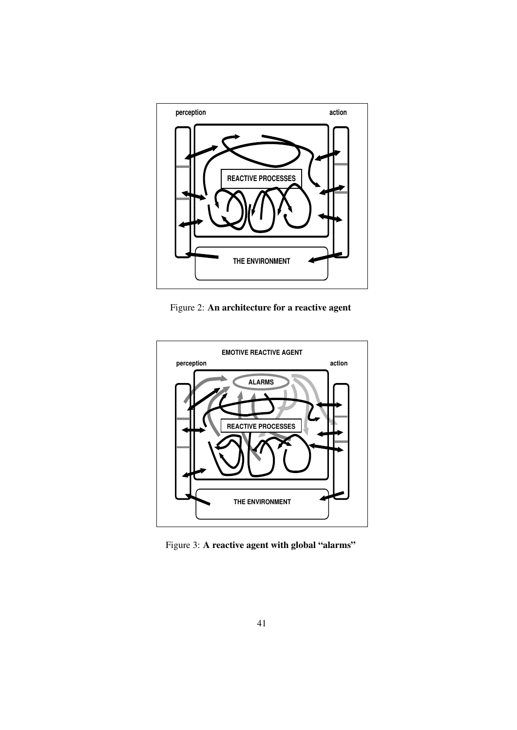Figure 2: **An architecture for a reactive agent**

Figure 3: **A reactive agent with global "alarms"**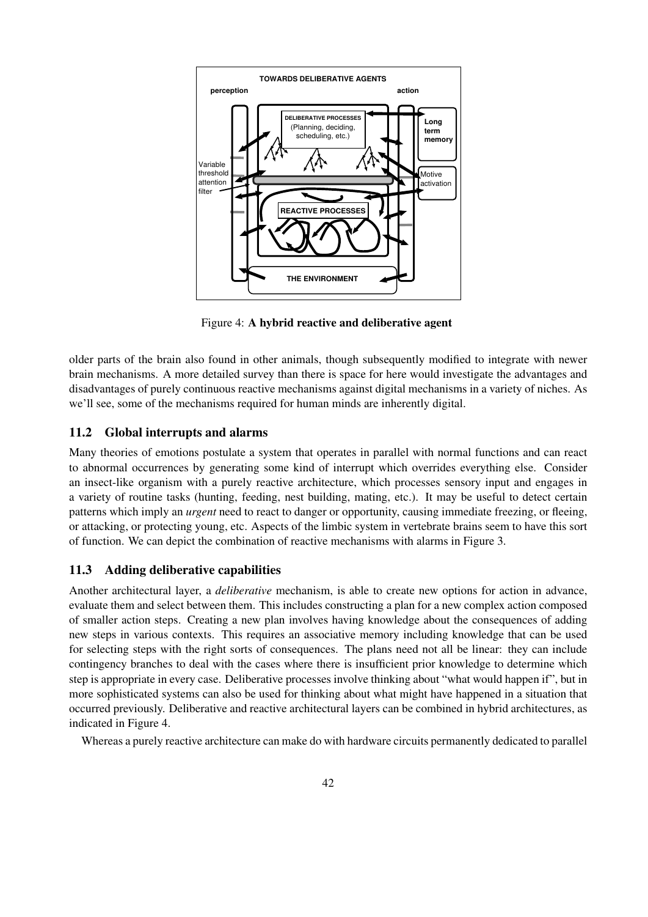Figure 4: **A hybrid reactive and deliberative agent**

older parts of the brain also found in other animals, though subsequently modified to integrate with newer brain mechanisms. A more detailed survey than there is space for here would investigate the advantages and disadvantages of purely continuous reactive mechanisms against digital mechanisms in a variety of niches. As we'll see, some of the mechanisms required for human minds are inherently digital.

### 11.2 Global interrupts and alarms

Many theories of emotions postulate a system that operates in parallel with normal functions and can react to abnormal occurrences by generating some kind of interrupt which overrides everything else. Consider an insect-like organism with a purely reactive architecture, which processes sensory input and engages in a variety of routine tasks (hunting, feeding, nest building, mating, etc.). It may be useful to detect certain patterns which imply an *urgent* need to react to danger or opportunity, causing immediate freezing, or fleeing, or attacking, or protecting young, etc. Aspects of the limbic system in vertebrate brains seem to have this sort of function. We can depict the combination of reactive mechanisms with alarms in Figure 3.

### 11.3 Adding deliberative capabilities

Another architectural layer, a *deliberative* mechanism, is able to create new options for action in advance, evaluate them and select between them. This includes constructing a plan for a new complex action composed of smaller action steps. Creating a new plan involves having knowledge about the consequences of adding new steps in various contexts. This requires an associative memory including knowledge that can be used for selecting steps with the right sorts of consequences. The plans need not all be linear: they can include contingency branches to deal with the cases where there is insufficient prior knowledge to determine which step is appropriate in every case. Deliberative processes involve thinking about "what would happen if", but in more sophisticated systems can also be used for thinking about what might have happened in a situation that occurred previously. Deliberative and reactive architectural layers can be combined in hybrid architectures, as indicated in Figure 4.

Whereas a purely reactive architecture can make do with hardware circuits permanently dedicated to parallel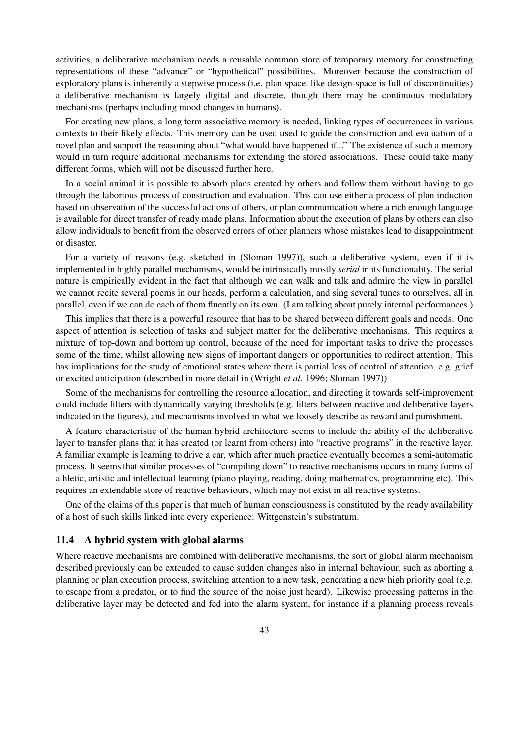activities, a deliberative mechanism needs a reusable common store of temporary memory for constructing representations of these "advance" or "hypothetical" possibilities. Moreover because the construction of exploratory plans is inherently a stepwise process (i.e. plan space, like design-space is full of discontinuities) a deliberative mechanism is largely digital and discrete, though there may be continuous modulatory mechanisms (perhaps including mood changes in humans).

For creating new plans, a long term associative memory is needed, linking types of occurrences in various contexts to their likely effects. This memory can be used used to guide the construction and evaluation of a novel plan and support the reasoning about "what would have happened if..." The existence of such a memory would in turn require additional mechanisms for extending the stored associations. These could take many different forms, which will not be discussed further here.

In a social animal it is possible to absorb plans created by others and follow them without having to go through the laborious process of construction and evaluation. This can use either a process of plan induction based on observation of the successful actions of others, or plan communication where a rich enough language is available for direct transfer of ready made plans. Information about the execution of plans by others can also allow individuals to benefit from the observed errors of other planners whose mistakes lead to disappointment or disaster.

For a variety of reasons (e.g. sketched in (Sloman 1997)), such a deliberative system, even if it is implemented in highly parallel mechanisms, would be intrinsically mostly *serial* in its functionality. The serial nature is empirically evident in the fact that although we can walk and talk and admire the view in parallel we cannot recite several poems in our heads, perform a calculation, and sing several tunes to ourselves, all in parallel, even if we can do each of them fluently on its own. (I am talking about purely internal performances.)

This implies that there is a powerful resource that has to be shared between different goals and needs. One aspect of attention is selection of tasks and subject matter for the deliberative mechanisms. This requires a mixture of top-down and bottom up control, because of the need for important tasks to drive the processes some of the time, whilst allowing new signs of important dangers or opportunities to redirect attention. This has implications for the study of emotional states where there is partial loss of control of attention, e.g. grief or excited anticipation (described in more detail in (Wright *et al.* 1996; Sloman 1997))

Some of the mechanisms for controlling the resource allocation, and directing it towards self-improvement could include filters with dynamically varying thresholds (e.g. filters between reactive and deliberative layers indicated in the figures), and mechanisms involved in what we loosely describe as reward and punishment.

A feature characteristic of the human hybrid architecture seems to include the ability of the deliberative layer to transfer plans that it has created (or learnt from others) into "reactive programs" in the reactive layer. A familiar example is learning to drive a car, which after much practice eventually becomes a semi-automatic process. It seems that similar processes of "compiling down" to reactive mechanisms occurs in many forms of athletic, artistic and intellectual learning (piano playing, reading, doing mathematics, programming etc). This requires an extendable store of reactive behaviours, which may not exist in all reactive systems.

One of the claims of this paper is that much of human consciousness is constituted by the ready availability of a host of such skills linked into every experience: Wittgenstein's substratum.

### 11.4 A hybrid system with global alarms

Where reactive mechanisms are combined with deliberative mechanisms, the sort of global alarm mechanism described previously can be extended to cause sudden changes also in internal behaviour, such as aborting a planning or plan execution process, switching attention to a new task, generating a new high priority goal (e.g. to escape from a predator, or to find the source of the noise just heard). Likewise processing patterns in the deliberative layer may be detected and fed into the alarm system, for instance if a planning process reveals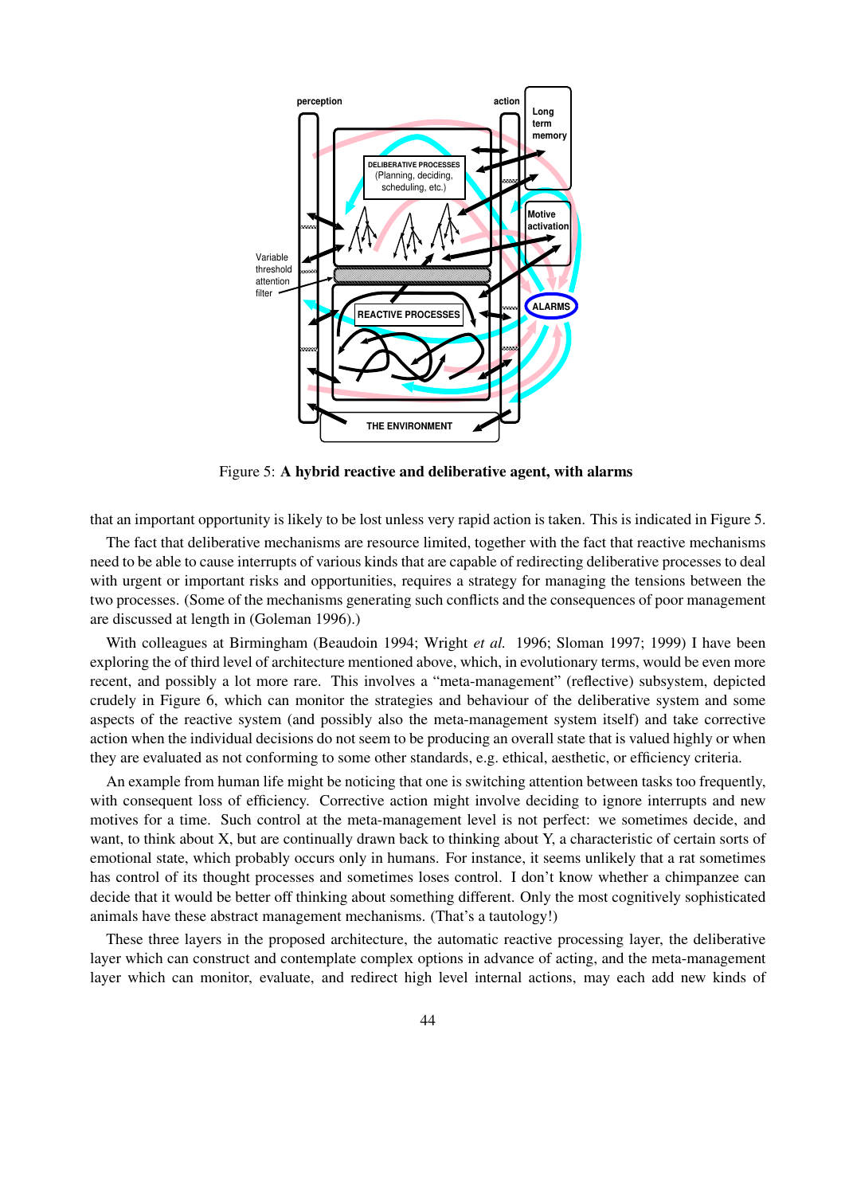Figure 5: **A hybrid reactive and deliberative agent, with alarms**

that an important opportunity is likely to be lost unless very rapid action is taken. This is indicated in Figure 5.

The fact that deliberative mechanisms are resource limited, together with the fact that reactive mechanisms need to be able to cause interrupts of various kinds that are capable of redirecting deliberative processes to deal with urgent or important risks and opportunities, requires a strategy for managing the tensions between the two processes. (Some of the mechanisms generating such conflicts and the consequences of poor management are discussed at length in (Goleman 1996).)

With colleagues at Birmingham (Beaudoin 1994; Wright *et al.* 1996; Sloman 1997; 1999) I have been exploring the of third level of architecture mentioned above, which, in evolutionary terms, would be even more recent, and possibly a lot more rare. This involves a "meta-management" (reflective) subsystem, depicted crudely in Figure 6, which can monitor the strategies and behaviour of the deliberative system and some aspects of the reactive system (and possibly also the meta-management system itself) and take corrective action when the individual decisions do not seem to be producing an overall state that is valued highly or when they are evaluated as not conforming to some other standards, e.g. ethical, aesthetic, or efficiency criteria.

An example from human life might be noticing that one is switching attention between tasks too frequently, with consequent loss of efficiency. Corrective action might involve deciding to ignore interrupts and new motives for a time. Such control at the meta-management level is not perfect: we sometimes decide, and want, to think about X, but are continually drawn back to thinking about Y, a characteristic of certain sorts of emotional state, which probably occurs only in humans. For instance, it seems unlikely that a rat sometimes has control of its thought processes and sometimes loses control. I don't know whether a chimpanzee can decide that it would be better off thinking about something different. Only the most cognitively sophisticated animals have these abstract management mechanisms. (That's a tautology!)

These three layers in the proposed architecture, the automatic reactive processing layer, the deliberative layer which can construct and contemplate complex options in advance of acting, and the meta-management layer which can monitor, evaluate, and redirect high level internal actions, may each add new kinds of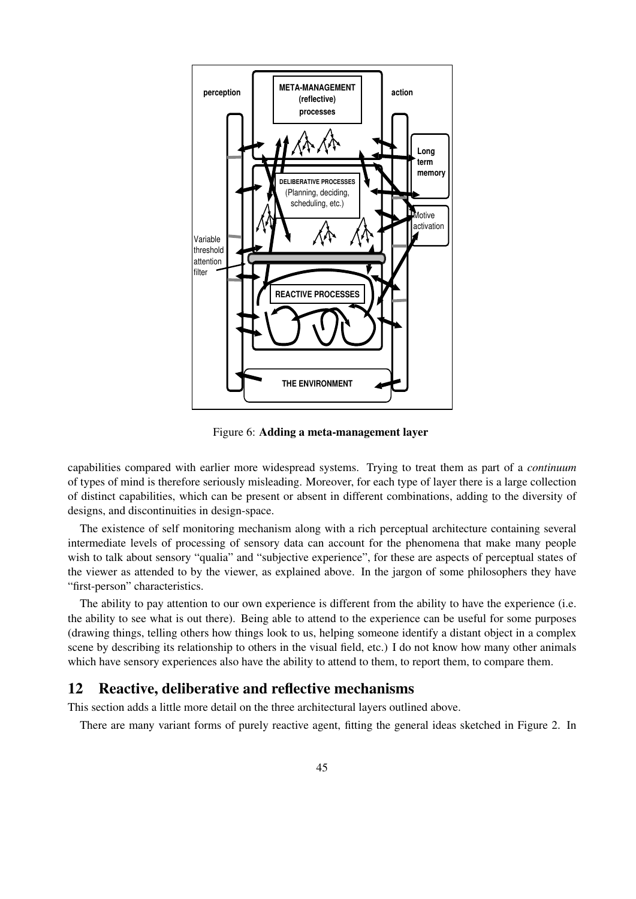Figure 6: **Adding a meta-management layer**

capabilities compared with earlier more widespread systems. Trying to treat them as part of a *continuum* of types of mind is therefore seriously misleading. Moreover, for each type of layer there is a large collection of distinct capabilities, which can be present or absent in different combinations, adding to the diversity of designs, and discontinuities in design-space.

The existence of self monitoring mechanism along with a rich perceptual architecture containing several intermediate levels of processing of sensory data can account for the phenomena that make many people wish to talk about sensory "qualia" and "subjective experience", for these are aspects of perceptual states of the viewer as attended to by the viewer, as explained above. In the jargon of some philosophers they have "first-person" characteristics.

The ability to pay attention to our own experience is different from the ability to have the experience (i.e. the ability to see what is out there). Being able to attend to the experience can be useful for some purposes (drawing things, telling others how things look to us, helping someone identify a distant object in a complex scene by describing its relationship to others in the visual field, etc.) I do not know how many other animals which have sensory experiences also have the ability to attend to them, to report them, to compare them.

## 12 Reactive, deliberative and reflective mechanisms

This section adds a little more detail on the three architectural layers outlined above.

There are many variant forms of purely reactive agent, fitting the general ideas sketched in Figure 2. In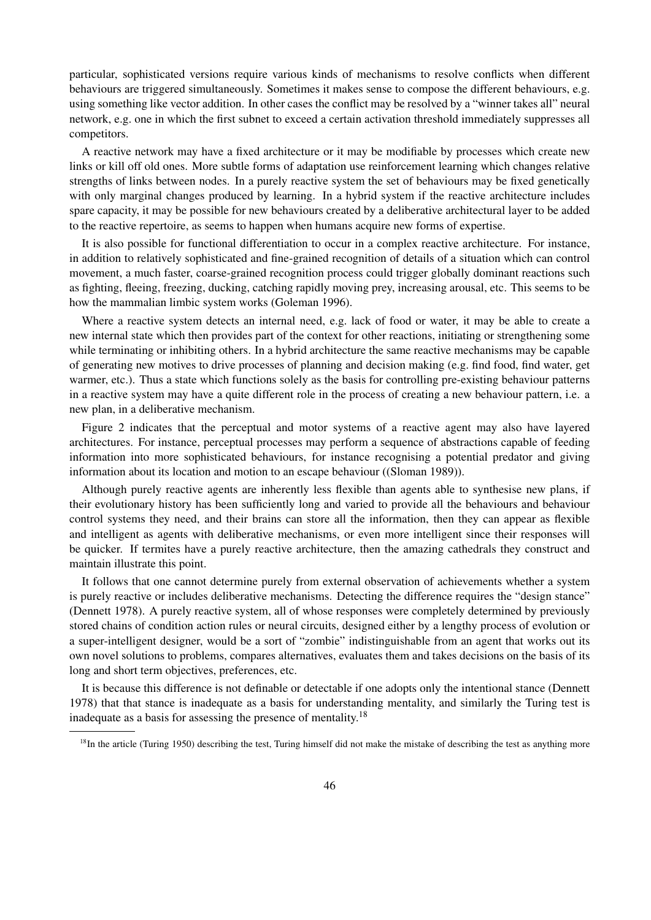particular, sophisticated versions require various kinds of mechanisms to resolve conflicts when different behaviours are triggered simultaneously. Sometimes it makes sense to compose the different behaviours, e.g. using something like vector addition. In other cases the conflict may be resolved by a "winner takes all" neural network, e.g. one in which the first subnet to exceed a certain activation threshold immediately suppresses all competitors.

A reactive network may have a fixed architecture or it may be modifiable by processes which create new links or kill off old ones. More subtle forms of adaptation use reinforcement learning which changes relative strengths of links between nodes. In a purely reactive system the set of behaviours may be fixed genetically with only marginal changes produced by learning. In a hybrid system if the reactive architecture includes spare capacity, it may be possible for new behaviours created by a deliberative architectural layer to be added to the reactive repertoire, as seems to happen when humans acquire new forms of expertise.

It is also possible for functional differentiation to occur in a complex reactive architecture. For instance, in addition to relatively sophisticated and fine-grained recognition of details of a situation which can control movement, a much faster, coarse-grained recognition process could trigger globally dominant reactions such as fighting, fleeing, freezing, ducking, catching rapidly moving prey, increasing arousal, etc. This seems to be how the mammalian limbic system works (Goleman 1996).

Where a reactive system detects an internal need, e.g. lack of food or water, it may be able to create a new internal state which then provides part of the context for other reactions, initiating or strengthening some while terminating or inhibiting others. In a hybrid architecture the same reactive mechanisms may be capable of generating new motives to drive processes of planning and decision making (e.g. find food, find water, get warmer, etc.). Thus a state which functions solely as the basis for controlling pre-existing behaviour patterns in a reactive system may have a quite different role in the process of creating a new behaviour pattern, i.e. a new plan, in a deliberative mechanism.

Figure 2 indicates that the perceptual and motor systems of a reactive agent may also have layered architectures. For instance, perceptual processes may perform a sequence of abstractions capable of feeding information into more sophisticated behaviours, for instance recognising a potential predator and giving information about its location and motion to an escape behaviour ((Sloman 1989)).

Although purely reactive agents are inherently less flexible than agents able to synthesise new plans, if their evolutionary history has been sufficiently long and varied to provide all the behaviours and behaviour control systems they need, and their brains can store all the information, then they can appear as flexible and intelligent as agents with deliberative mechanisms, or even more intelligent since their responses will be quicker. If termites have a purely reactive architecture, then the amazing cathedrals they construct and maintain illustrate this point.

It follows that one cannot determine purely from external observation of achievements whether a system is purely reactive or includes deliberative mechanisms. Detecting the difference requires the "design stance" (Dennett 1978). A purely reactive system, all of whose responses were completely determined by previously stored chains of condition action rules or neural circuits, designed either by a lengthy process of evolution or a super-intelligent designer, would be a sort of "zombie" indistinguishable from an agent that works out its own novel solutions to problems, compares alternatives, evaluates them and takes decisions on the basis of its long and short term objectives, preferences, etc.

It is because this difference is not definable or detectable if one adopts only the intentional stance (Dennett 1978) that that stance is inadequate as a basis for understanding mentality, and similarly the Turing test is inadequate as a basis for assessing the presence of mentality.[18]

[18] In the article (Turing 1950) describing the test, Turing himself did not make the mistake of describing the test as anything more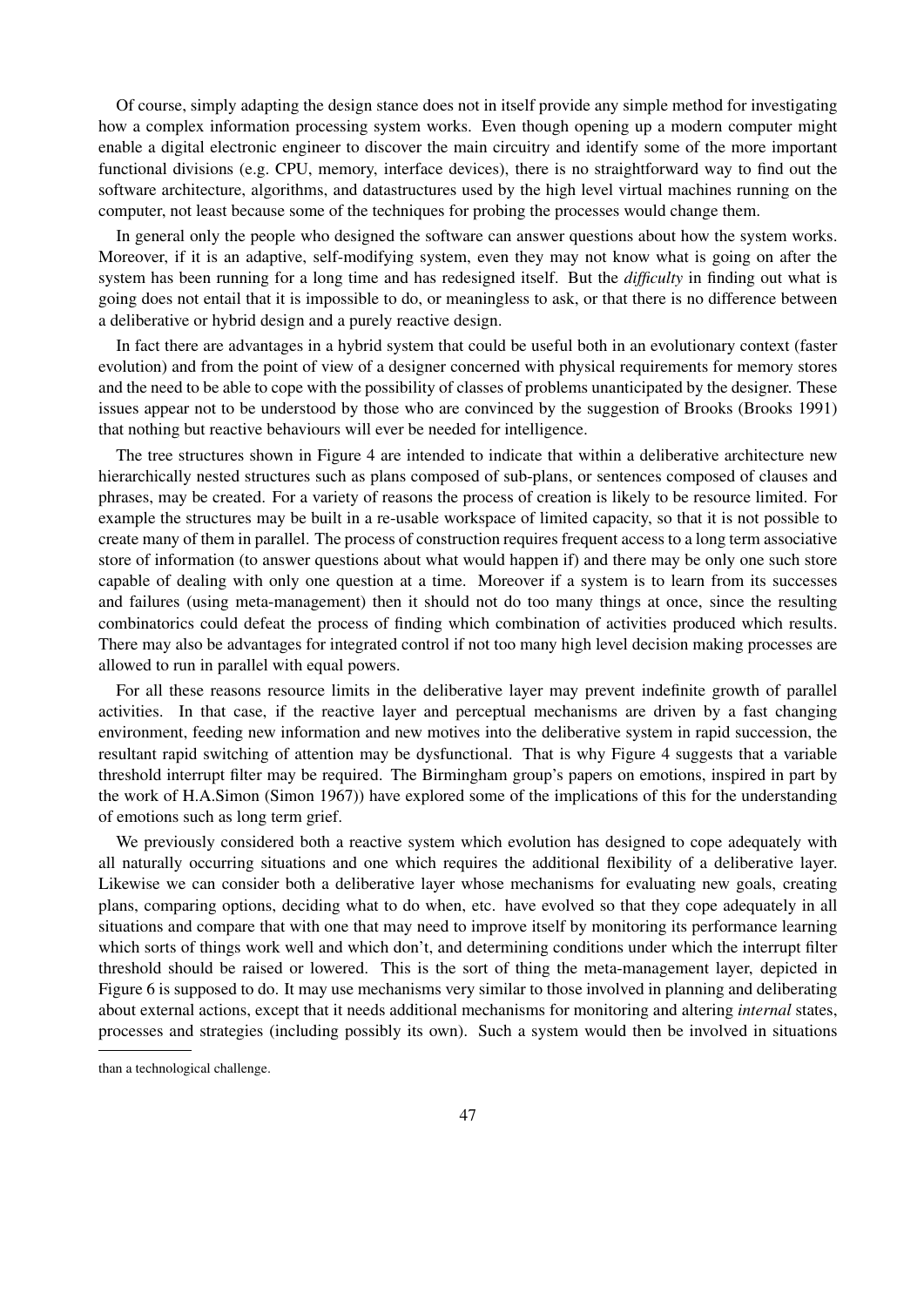Of course, simply adapting the design stance does not in itself provide any simple method for investigating how a complex information processing system works. Even though opening up a modern computer might enable a digital electronic engineer to discover the main circuitry and identify some of the more important functional divisions (e.g. CPU, memory, interface devices), there is no straightforward way to find out the software architecture, algorithms, and datastructures used by the high level virtual machines running on the computer, not least because some of the techniques for probing the processes would change them.

In general only the people who designed the software can answer questions about how the system works. Moreover, if it is an adaptive, self-modifying system, even they may not know what is going on after the system has been running for a long time and has redesigned itself. But the *difficulty* in finding out what is going does not entail that it is impossible to do, or meaningless to ask, or that there is no difference between a deliberative or hybrid design and a purely reactive design.

In fact there are advantages in a hybrid system that could be useful both in an evolutionary context (faster evolution) and from the point of view of a designer concerned with physical requirements for memory stores and the need to be able to cope with the possibility of classes of problems unanticipated by the designer. These issues appear not to be understood by those who are convinced by the suggestion of Brooks (Brooks 1991) that nothing but reactive behaviours will ever be needed for intelligence.

The tree structures shown in Figure 4 are intended to indicate that within a deliberative architecture new hierarchically nested structures such as plans composed of sub-plans, or sentences composed of clauses and phrases, may be created. For a variety of reasons the process of creation is likely to be resource limited. For example the structures may be built in a re-usable workspace of limited capacity, so that it is not possible to create many of them in parallel. The process of construction requires frequent access to a long term associative store of information (to answer questions about what would happen if) and there may be only one such store capable of dealing with only one question at a time. Moreover if a system is to learn from its successes and failures (using meta-management) then it should not do too many things at once, since the resulting combinatorics could defeat the process of finding which combination of activities produced which results. There may also be advantages for integrated control if not too many high level decision making processes are allowed to run in parallel with equal powers.

For all these reasons resource limits in the deliberative layer may prevent indefinite growth of parallel activities. In that case, if the reactive layer and perceptual mechanisms are driven by a fast changing environment, feeding new information and new motives into the deliberative system in rapid succession, the resultant rapid switching of attention may be dysfunctional. That is why Figure 4 suggests that a variable threshold interrupt filter may be required. The Birmingham group's papers on emotions, inspired in part by the work of H.A.Simon (Simon 1967)) have explored some of the implications of this for the understanding of emotions such as long term grief.

We previously considered both a reactive system which evolution has designed to cope adequately with all naturally occurring situations and one which requires the additional flexibility of a deliberative layer. Likewise we can consider both a deliberative layer whose mechanisms for evaluating new goals, creating plans, comparing options, deciding what to do when, etc. have evolved so that they cope adequately in all situations and compare that with one that may need to improve itself by monitoring its performance learning which sorts of things work well and which don't, and determining conditions under which the interrupt filter threshold should be raised or lowered. This is the sort of thing the meta-management layer, depicted in Figure 6 is supposed to do. It may use mechanisms very similar to those involved in planning and deliberating about external actions, except that it needs additional mechanisms for monitoring and altering *internal* states, processes and strategies (including possibly its own). Such a system would then be involved in situations

than a technological challenge.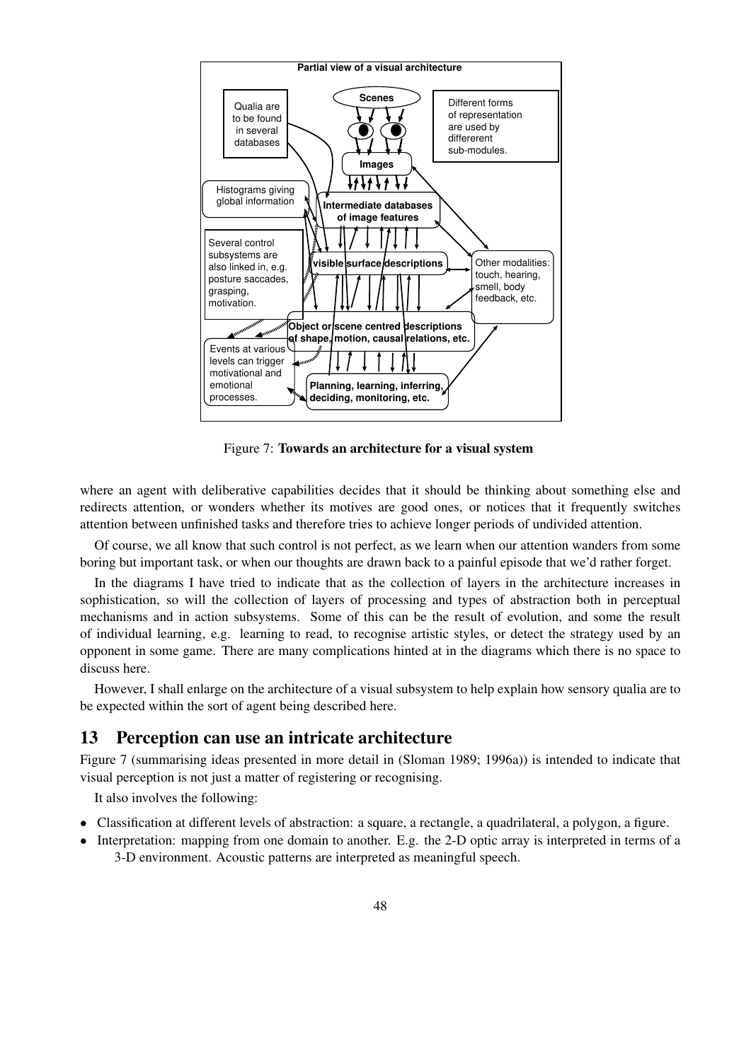Figure 7: **Towards an architecture for a visual system**

where an agent with deliberative capabilities decides that it should be thinking about something else and redirects attention, or wonders whether its motives are good ones, or notices that it frequently switches attention between unfinished tasks and therefore tries to achieve longer periods of undivided attention.

Of course, we all know that such control is not perfect, as we learn when our attention wanders from some boring but important task, or when our thoughts are drawn back to a painful episode that we'd rather forget.

In the diagrams I have tried to indicate that as the collection of layers in the architecture increases in sophistication, so will the collection of layers of processing and types of abstraction both in perceptual mechanisms and in action subsystems. Some of this can be the result of evolution, and some the result of individual learning, e.g. learning to read, to recognise artistic styles, or detect the strategy used by an opponent in some game. There are many complications hinted at in the diagrams which there is no space to discuss here.

However, I shall enlarge on the architecture of a visual subsystem to help explain how sensory qualia are to be expected within the sort of agent being described here.

## 13 Perception can use an intricate architecture

Figure 7 (summarising ideas presented in more detail in (Sloman 1989; 1996a)) is intended to indicate that visual perception is not just a matter of registering or recognising.

It also involves the following:

- Classification at different levels of abstraction: a square, a rectangle, a quadrilateral, a polygon, a figure.
- Interpretation: mapping from one domain to another. E.g. the 2-D optic array is interpreted in terms of a 3-D environment. Acoustic patterns are interpreted as meaningful speech.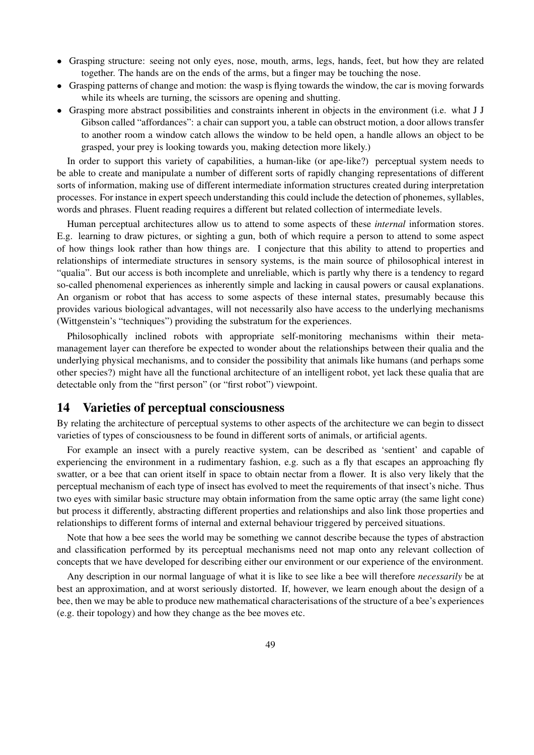- Grasping structure: seeing not only eyes, nose, mouth, arms, legs, hands, feet, but how they are related together. The hands are on the ends of the arms, but a finger may be touching the nose.
- Grasping patterns of change and motion: the wasp is flying towards the window, the car is moving forwards while its wheels are turning, the scissors are opening and shutting.
- Grasping more abstract possibilities and constraints inherent in objects in the environment (i.e. what J J Gibson called "affordances": a chair can support you, a table can obstruct motion, a door allows transfer to another room a window catch allows the window to be held open, a handle allows an object to be grasped, your prey is looking towards you, making detection more likely.)

In order to support this variety of capabilities, a human-like (or ape-like?) perceptual system needs to be able to create and manipulate a number of different sorts of rapidly changing representations of different sorts of information, making use of different intermediate information structures created during interpretation processes. For instance in expert speech understanding this could include the detection of phonemes, syllables, words and phrases. Fluent reading requires a different but related collection of intermediate levels.

Human perceptual architectures allow us to attend to some aspects of these *internal* information stores. E.g. learning to draw pictures, or sighting a gun, both of which require a person to attend to some aspect of how things look rather than how things are. I conjecture that this ability to attend to properties and relationships of intermediate structures in sensory systems, is the main source of philosophical interest in "qualia". But our access is both incomplete and unreliable, which is partly why there is a tendency to regard so-called phenomenal experiences as inherently simple and lacking in causal powers or causal explanations. An organism or robot that has access to some aspects of these internal states, presumably because this provides various biological advantages, will not necessarily also have access to the underlying mechanisms (Wittgenstein's "techniques") providing the substratum for the experiences.

Philosophically inclined robots with appropriate self-monitoring mechanisms within their meta-management layer can therefore be expected to wonder about the relationships between their qualia and the underlying physical mechanisms, and to consider the possibility that animals like humans (and perhaps some other species?) might have all the functional architecture of an intelligent robot, yet lack these qualia that are detectable only from the "first person" (or "first robot") viewpoint.

## 14 Varieties of perceptual consciousness

By relating the architecture of perceptual systems to other aspects of the architecture we can begin to dissect varieties of types of consciousness to be found in different sorts of animals, or artificial agents.

For example an insect with a purely reactive system, can be described as 'sentient' and capable of experiencing the environment in a rudimentary fashion, e.g. such as a fly that escapes an approaching fly swatter, or a bee that can orient itself in space to obtain nectar from a flower. It is also very likely that the perceptual mechanism of each type of insect has evolved to meet the requirements of that insect's niche. Thus two eyes with similar basic structure may obtain information from the same optic array (the same light cone) but process it differently, abstracting different properties and relationships and also link those properties and relationships to different forms of internal and external behaviour triggered by perceived situations.

Note that how a bee sees the world may be something we cannot describe because the types of abstraction and classification performed by its perceptual mechanisms need not map onto any relevant collection of concepts that we have developed for describing either our environment or our experience of the environment.

Any description in our normal language of what it is like to see like a bee will therefore *necessarily* be at best an approximation, and at worst seriously distorted. If, however, we learn enough about the design of a bee, then we may be able to produce new mathematical characterisations of the structure of a bee's experiences (e.g. their topology) and how they change as the bee moves etc.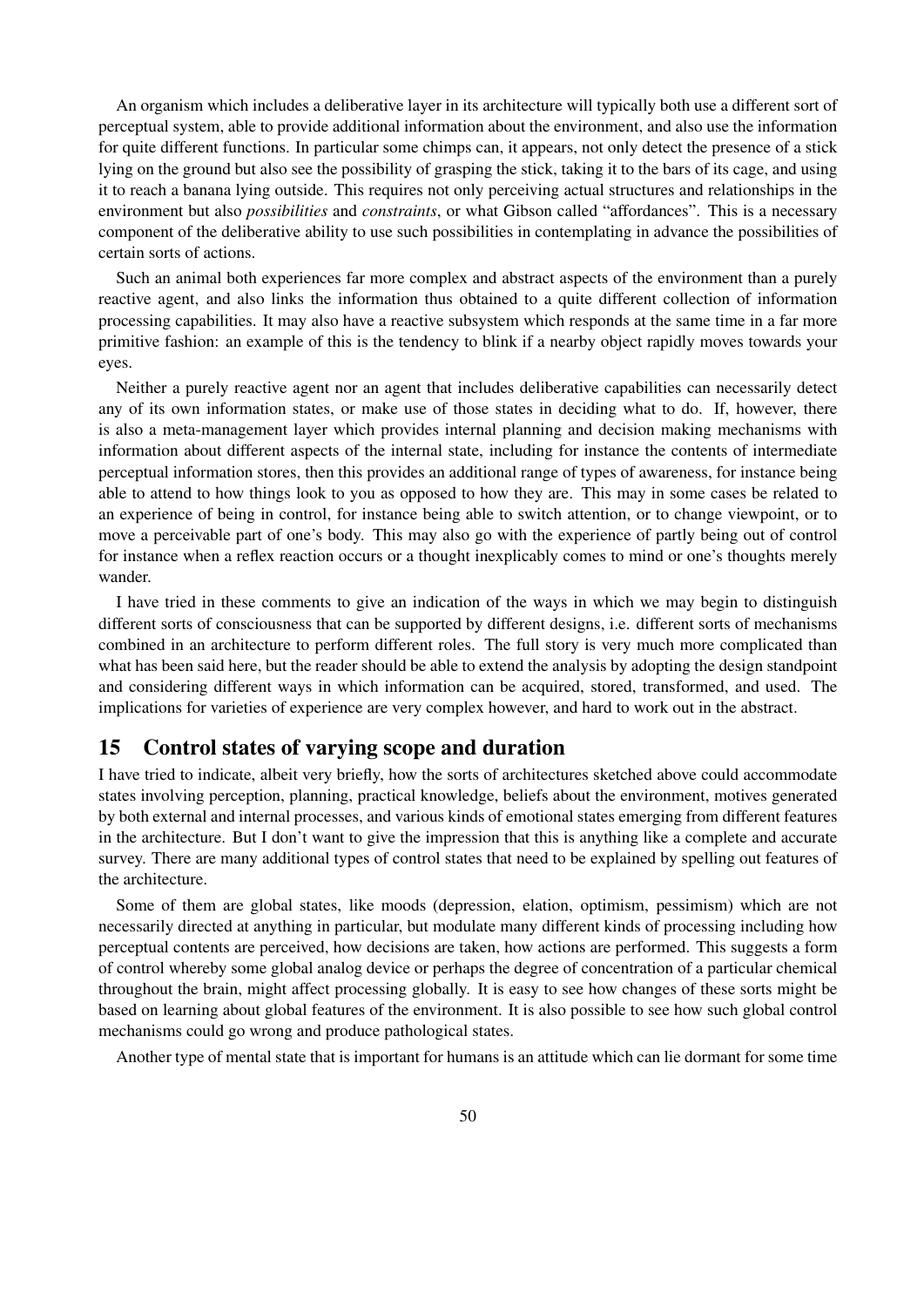An organism which includes a deliberative layer in its architecture will typically both use a different sort of perceptual system, able to provide additional information about the environment, and also use the information for quite different functions. In particular some chimps can, it appears, not only detect the presence of a stick lying on the ground but also see the possibility of grasping the stick, taking it to the bars of its cage, and using it to reach a banana lying outside. This requires not only perceiving actual structures and relationships in the environment but also *possibilities* and *constraints*, or what Gibson called "affordances". This is a necessary component of the deliberative ability to use such possibilities in contemplating in advance the possibilities of certain sorts of actions.

Such an animal both experiences far more complex and abstract aspects of the environment than a purely reactive agent, and also links the information thus obtained to a quite different collection of information processing capabilities. It may also have a reactive subsystem which responds at the same time in a far more primitive fashion: an example of this is the tendency to blink if a nearby object rapidly moves towards your eyes.

Neither a purely reactive agent nor an agent that includes deliberative capabilities can necessarily detect any of its own information states, or make use of those states in deciding what to do. If, however, there is also a meta-management layer which provides internal planning and decision making mechanisms with information about different aspects of the internal state, including for instance the contents of intermediate perceptual information stores, then this provides an additional range of types of awareness, for instance being able to attend to how things look to you as opposed to how they are. This may in some cases be related to an experience of being in control, for instance being able to switch attention, or to change viewpoint, or to move a perceivable part of one's body. This may also go with the experience of partly being out of control for instance when a reflex reaction occurs or a thought inexplicably comes to mind or one's thoughts merely wander.

I have tried in these comments to give an indication of the ways in which we may begin to distinguish different sorts of consciousness that can be supported by different designs, i.e. different sorts of mechanisms combined in an architecture to perform different roles. The full story is very much more complicated than what has been said here, but the reader should be able to extend the analysis by adopting the design standpoint and considering different ways in which information can be acquired, stored, transformed, and used. The implications for varieties of experience are very complex however, and hard to work out in the abstract.

## 15 Control states of varying scope and duration

I have tried to indicate, albeit very briefly, how the sorts of architectures sketched above could accommodate states involving perception, planning, practical knowledge, beliefs about the environment, motives generated by both external and internal processes, and various kinds of emotional states emerging from different features in the architecture. But I don't want to give the impression that this is anything like a complete and accurate survey. There are many additional types of control states that need to be explained by spelling out features of the architecture.

Some of them are global states, like moods (depression, elation, optimism, pessimism) which are not necessarily directed at anything in particular, but modulate many different kinds of processing including how perceptual contents are perceived, how decisions are taken, how actions are performed. This suggests a form of control whereby some global analog device or perhaps the degree of concentration of a particular chemical throughout the brain, might affect processing globally. It is easy to see how changes of these sorts might be based on learning about global features of the environment. It is also possible to see how such global control mechanisms could go wrong and produce pathological states.

Another type of mental state that is important for humans is an attitude which can lie dormant for some time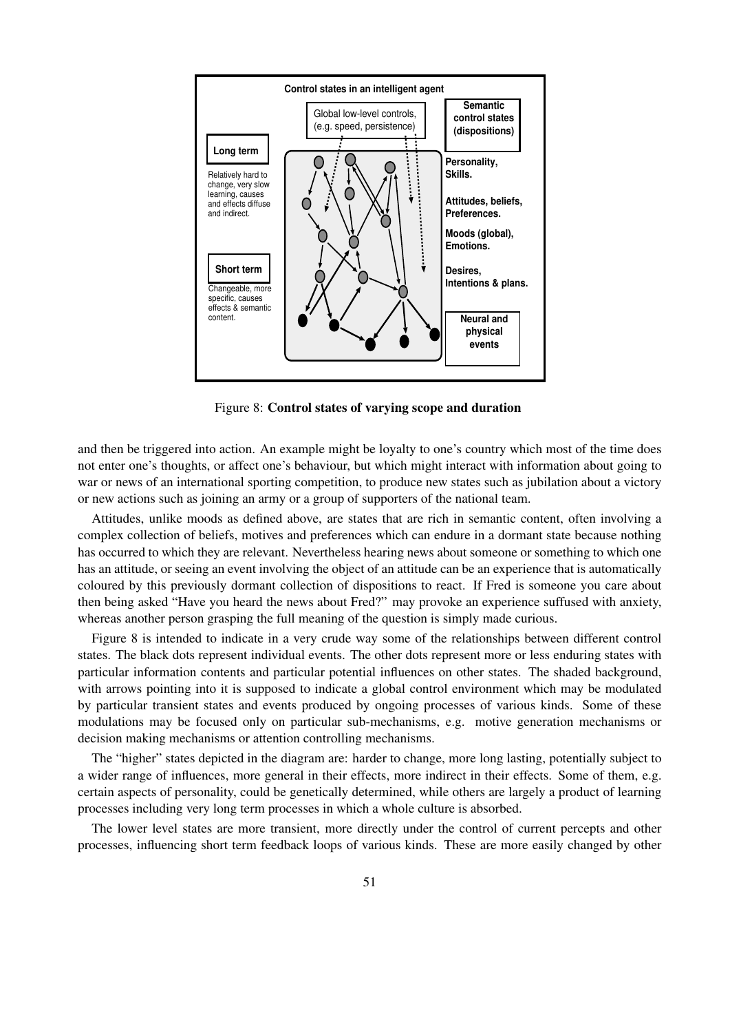Figure 8: **Control states of varying scope and duration**

and then be triggered into action. An example might be loyalty to one's country which most of the time does not enter one's thoughts, or affect one's behaviour, but which might interact with information about going to war or news of an international sporting competition, to produce new states such as jubilation about a victory or new actions such as joining an army or a group of supporters of the national team.

Attitudes, unlike moods as defined above, are states that are rich in semantic content, often involving a complex collection of beliefs, motives and preferences which can endure in a dormant state because nothing has occurred to which they are relevant. Nevertheless hearing news about someone or something to which one has an attitude, or seeing an event involving the object of an attitude can be an experience that is automatically coloured by this previously dormant collection of dispositions to react. If Fred is someone you care about then being asked "Have you heard the news about Fred?" may provoke an experience suffused with anxiety, whereas another person grasping the full meaning of the question is simply made curious.

Figure 8 is intended to indicate in a very crude way some of the relationships between different control states. The black dots represent individual events. The other dots represent more or less enduring states with particular information contents and particular potential influences on other states. The shaded background, with arrows pointing into it is supposed to indicate a global control environment which may be modulated by particular transient states and events produced by ongoing processes of various kinds. Some of these modulations may be focused only on particular sub-mechanisms, e.g. motive generation mechanisms or decision making mechanisms or attention controlling mechanisms.

The "higher" states depicted in the diagram are: harder to change, more long lasting, potentially subject to a wider range of influences, more general in their effects, more indirect in their effects. Some of them, e.g. certain aspects of personality, could be genetically determined, while others are largely a product of learning processes including very long term processes in which a whole culture is absorbed.

The lower level states are more transient, more directly under the control of current percepts and other processes, influencing short term feedback loops of various kinds. These are more easily changed by other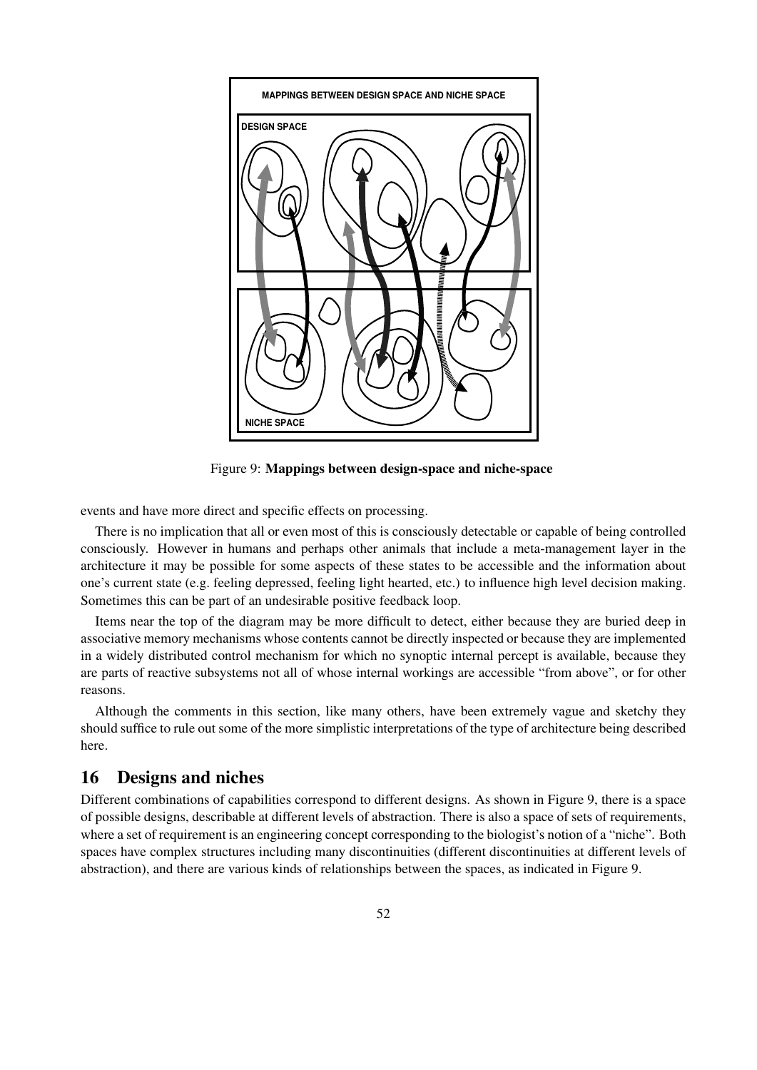Figure 9: **Mappings between design-space and niche-space**

events and have more direct and specific effects on processing.

There is no implication that all or even most of this is consciously detectable or capable of being controlled consciously. However in humans and perhaps other animals that include a meta-management layer in the architecture it may be possible for some aspects of these states to be accessible and the information about one's current state (e.g. feeling depressed, feeling light hearted, etc.) to influence high level decision making. Sometimes this can be part of an undesirable positive feedback loop.

Items near the top of the diagram may be more difficult to detect, either because they are buried deep in associative memory mechanisms whose contents cannot be directly inspected or because they are implemented in a widely distributed control mechanism for which no synoptic internal percept is available, because they are parts of reactive subsystems not all of whose internal workings are accessible "from above", or for other reasons.

Although the comments in this section, like many others, have been extremely vague and sketchy they should suffice to rule out some of the more simplistic interpretations of the type of architecture being described here.

## 16 Designs and niches

Different combinations of capabilities correspond to different designs. As shown in Figure 9, there is a space of possible designs, describable at different levels of abstraction. There is also a space of sets of requirements, where a set of requirement is an engineering concept corresponding to the biologist's notion of a "niche". Both spaces have complex structures including many discontinuities (different discontinuities at different levels of abstraction), and there are various kinds of relationships between the spaces, as indicated in Figure 9.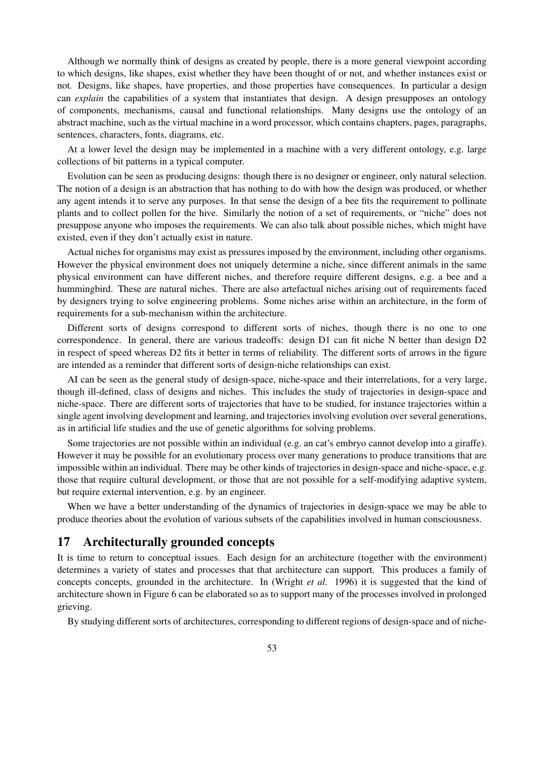Although we normally think of designs as created by people, there is a more general viewpoint according to which designs, like shapes, exist whether they have been thought of or not, and whether instances exist or not. Designs, like shapes, have properties, and those properties have consequences. In particular a design can *explain* the capabilities of a system that instantiates that design. A design presupposes an ontology of components, mechanisms, causal and functional relationships. Many designs use the ontology of an abstract machine, such as the virtual machine in a word processor, which contains chapters, pages, paragraphs, sentences, characters, fonts, diagrams, etc.

At a lower level the design may be implemented in a machine with a very different ontology, e.g. large collections of bit patterns in a typical computer.

Evolution can be seen as producing designs: though there is no designer or engineer, only natural selection. The notion of a design is an abstraction that has nothing to do with how the design was produced, or whether any agent intends it to serve any purposes. In that sense the design of a bee fits the requirement to pollinate plants and to collect pollen for the hive. Similarly the notion of a set of requirements, or "niche" does not presuppose anyone who imposes the requirements. We can also talk about possible niches, which might have existed, even if they don't actually exist in nature.

Actual niches for organisms may exist as pressures imposed by the environment, including other organisms. However the physical environment does not uniquely determine a niche, since different animals in the same physical environment can have different niches, and therefore require different designs, e.g. a bee and a hummingbird. These are natural niches. There are also artefactual niches arising out of requirements faced by designers trying to solve engineering problems. Some niches arise within an architecture, in the form of requirements for a sub-mechanism within the architecture.

Different sorts of designs correspond to different sorts of niches, though there is no one to one correspondence. In general, there are various tradeoffs: design D1 can fit niche N better than design D2 in respect of speed whereas D2 fits it better in terms of reliability. The different sorts of arrows in the figure are intended as a reminder that different sorts of design-niche relationships can exist.

AI can be seen as the general study of design-space, niche-space and their interrelations, for a very large, though ill-defined, class of designs and niches. This includes the study of trajectories in design-space and niche-space. There are different sorts of trajectories that have to be studied, for instance trajectories within a single agent involving development and learning, and trajectories involving evolution over several generations, as in artificial life studies and the use of genetic algorithms for solving problems.

Some trajectories are not possible within an individual (e.g. an cat's embryo cannot develop into a giraffe). However it may be possible for an evolutionary process over many generations to produce transitions that are impossible within an individual. There may be other kinds of trajectories in design-space and niche-space, e.g. those that require cultural development, or those that are not possible for a self-modifying adaptive system, but require external intervention, e.g. by an engineer.

When we have a better understanding of the dynamics of trajectories in design-space we may be able to produce theories about the evolution of various subsets of the capabilities involved in human consciousness.

## 17 Architecturally grounded concepts

It is time to return to conceptual issues. Each design for an architecture (together with the environment) determines a variety of states and processes that that architecture can support. This produces a family of concepts concepts, grounded in the architecture. In (Wright *et al.* 1996) it is suggested that the kind of architecture shown in Figure 6 can be elaborated so as to support many of the processes involved in prolonged grieving.

By studying different sorts of architectures, corresponding to different regions of design-space and of niche-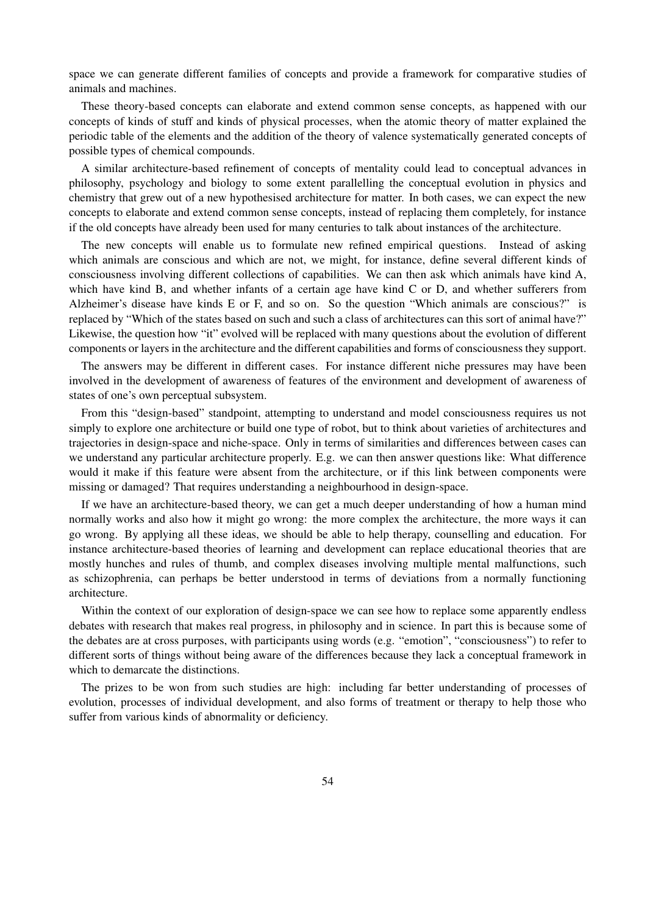space we can generate different families of concepts and provide a framework for comparative studies of animals and machines.

These theory-based concepts can elaborate and extend common sense concepts, as happened with our concepts of kinds of stuff and kinds of physical processes, when the atomic theory of matter explained the periodic table of the elements and the addition of the theory of valence systematically generated concepts of possible types of chemical compounds.

A similar architecture-based refinement of concepts of mentality could lead to conceptual advances in philosophy, psychology and biology to some extent parallelling the conceptual evolution in physics and chemistry that grew out of a new hypothesised architecture for matter. In both cases, we can expect the new concepts to elaborate and extend common sense concepts, instead of replacing them completely, for instance if the old concepts have already been used for many centuries to talk about instances of the architecture.

The new concepts will enable us to formulate new refined empirical questions. Instead of asking which animals are conscious and which are not, we might, for instance, define several different kinds of consciousness involving different collections of capabilities. We can then ask which animals have kind A, which have kind B, and whether infants of a certain age have kind C or D, and whether sufferers from Alzheimer's disease have kinds E or F, and so on. So the question "Which animals are conscious?" is replaced by "Which of the states based on such and such a class of architectures can this sort of animal have?" Likewise, the question how "it" evolved will be replaced with many questions about the evolution of different components or layers in the architecture and the different capabilities and forms of consciousness they support.

The answers may be different in different cases. For instance different niche pressures may have been involved in the development of awareness of features of the environment and development of awareness of states of one's own perceptual subsystem.

From this "design-based" standpoint, attempting to understand and model consciousness requires us not simply to explore one architecture or build one type of robot, but to think about varieties of architectures and trajectories in design-space and niche-space. Only in terms of similarities and differences between cases can we understand any particular architecture properly. E.g. we can then answer questions like: What difference would it make if this feature were absent from the architecture, or if this link between components were missing or damaged? That requires understanding a neighbourhood in design-space.

If we have an architecture-based theory, we can get a much deeper understanding of how a human mind normally works and also how it might go wrong: the more complex the architecture, the more ways it can go wrong. By applying all these ideas, we should be able to help therapy, counselling and education. For instance architecture-based theories of learning and development can replace educational theories that are mostly hunches and rules of thumb, and complex diseases involving multiple mental malfunctions, such as schizophrenia, can perhaps be better understood in terms of deviations from a normally functioning architecture.

Within the context of our exploration of design-space we can see how to replace some apparently endless debates with research that makes real progress, in philosophy and in science. In part this is because some of the debates are at cross purposes, with participants using words (e.g. "emotion", "consciousness") to refer to different sorts of things without being aware of the differences because they lack a conceptual framework in which to demarcate the distinctions.

The prizes to be won from such studies are high: including far better understanding of processes of evolution, processes of individual development, and also forms of treatment or therapy to help those who suffer from various kinds of abnormality or deficiency.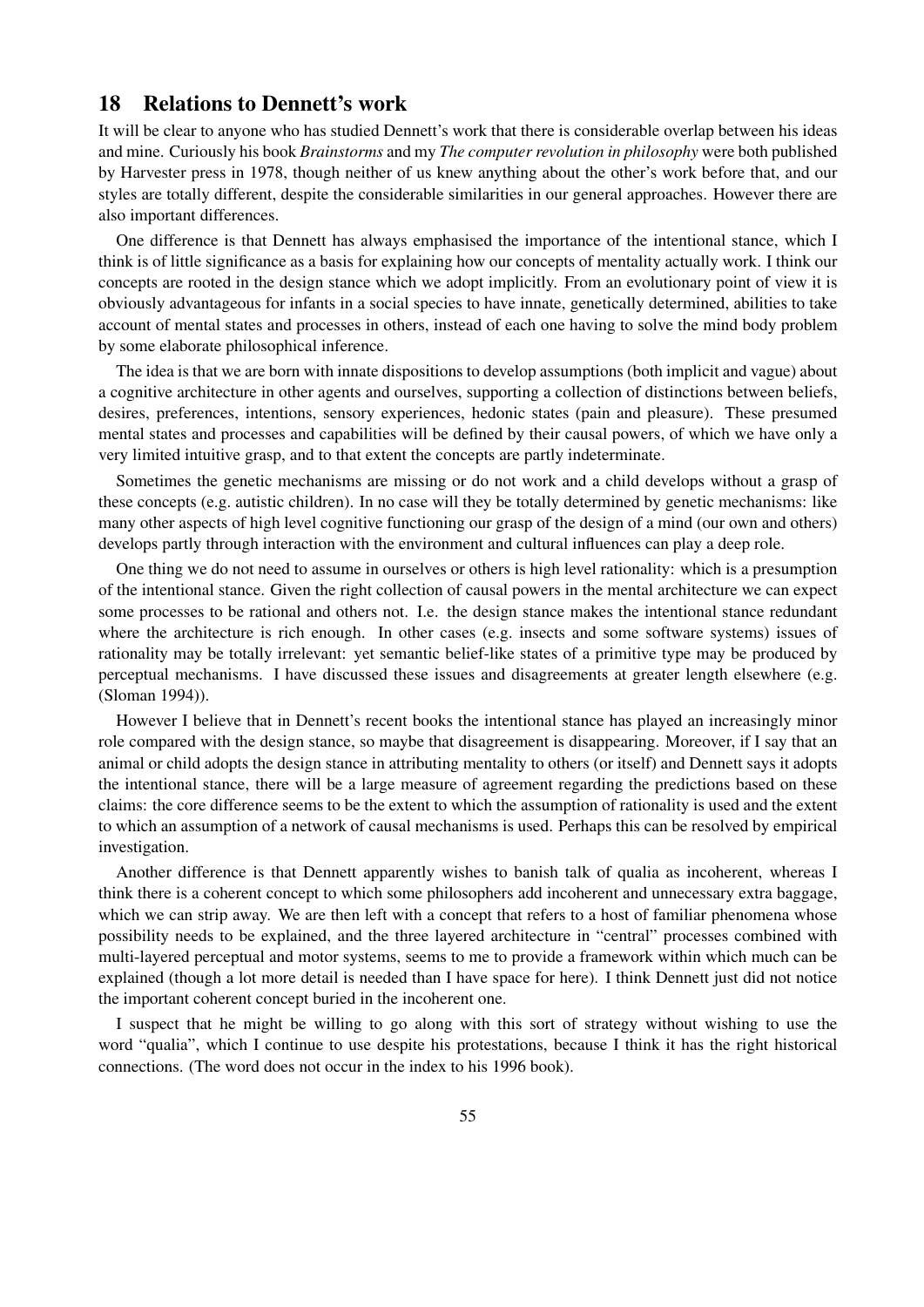## 18 Relations to Dennett's work

It will be clear to anyone who has studied Dennett's work that there is considerable overlap between his ideas and mine. Curiously his book *Brainstorms* and my *The computer revolution in philosophy* were both published by Harvester press in 1978, though neither of us knew anything about the other's work before that, and our styles are totally different, despite the considerable similarities in our general approaches. However there are also important differences.

One difference is that Dennett has always emphasised the importance of the intentional stance, which I think is of little significance as a basis for explaining how our concepts of mentality actually work. I think our concepts are rooted in the design stance which we adopt implicitly. From an evolutionary point of view it is obviously advantageous for infants in a social species to have innate, genetically determined, abilities to take account of mental states and processes in others, instead of each one having to solve the mind body problem by some elaborate philosophical inference.

The idea is that we are born with innate dispositions to develop assumptions (both implicit and vague) about a cognitive architecture in other agents and ourselves, supporting a collection of distinctions between beliefs, desires, preferences, intentions, sensory experiences, hedonic states (pain and pleasure). These presumed mental states and processes and capabilities will be defined by their causal powers, of which we have only a very limited intuitive grasp, and to that extent the concepts are partly indeterminate.

Sometimes the genetic mechanisms are missing or do not work and a child develops without a grasp of these concepts (e.g. autistic children). In no case will they be totally determined by genetic mechanisms: like many other aspects of high level cognitive functioning our grasp of the design of a mind (our own and others) develops partly through interaction with the environment and cultural influences can play a deep role.

One thing we do not need to assume in ourselves or others is high level rationality: which is a presumption of the intentional stance. Given the right collection of causal powers in the mental architecture we can expect some processes to be rational and others not. I.e. the design stance makes the intentional stance redundant where the architecture is rich enough. In other cases (e.g. insects and some software systems) issues of rationality may be totally irrelevant: yet semantic belief-like states of a primitive type may be produced by perceptual mechanisms. I have discussed these issues and disagreements at greater length elsewhere (e.g. (Sloman 1994)).

However I believe that in Dennett's recent books the intentional stance has played an increasingly minor role compared with the design stance, so maybe that disagreement is disappearing. Moreover, if I say that an animal or child adopts the design stance in attributing mentality to others (or itself) and Dennett says it adopts the intentional stance, there will be a large measure of agreement regarding the predictions based on these claims: the core difference seems to be the extent to which the assumption of rationality is used and the extent to which an assumption of a network of causal mechanisms is used. Perhaps this can be resolved by empirical investigation.

Another difference is that Dennett apparently wishes to banish talk of qualia as incoherent, whereas I think there is a coherent concept to which some philosophers add incoherent and unnecessary extra baggage, which we can strip away. We are then left with a concept that refers to a host of familiar phenomena whose possibility needs to be explained, and the three layered architecture in "central" processes combined with multi-layered perceptual and motor systems, seems to me to provide a framework within which much can be explained (though a lot more detail is needed than I have space for here). I think Dennett just did not notice the important coherent concept buried in the incoherent one.

I suspect that he might be willing to go along with this sort of strategy without wishing to use the word "qualia", which I continue to use despite his protestations, because I think it has the right historical connections. (The word does not occur in the index to his 1996 book).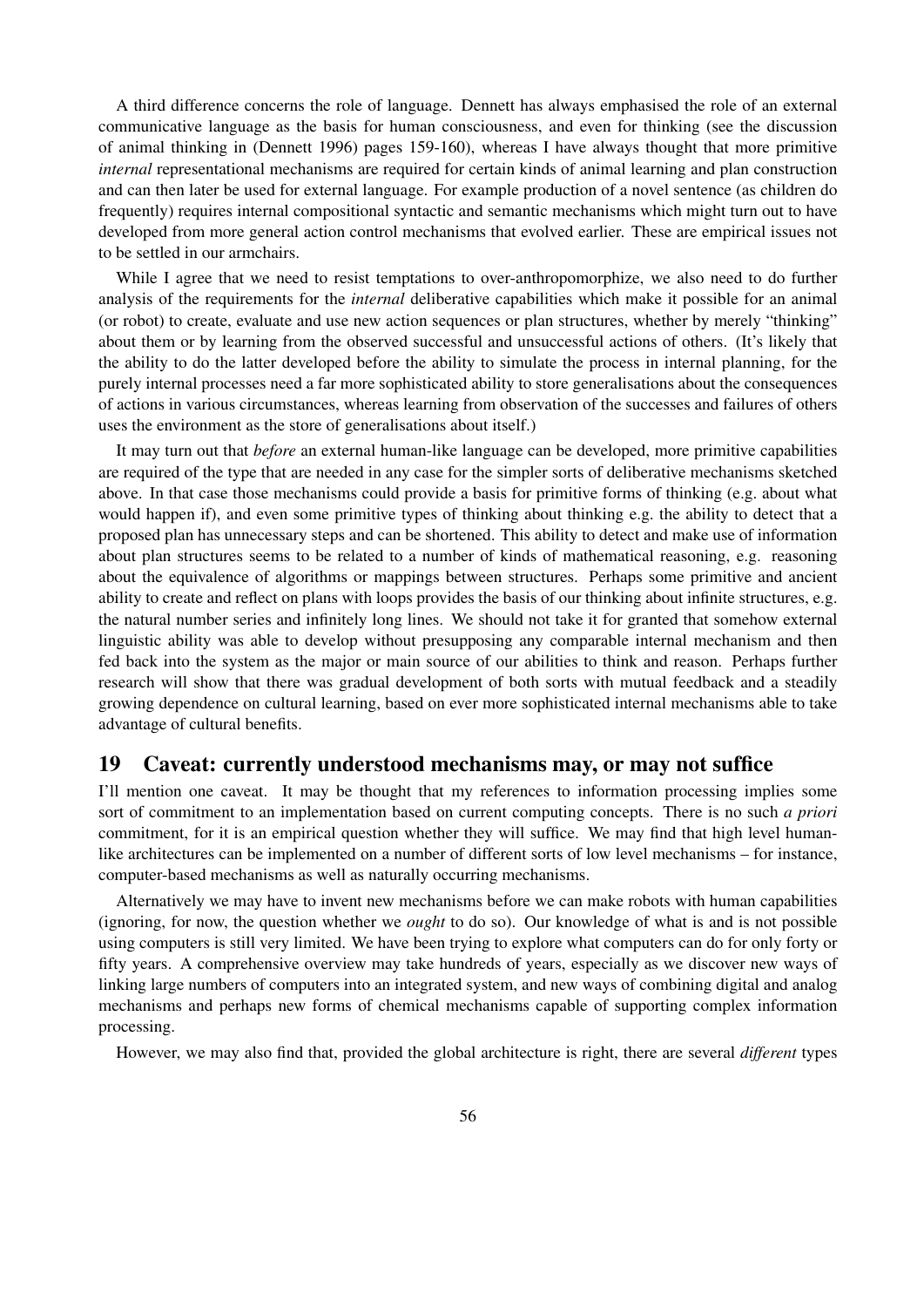A third difference concerns the role of language. Dennett has always emphasised the role of an external communicative language as the basis for human consciousness, and even for thinking (see the discussion of animal thinking in (Dennett 1996) pages 159-160), whereas I have always thought that more primitive *internal* representational mechanisms are required for certain kinds of animal learning and plan construction and can then later be used for external language. For example production of a novel sentence (as children do frequently) requires internal compositional syntactic and semantic mechanisms which might turn out to have developed from more general action control mechanisms that evolved earlier. These are empirical issues not to be settled in our armchairs.

While I agree that we need to resist temptations to over-anthropomorphize, we also need to do further analysis of the requirements for the *internal* deliberative capabilities which make it possible for an animal (or robot) to create, evaluate and use new action sequences or plan structures, whether by merely "thinking" about them or by learning from the observed successful and unsuccessful actions of others. (It's likely that the ability to do the latter developed before the ability to simulate the process in internal planning, for the purely internal processes need a far more sophisticated ability to store generalisations about the consequences of actions in various circumstances, whereas learning from observation of the successes and failures of others uses the environment as the store of generalisations about itself.)

It may turn out that *before* an external human-like language can be developed, more primitive capabilities are required of the type that are needed in any case for the simpler sorts of deliberative mechanisms sketched above. In that case those mechanisms could provide a basis for primitive forms of thinking (e.g. about what would happen if), and even some primitive types of thinking about thinking e.g. the ability to detect that a proposed plan has unnecessary steps and can be shortened. This ability to detect and make use of information about plan structures seems to be related to a number of kinds of mathematical reasoning, e.g. reasoning about the equivalence of algorithms or mappings between structures. Perhaps some primitive and ancient ability to create and reflect on plans with loops provides the basis of our thinking about infinite structures, e.g. the natural number series and infinitely long lines. We should not take it for granted that somehow external linguistic ability was able to develop without presupposing any comparable internal mechanism and then fed back into the system as the major or main source of our abilities to think and reason. Perhaps further research will show that there was gradual development of both sorts with mutual feedback and a steadily growing dependence on cultural learning, based on ever more sophisticated internal mechanisms able to take advantage of cultural benefits.

## 19 Caveat: currently understood mechanisms may, or may not suffice

I'll mention one caveat. It may be thought that my references to information processing implies some sort of commitment to an implementation based on current computing concepts. There is no such *a priori* commitment, for it is an empirical question whether they will suffice. We may find that high level human-like architectures can be implemented on a number of different sorts of low level mechanisms – for instance, computer-based mechanisms as well as naturally occurring mechanisms.

Alternatively we may have to invent new mechanisms before we can make robots with human capabilities (ignoring, for now, the question whether we *ought* to do so). Our knowledge of what is and is not possible using computers is still very limited. We have been trying to explore what computers can do for only forty or fifty years. A comprehensive overview may take hundreds of years, especially as we discover new ways of linking large numbers of computers into an integrated system, and new ways of combining digital and analog mechanisms and perhaps new forms of chemical mechanisms capable of supporting complex information processing.

However, we may also find that, provided the global architecture is right, there are several *different* types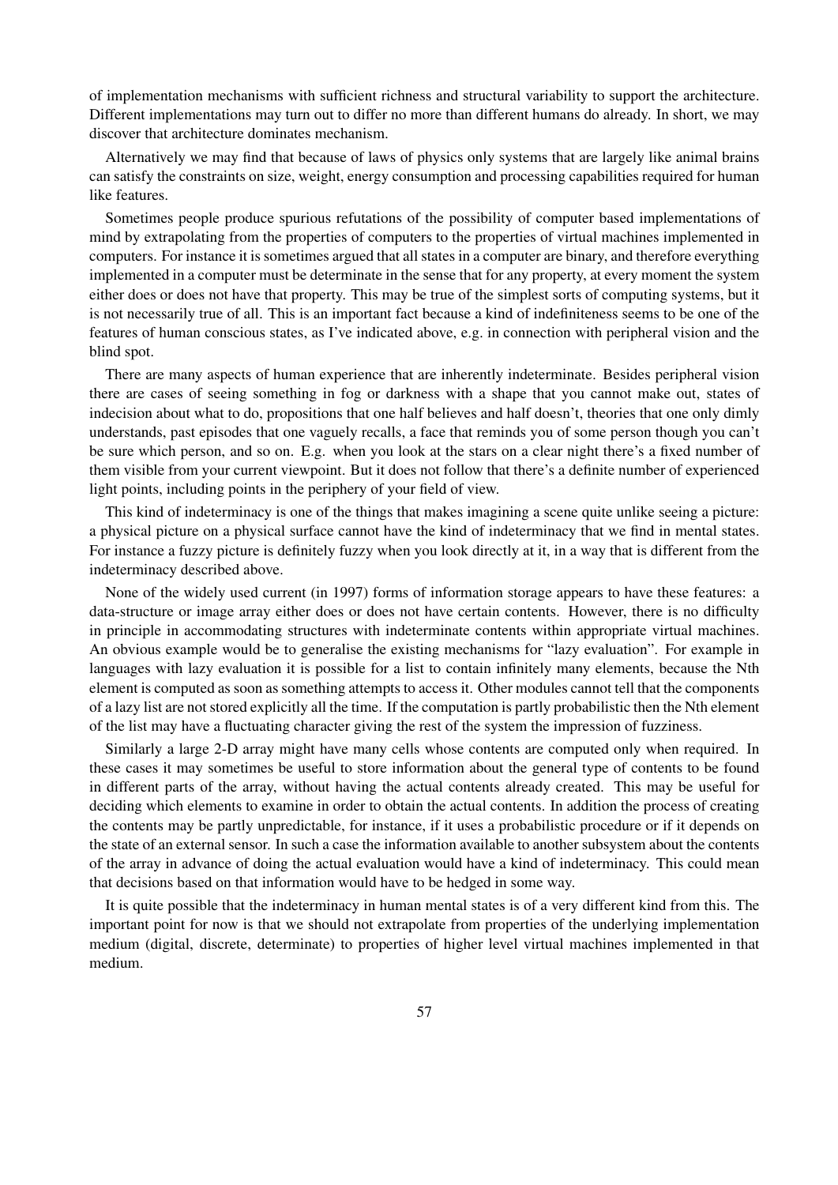of implementation mechanisms with sufficient richness and structural variability to support the architecture. Different implementations may turn out to differ no more than different humans do already. In short, we may discover that architecture dominates mechanism.

Alternatively we may find that because of laws of physics only systems that are largely like animal brains can satisfy the constraints on size, weight, energy consumption and processing capabilities required for human like features.

Sometimes people produce spurious refutations of the possibility of computer based implementations of mind by extrapolating from the properties of computers to the properties of virtual machines implemented in computers. For instance it is sometimes argued that all states in a computer are binary, and therefore everything implemented in a computer must be determinate in the sense that for any property, at every moment the system either does or does not have that property. This may be true of the simplest sorts of computing systems, but it is not necessarily true of all. This is an important fact because a kind of indefiniteness seems to be one of the features of human conscious states, as I've indicated above, e.g. in connection with peripheral vision and the blind spot.

There are many aspects of human experience that are inherently indeterminate. Besides peripheral vision there are cases of seeing something in fog or darkness with a shape that you cannot make out, states of indecision about what to do, propositions that one half believes and half doesn't, theories that one only dimly understands, past episodes that one vaguely recalls, a face that reminds you of some person though you can't be sure which person, and so on. E.g. when you look at the stars on a clear night there's a fixed number of them visible from your current viewpoint. But it does not follow that there's a definite number of experienced light points, including points in the periphery of your field of view.

This kind of indeterminacy is one of the things that makes imagining a scene quite unlike seeing a picture: a physical picture on a physical surface cannot have the kind of indeterminacy that we find in mental states. For instance a fuzzy picture is definitely fuzzy when you look directly at it, in a way that is different from the indeterminacy described above.

None of the widely used current (in 1997) forms of information storage appears to have these features: a data-structure or image array either does or does not have certain contents. However, there is no difficulty in principle in accommodating structures with indeterminate contents within appropriate virtual machines. An obvious example would be to generalise the existing mechanisms for "lazy evaluation". For example in languages with lazy evaluation it is possible for a list to contain infinitely many elements, because the Nth element is computed as soon as something attempts to access it. Other modules cannot tell that the components of a lazy list are not stored explicitly all the time. If the computation is partly probabilistic then the Nth element of the list may have a fluctuating character giving the rest of the system the impression of fuzziness.

Similarly a large 2-D array might have many cells whose contents are computed only when required. In these cases it may sometimes be useful to store information about the general type of contents to be found in different parts of the array, without having the actual contents already created. This may be useful for deciding which elements to examine in order to obtain the actual contents. In addition the process of creating the contents may be partly unpredictable, for instance, if it uses a probabilistic procedure or if it depends on the state of an external sensor. In such a case the information available to another subsystem about the contents of the array in advance of doing the actual evaluation would have a kind of indeterminacy. This could mean that decisions based on that information would have to be hedged in some way.

It is quite possible that the indeterminacy in human mental states is of a very different kind from this. The important point for now is that we should not extrapolate from properties of the underlying implementation medium (digital, discrete, determinate) to properties of higher level virtual machines implemented in that medium.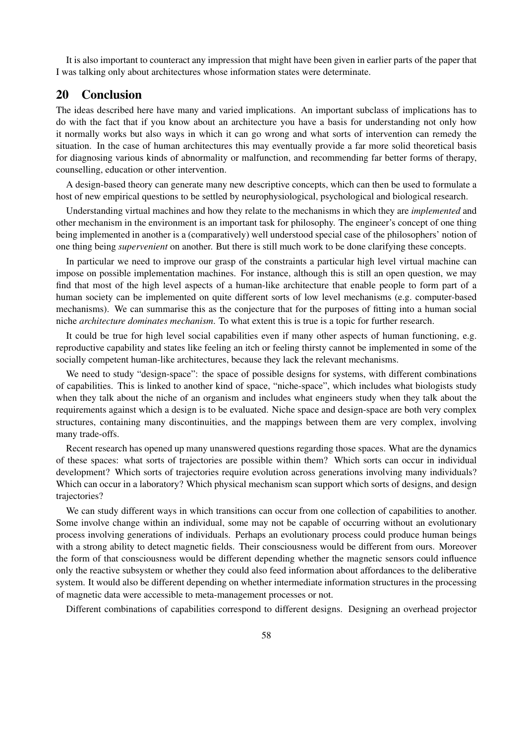It is also important to counteract any impression that might have been given in earlier parts of the paper that I was talking only about architectures whose information states were determinate.

## 20 Conclusion

The ideas described here have many and varied implications. An important subclass of implications has to do with the fact that if you know about an architecture you have a basis for understanding not only how it normally works but also ways in which it can go wrong and what sorts of intervention can remedy the situation. In the case of human architectures this may eventually provide a far more solid theoretical basis for diagnosing various kinds of abnormality or malfunction, and recommending far better forms of therapy, counselling, education or other intervention.

A design-based theory can generate many new descriptive concepts, which can then be used to formulate a host of new empirical questions to be settled by neurophysiological, psychological and biological research.

Understanding virtual machines and how they relate to the mechanisms in which they are *implemented* and other mechanism in the environment is an important task for philosophy. The engineer's concept of one thing being implemented in another is a (comparatively) well understood special case of the philosophers' notion of one thing being *supervenient* on another. But there is still much work to be done clarifying these concepts.

In particular we need to improve our grasp of the constraints a particular high level virtual machine can impose on possible implementation machines. For instance, although this is still an open question, we may find that most of the high level aspects of a human-like architecture that enable people to form part of a human society can be implemented on quite different sorts of low level mechanisms (e.g. computer-based mechanisms). We can summarise this as the conjecture that for the purposes of fitting into a human social niche *architecture dominates mechanism*. To what extent this is true is a topic for further research.

It could be true for high level social capabilities even if many other aspects of human functioning, e.g. reproductive capability and states like feeling an itch or feeling thirsty cannot be implemented in some of the socially competent human-like architectures, because they lack the relevant mechanisms.

We need to study "design-space": the space of possible designs for systems, with different combinations of capabilities. This is linked to another kind of space, "niche-space", which includes what biologists study when they talk about the niche of an organism and includes what engineers study when they talk about the requirements against which a design is to be evaluated. Niche space and design-space are both very complex structures, containing many discontinuities, and the mappings between them are very complex, involving many trade-offs.

Recent research has opened up many unanswered questions regarding those spaces. What are the dynamics of these spaces: what sorts of trajectories are possible within them? Which sorts can occur in individual development? Which sorts of trajectories require evolution across generations involving many individuals? Which can occur in a laboratory? Which physical mechanism scan support which sorts of designs, and design trajectories?

We can study different ways in which transitions can occur from one collection of capabilities to another. Some involve change within an individual, some may not be capable of occurring without an evolutionary process involving generations of individuals. Perhaps an evolutionary process could produce human beings with a strong ability to detect magnetic fields. Their consciousness would be different from ours. Moreover the form of that consciousness would be different depending whether the magnetic sensors could influence only the reactive subsystem or whether they could also feed information about affordances to the deliberative system. It would also be different depending on whether intermediate information structures in the processing of magnetic data were accessible to meta-management processes or not.

Different combinations of capabilities correspond to different designs. Designing an overhead projector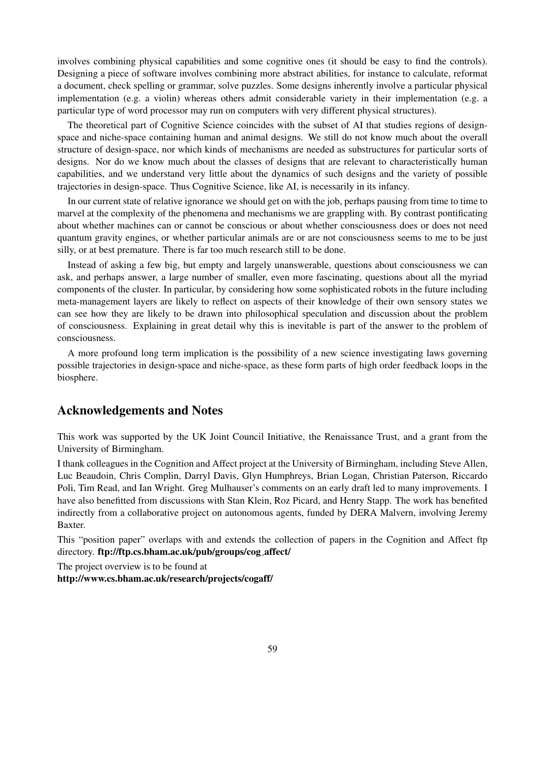involves combining physical capabilities and some cognitive ones (it should be easy to find the controls). Designing a piece of software involves combining more abstract abilities, for instance to calculate, reformat a document, check spelling or grammar, solve puzzles. Some designs inherently involve a particular physical implementation (e.g. a violin) whereas others admit considerable variety in their implementation (e.g. a particular type of word processor may run on computers with very different physical structures).

The theoretical part of Cognitive Science coincides with the subset of AI that studies regions of design-space and niche-space containing human and animal designs. We still do not know much about the overall structure of design-space, nor which kinds of mechanisms are needed as substructures for particular sorts of designs. Nor do we know much about the classes of designs that are relevant to characteristically human capabilities, and we understand very little about the dynamics of such designs and the variety of possible trajectories in design-space. Thus Cognitive Science, like AI, is necessarily in its infancy.

In our current state of relative ignorance we should get on with the job, perhaps pausing from time to time to marvel at the complexity of the phenomena and mechanisms we are grappling with. By contrast pontificating about whether machines can or cannot be conscious or about whether consciousness does or does not need quantum gravity engines, or whether particular animals are or are not consciousness seems to me to be just silly, or at best premature. There is far too much research still to be done.

Instead of asking a few big, but empty and largely unanswerable, questions about consciousness we can ask, and perhaps answer, a large number of smaller, even more fascinating, questions about all the myriad components of the cluster. In particular, by considering how some sophisticated robots in the future including meta-management layers are likely to reflect on aspects of their knowledge of their own sensory states we can see how they are likely to be drawn into philosophical speculation and discussion about the problem of consciousness. Explaining in great detail why this is inevitable is part of the answer to the problem of consciousness.

A more profound long term implication is the possibility of a new science investigating laws governing possible trajectories in design-space and niche-space, as these form parts of high order feedback loops in the biosphere.

## Acknowledgements and Notes

This work was supported by the UK Joint Council Initiative, the Renaissance Trust, and a grant from the University of Birmingham.

I thank colleagues in the Cognition and Affect project at the University of Birmingham, including Steve Allen, Luc Beaudoin, Chris Complin, Darryl Davis, Glyn Humphreys, Brian Logan, Christian Paterson, Riccardo Poli, Tim Read, and Ian Wright. Greg Mulhauser's comments on an early draft led to many improvements. I have also benefitted from discussions with Stan Klein, Roz Picard, and Henry Stapp. The work has benefited indirectly from a collaborative project on autonomous agents, funded by DERA Malvern, involving Jeremy Baxter.

This "position paper" overlaps with and extends the collection of papers in the Cognition and Affect ftp directory. **ftp://ftp.cs.bham.ac.uk/pub/groups/cog_affect/**

The project overview is to be found at
**http://www.cs.bham.ac.uk/research/projects/cogaff/**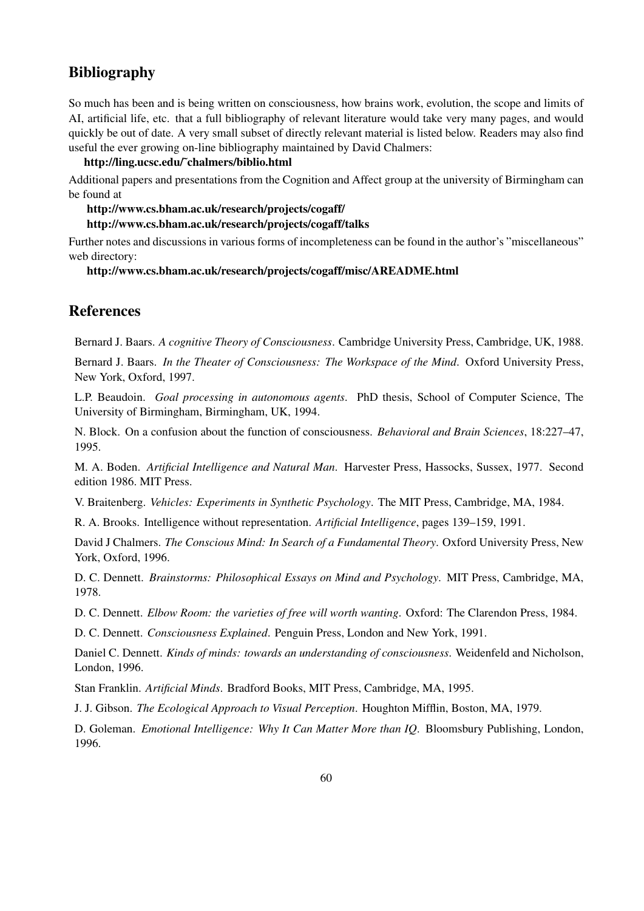## Bibliography

So much has been and is being written on consciousness, how brains work, evolution, the scope and limits of AI, artificial life, etc. that a full bibliography of relevant literature would take very many pages, and would quickly be out of date. A very small subset of directly relevant material is listed below. Readers may also find useful the ever growing on-line bibliography maintained by David Chalmers:

**http://ling.ucsc.edu/~chalmers/biblio.html**

Additional papers and presentations from the Cognition and Affect group at the university of Birmingham can be found at

**http://www.cs.bham.ac.uk/research/projects/cogaff/**
**http://www.cs.bham.ac.uk/research/projects/cogaff/talks**

Further notes and discussions in various forms of incompleteness can be found in the author's "miscellaneous" web directory:

**http://www.cs.bham.ac.uk/research/projects/cogaff/misc/AREADME.html**

## References

Bernard J. Baars. *A cognitive Theory of Consciousness*. Cambridge University Press, Cambridge, UK, 1988.

Bernard J. Baars. *In the Theater of Consciousness: The Workspace of the Mind*. Oxford University Press, New York, Oxford, 1997.

L.P. Beaudoin. *Goal processing in autonomous agents*. PhD thesis, School of Computer Science, The University of Birmingham, Birmingham, UK, 1994.

N. Block. On a confusion about the function of consciousness. *Behavioral and Brain Sciences*, 18:227–47, 1995.

M. A. Boden. *Artificial Intelligence and Natural Man*. Harvester Press, Hassocks, Sussex, 1977. Second edition 1986. MIT Press.

V. Braitenberg. *Vehicles: Experiments in Synthetic Psychology*. The MIT Press, Cambridge, MA, 1984.

R. A. Brooks. Intelligence without representation. *Artificial Intelligence*, pages 139–159, 1991.

David J Chalmers. *The Conscious Mind: In Search of a Fundamental Theory*. Oxford University Press, New York, Oxford, 1996.

D. C. Dennett. *Brainstorms: Philosophical Essays on Mind and Psychology*. MIT Press, Cambridge, MA, 1978.

D. C. Dennett. *Elbow Room: the varieties of free will worth wanting*. Oxford: The Clarendon Press, 1984.

D. C. Dennett. *Consciousness Explained*. Penguin Press, London and New York, 1991.

Daniel C. Dennett. *Kinds of minds: towards an understanding of consciousness*. Weidenfeld and Nicholson, London, 1996.

Stan Franklin. *Artificial Minds*. Bradford Books, MIT Press, Cambridge, MA, 1995.

J. J. Gibson. *The Ecological Approach to Visual Perception*. Houghton Mifflin, Boston, MA, 1979.

D. Goleman. *Emotional Intelligence: Why It Can Matter More than IQ*. Bloomsbury Publishing, London, 1996.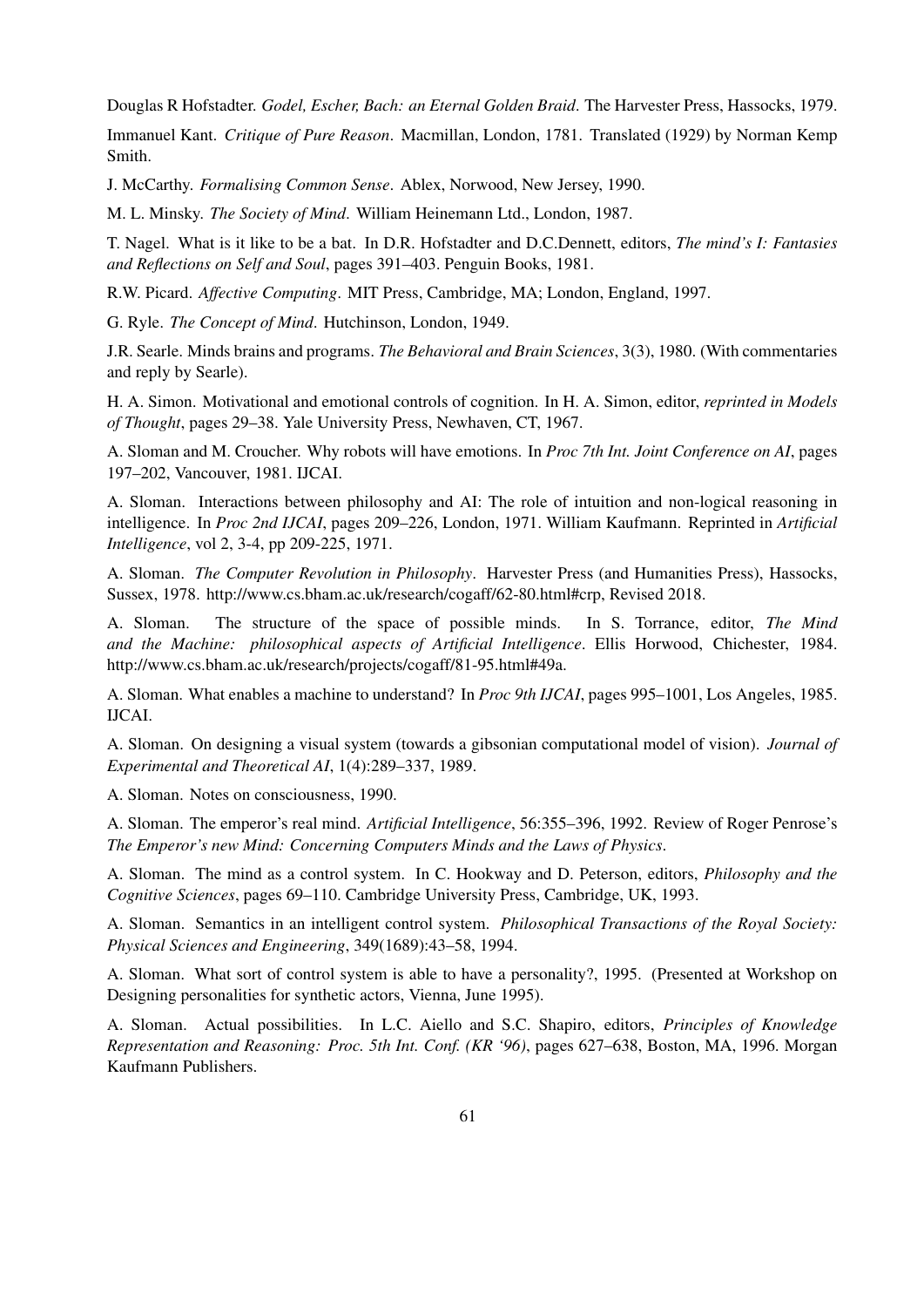Douglas R Hofstadter. *Godel, Escher, Bach: an Eternal Golden Braid*. The Harvester Press, Hassocks, 1979.

Immanuel Kant. *Critique of Pure Reason*. Macmillan, London, 1781. Translated (1929) by Norman Kemp Smith.

J. McCarthy. *Formalising Common Sense*. Ablex, Norwood, New Jersey, 1990.

M. L. Minsky. *The Society of Mind*. William Heinemann Ltd., London, 1987.

T. Nagel. What is it like to be a bat. In D.R. Hofstadter and D.C.Dennett, editors, *The mind's I: Fantasies and Reflections on Self and Soul*, pages 391–403. Penguin Books, 1981.

R.W. Picard. *Affective Computing*. MIT Press, Cambridge, MA; London, England, 1997.

G. Ryle. *The Concept of Mind*. Hutchinson, London, 1949.

J.R. Searle. Minds brains and programs. *The Behavioral and Brain Sciences*, 3(3), 1980. (With commentaries and reply by Searle).

H. A. Simon. Motivational and emotional controls of cognition. In H. A. Simon, editor, *reprinted in Models of Thought*, pages 29–38. Yale University Press, Newhaven, CT, 1967.

A. Sloman and M. Croucher. Why robots will have emotions. In *Proc 7th Int. Joint Conference on AI*, pages 197–202, Vancouver, 1981. IJCAI.

A. Sloman. Interactions between philosophy and AI: The role of intuition and non-logical reasoning in intelligence. In *Proc 2nd IJCAI*, pages 209–226, London, 1971. William Kaufmann. Reprinted in *Artificial Intelligence*, vol 2, 3-4, pp 209-225, 1971.

A. Sloman. *The Computer Revolution in Philosophy*. Harvester Press (and Humanities Press), Hassocks, Sussex, 1978. http://www.cs.bham.ac.uk/research/cogaff/62-80.html#crp, Revised 2018.

A. Sloman. The structure of the space of possible minds. In S. Torrance, editor, *The Mind and the Machine: philosophical aspects of Artificial Intelligence*. Ellis Horwood, Chichester, 1984. http://www.cs.bham.ac.uk/research/projects/cogaff/81-95.html#49a.

A. Sloman. What enables a machine to understand? In *Proc 9th IJCAI*, pages 995–1001, Los Angeles, 1985. IJCAI.

A. Sloman. On designing a visual system (towards a gibsonian computational model of vision). *Journal of Experimental and Theoretical AI*, 1(4):289–337, 1989.

A. Sloman. Notes on consciousness, 1990.

A. Sloman. The emperor's real mind. *Artificial Intelligence*, 56:355–396, 1992. Review of Roger Penrose's *The Emperor's new Mind: Concerning Computers Minds and the Laws of Physics*.

A. Sloman. The mind as a control system. In C. Hookway and D. Peterson, editors, *Philosophy and the Cognitive Sciences*, pages 69–110. Cambridge University Press, Cambridge, UK, 1993.

A. Sloman. Semantics in an intelligent control system. *Philosophical Transactions of the Royal Society: Physical Sciences and Engineering*, 349(1689):43–58, 1994.

A. Sloman. What sort of control system is able to have a personality?, 1995. (Presented at Workshop on Designing personalities for synthetic actors, Vienna, June 1995).

A. Sloman. Actual possibilities. In L.C. Aiello and S.C. Shapiro, editors, *Principles of Knowledge Representation and Reasoning: Proc. 5th Int. Conf. (KR '96)*, pages 627–638, Boston, MA, 1996. Morgan Kaufmann Publishers.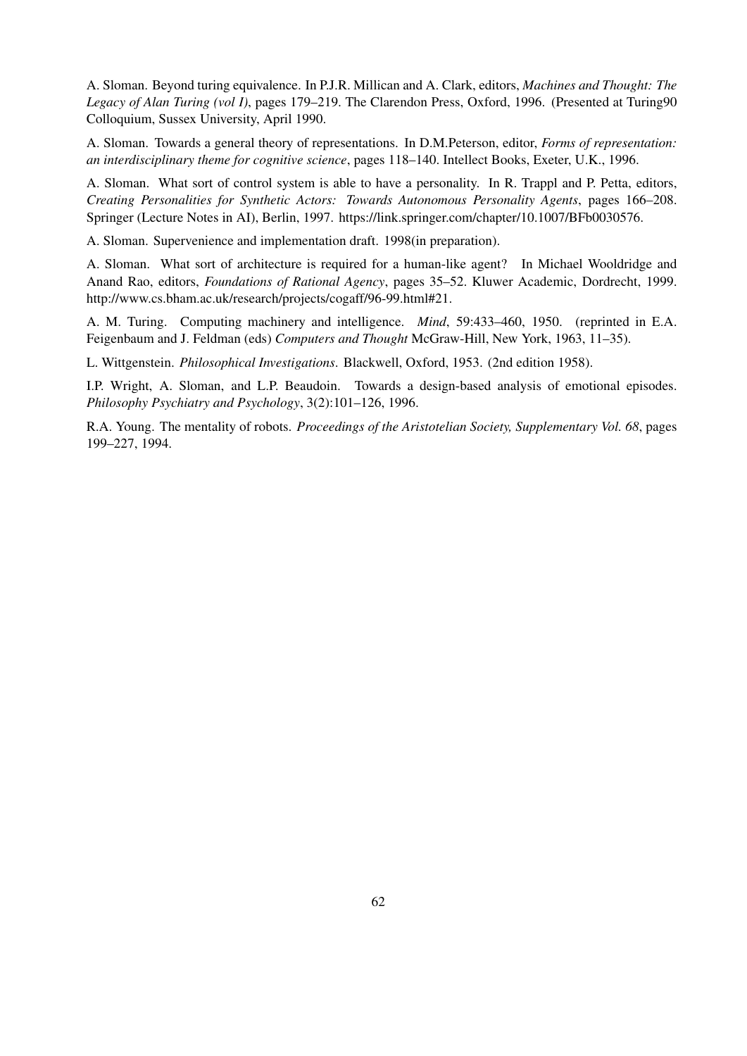A. Sloman. Beyond turing equivalence. In P.J.R. Millican and A. Clark, editors, *Machines and Thought: The Legacy of Alan Turing (vol I)*, pages 179–219. The Clarendon Press, Oxford, 1996. (Presented at Turing90 Colloquium, Sussex University, April 1990.

A. Sloman. Towards a general theory of representations. In D.M.Peterson, editor, *Forms of representation: an interdisciplinary theme for cognitive science*, pages 118–140. Intellect Books, Exeter, U.K., 1996.

A. Sloman. What sort of control system is able to have a personality. In R. Trappl and P. Petta, editors, *Creating Personalities for Synthetic Actors: Towards Autonomous Personality Agents*, pages 166–208. Springer (Lecture Notes in AI), Berlin, 1997. https://link.springer.com/chapter/10.1007/BFb0030576.

A. Sloman. Supervenience and implementation draft. 1998(in preparation).

A. Sloman. What sort of architecture is required for a human-like agent? In Michael Wooldridge and Anand Rao, editors, *Foundations of Rational Agency*, pages 35–52. Kluwer Academic, Dordrecht, 1999. http://www.cs.bham.ac.uk/research/projects/cogaff/96-99.html#21.

A. M. Turing. Computing machinery and intelligence. *Mind*, 59:433–460, 1950. (reprinted in E.A. Feigenbaum and J. Feldman (eds) *Computers and Thought* McGraw-Hill, New York, 1963, 11–35).

L. Wittgenstein. *Philosophical Investigations*. Blackwell, Oxford, 1953. (2nd edition 1958).

I.P. Wright, A. Sloman, and L.P. Beaudoin. Towards a design-based analysis of emotional episodes. *Philosophy Psychiatry and Psychology*, 3(2):101–126, 1996.

R.A. Young. The mentality of robots. *Proceedings of the Aristotelian Society, Supplementary Vol. 68*, pages 199–227, 1994.